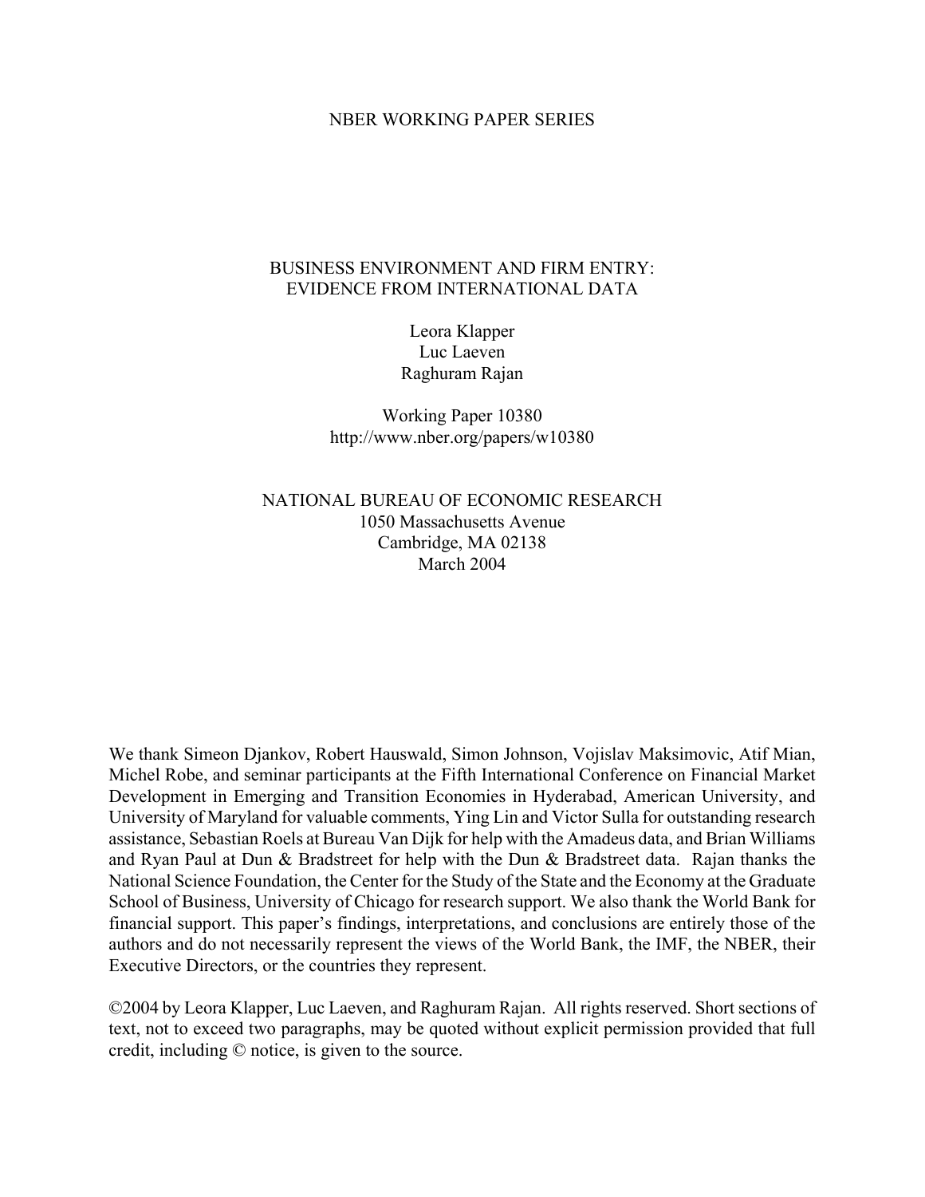NBER WORKING PAPER SERIES

# BUSINESS ENVIRONMENT AND FIRM ENTRY: EVIDENCE FROM INTERNATIONAL DATA

Leora Klapper
Luc Laeven
Raghuram Rajan

Working Paper 10380
http://www.nber.org/papers/w10380

NATIONAL BUREAU OF ECONOMIC RESEARCH
1050 Massachusetts Avenue
Cambridge, MA 02138
March 2004

We thank Simeon Djankov, Robert Hauswald, Simon Johnson, Vojislav Maksimovic, Atif Mian, Michel Robe, and seminar participants at the Fifth International Conference on Financial Market Development in Emerging and Transition Economies in Hyderabad, American University, and University of Maryland for valuable comments, Ying Lin and Victor Sulla for outstanding research assistance, Sebastian Roels at Bureau Van Dijk for help with the Amadeus data, and Brian Williams and Ryan Paul at Dun & Bradstreet for help with the Dun & Bradstreet data. Rajan thanks the National Science Foundation, the Center for the Study of the State and the Economy at the Graduate School of Business, University of Chicago for research support. We also thank the World Bank for financial support. This paper's findings, interpretations, and conclusions are entirely those of the authors and do not necessarily represent the views of the World Bank, the IMF, the NBER, their Executive Directors, or the countries they represent.

©2004 by Leora Klapper, Luc Laeven, and Raghuram Rajan. All rights reserved. Short sections of text, not to exceed two paragraphs, may be quoted without explicit permission provided that full credit, including © notice, is given to the source.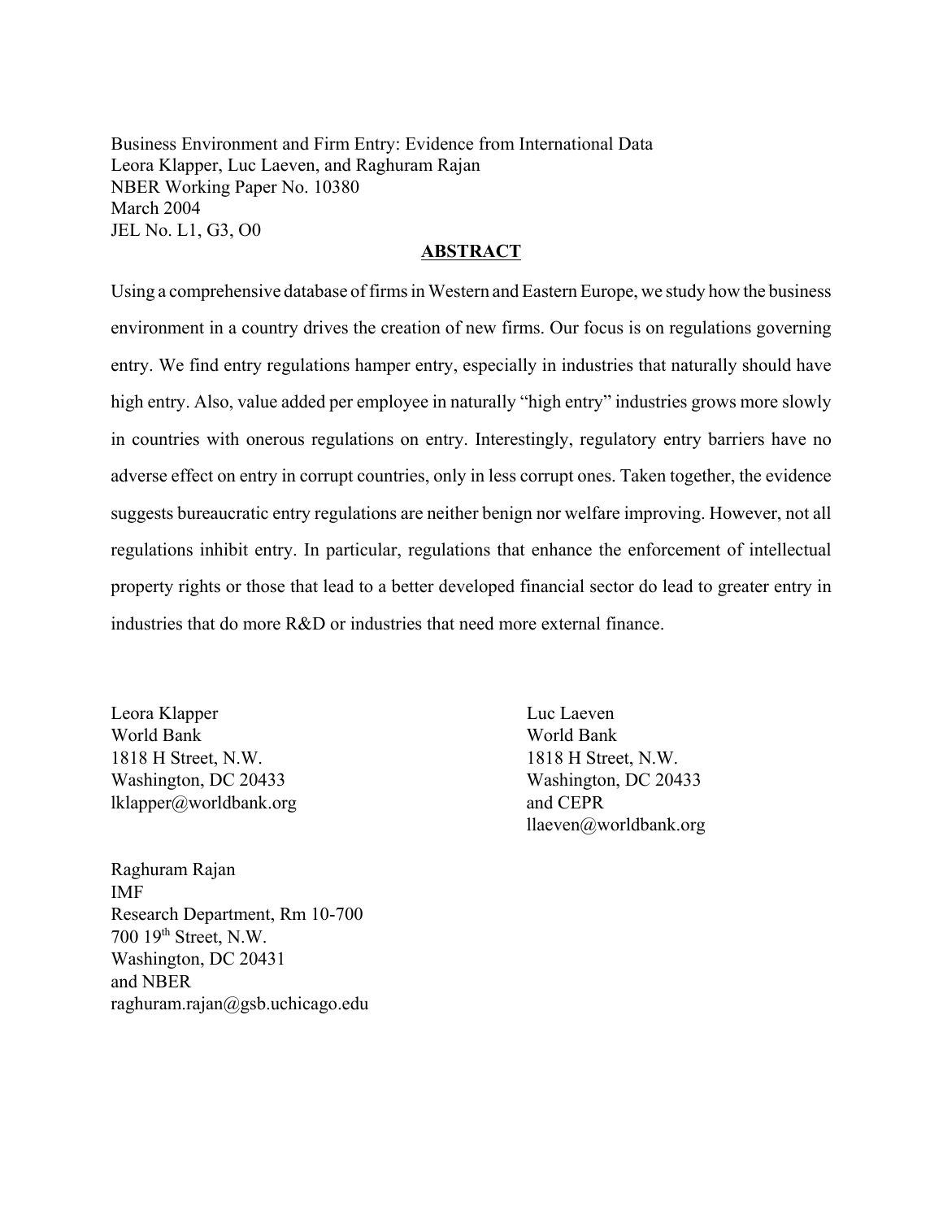Business Environment and Firm Entry: Evidence from International Data
Leora Klapper, Luc Laeven, and Raghuram Rajan
NBER Working Paper No. 10380
March 2004
JEL No. L1, G3, O0

## ABSTRACT

Using a comprehensive database of firms in Western and Eastern Europe, we study how the business environment in a country drives the creation of new firms. Our focus is on regulations governing entry. We find entry regulations hamper entry, especially in industries that naturally should have high entry. Also, value added per employee in naturally "high entry" industries grows more slowly in countries with onerous regulations on entry. Interestingly, regulatory entry barriers have no adverse effect on entry in corrupt countries, only in less corrupt ones. Taken together, the evidence suggests bureaucratic entry regulations are neither benign nor welfare improving. However, not all regulations inhibit entry. In particular, regulations that enhance the enforcement of intellectual property rights or those that lead to a better developed financial sector do lead to greater entry in industries that do more R&D or industries that need more external finance.

Leora Klapper
World Bank
1818 H Street, N.W.
Washington, DC 20433
lklapper@worldbank.org

Luc Laeven
World Bank
1818 H Street, N.W.
Washington, DC 20433
and CEPR
llaeven@worldbank.org

Raghuram Rajan
IMF
Research Department, Rm 10-700
700 19th Street, N.W.
Washington, DC 20431
and NBER
raghuram.rajan@gsb.uchicago.edu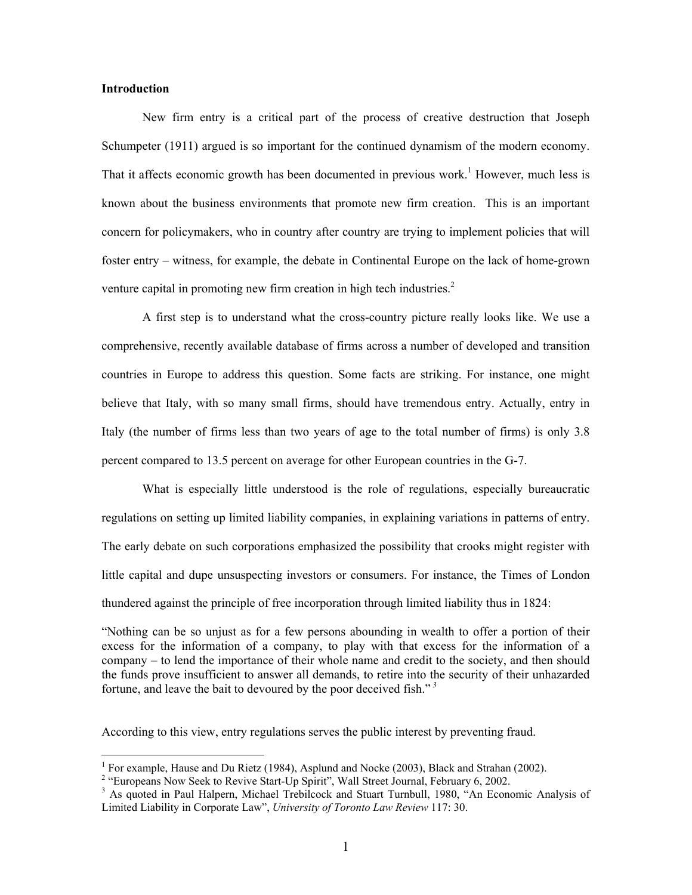## Introduction

New firm entry is a critical part of the process of creative destruction that Joseph Schumpeter (1911) argued is so important for the continued dynamism of the modern economy. That it affects economic growth has been documented in previous work.[1] However, much less is known about the business environments that promote new firm creation. This is an important concern for policymakers, who in country after country are trying to implement policies that will foster entry – witness, for example, the debate in Continental Europe on the lack of home-grown venture capital in promoting new firm creation in high tech industries.[2]

A first step is to understand what the cross-country picture really looks like. We use a comprehensive, recently available database of firms across a number of developed and transition countries in Europe to address this question. Some facts are striking. For instance, one might believe that Italy, with so many small firms, should have tremendous entry. Actually, entry in Italy (the number of firms less than two years of age to the total number of firms) is only 3.8 percent compared to 13.5 percent on average for other European countries in the G-7.

What is especially little understood is the role of regulations, especially bureaucratic regulations on setting up limited liability companies, in explaining variations in patterns of entry. The early debate on such corporations emphasized the possibility that crooks might register with little capital and dupe unsuspecting investors or consumers. For instance, the Times of London thundered against the principle of free incorporation through limited liability thus in 1824:

"Nothing can be so unjust as for a few persons abounding in wealth to offer a portion of their excess for the information of a company, to play with that excess for the information of a company – to lend the importance of their whole name and credit to the society, and then should the funds prove insufficient to answer all demands, to retire into the security of their unhazarded fortune, and leave the bait to devoured by the poor deceived fish."[3]

According to this view, entry regulations serves the public interest by preventing fraud.

---

[1] For example, Hause and Du Rietz (1984), Asplund and Nocke (2003), Black and Strahan (2002).

[2] "Europeans Now Seek to Revive Start-Up Spirit", Wall Street Journal, February 6, 2002.

[3] As quoted in Paul Halpern, Michael Trebilcock and Stuart Turnbull, 1980, "An Economic Analysis of Limited Liability in Corporate Law", *University of Toronto Law Review* 117: 30.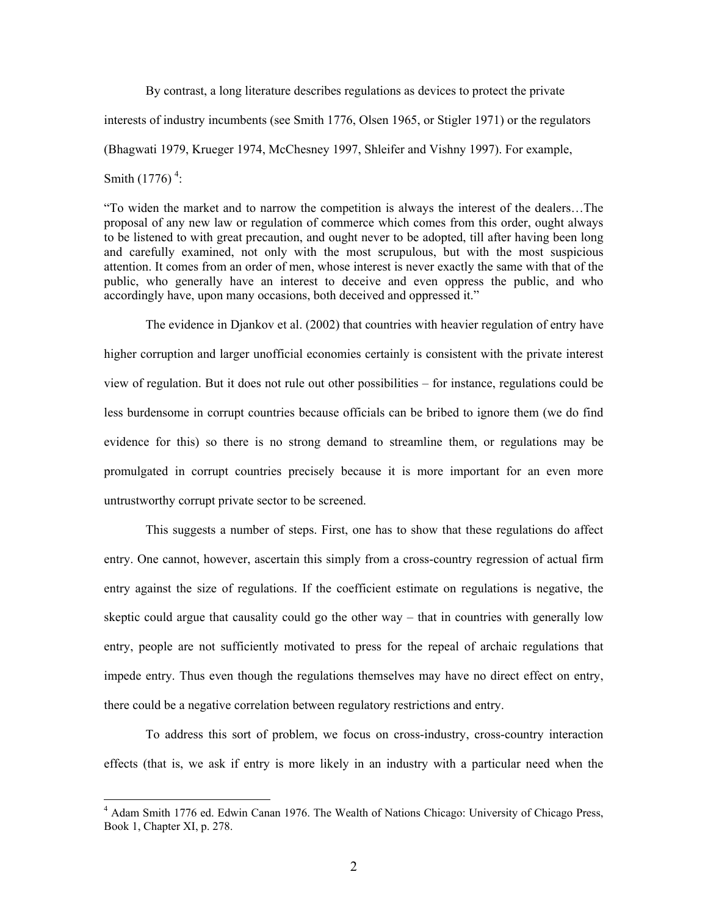By contrast, a long literature describes regulations as devices to protect the private interests of industry incumbents (see Smith 1776, Olsen 1965, or Stigler 1971) or the regulators (Bhagwati 1979, Krueger 1974, McChesney 1997, Shleifer and Vishny 1997). For example, Smith (1776) [4]:

> "To widen the market and to narrow the competition is always the interest of the dealers…The proposal of any new law or regulation of commerce which comes from this order, ought always to be listened to with great precaution, and ought never to be adopted, till after having been long and carefully examined, not only with the most scrupulous, but with the most suspicious attention. It comes from an order of men, whose interest is never exactly the same with that of the public, who generally have an interest to deceive and even oppress the public, and who accordingly have, upon many occasions, both deceived and oppressed it."

The evidence in Djankov et al. (2002) that countries with heavier regulation of entry have higher corruption and larger unofficial economies certainly is consistent with the private interest view of regulation. But it does not rule out other possibilities – for instance, regulations could be less burdensome in corrupt countries because officials can be bribed to ignore them (we do find evidence for this) so there is no strong demand to streamline them, or regulations may be promulgated in corrupt countries precisely because it is more important for an even more untrustworthy corrupt private sector to be screened.

This suggests a number of steps. First, one has to show that these regulations do affect entry. One cannot, however, ascertain this simply from a cross-country regression of actual firm entry against the size of regulations. If the coefficient estimate on regulations is negative, the skeptic could argue that causality could go the other way – that in countries with generally low entry, people are not sufficiently motivated to press for the repeal of archaic regulations that impede entry. Thus even though the regulations themselves may have no direct effect on entry, there could be a negative correlation between regulatory restrictions and entry.

To address this sort of problem, we focus on cross-industry, cross-country interaction effects (that is, we ask if entry is more likely in an industry with a particular need when the

[4] Adam Smith 1776 ed. Edwin Canan 1976. The Wealth of Nations Chicago: University of Chicago Press, Book 1, Chapter XI, p. 278.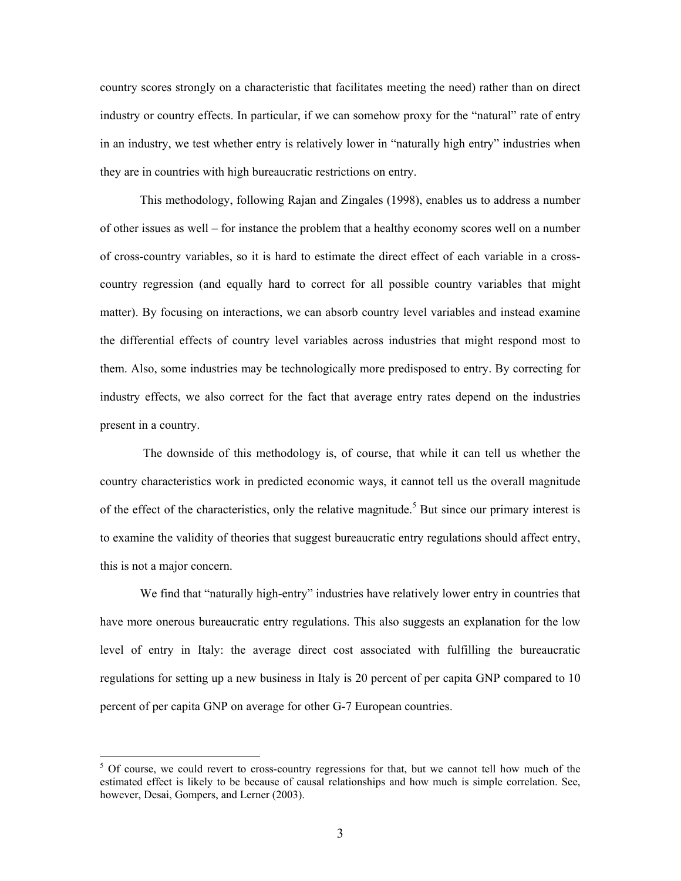country scores strongly on a characteristic that facilitates meeting the need) rather than on direct industry or country effects. In particular, if we can somehow proxy for the "natural" rate of entry in an industry, we test whether entry is relatively lower in "naturally high entry" industries when they are in countries with high bureaucratic restrictions on entry.

This methodology, following Rajan and Zingales (1998), enables us to address a number of other issues as well – for instance the problem that a healthy economy scores well on a number of cross-country variables, so it is hard to estimate the direct effect of each variable in a cross-country regression (and equally hard to correct for all possible country variables that might matter). By focusing on interactions, we can absorb country level variables and instead examine the differential effects of country level variables across industries that might respond most to them. Also, some industries may be technologically more predisposed to entry. By correcting for industry effects, we also correct for the fact that average entry rates depend on the industries present in a country.

The downside of this methodology is, of course, that while it can tell us whether the country characteristics work in predicted economic ways, it cannot tell us the overall magnitude of the effect of the characteristics, only the relative magnitude.[5] But since our primary interest is to examine the validity of theories that suggest bureaucratic entry regulations should affect entry, this is not a major concern.

We find that "naturally high-entry" industries have relatively lower entry in countries that have more onerous bureaucratic entry regulations. This also suggests an explanation for the low level of entry in Italy: the average direct cost associated with fulfilling the bureaucratic regulations for setting up a new business in Italy is 20 percent of per capita GNP compared to 10 percent of per capita GNP on average for other G-7 European countries.

[5] Of course, we could revert to cross-country regressions for that, but we cannot tell how much of the estimated effect is likely to be because of causal relationships and how much is simple correlation. See, however, Desai, Gompers, and Lerner (2003).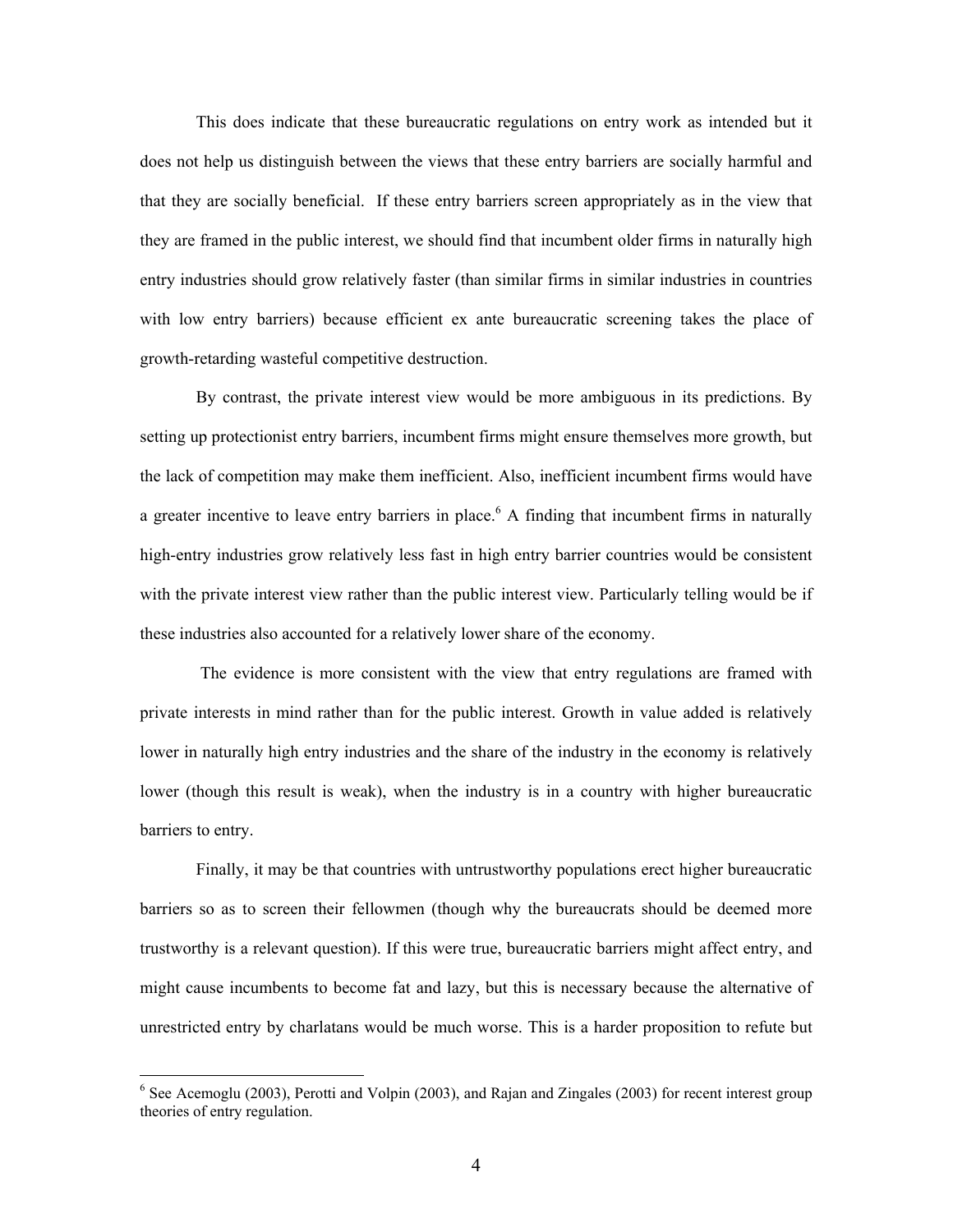This does indicate that these bureaucratic regulations on entry work as intended but it does not help us distinguish between the views that these entry barriers are socially harmful and that they are socially beneficial. If these entry barriers screen appropriately as in the view that they are framed in the public interest, we should find that incumbent older firms in naturally high entry industries should grow relatively faster (than similar firms in similar industries in countries with low entry barriers) because efficient ex ante bureaucratic screening takes the place of growth-retarding wasteful competitive destruction.

By contrast, the private interest view would be more ambiguous in its predictions. By setting up protectionist entry barriers, incumbent firms might ensure themselves more growth, but the lack of competition may make them inefficient. Also, inefficient incumbent firms would have a greater incentive to leave entry barriers in place.[6] A finding that incumbent firms in naturally high-entry industries grow relatively less fast in high entry barrier countries would be consistent with the private interest view rather than the public interest view. Particularly telling would be if these industries also accounted for a relatively lower share of the economy.

The evidence is more consistent with the view that entry regulations are framed with private interests in mind rather than for the public interest. Growth in value added is relatively lower in naturally high entry industries and the share of the industry in the economy is relatively lower (though this result is weak), when the industry is in a country with higher bureaucratic barriers to entry.

Finally, it may be that countries with untrustworthy populations erect higher bureaucratic barriers so as to screen their fellowmen (though why the bureaucrats should be deemed more trustworthy is a relevant question). If this were true, bureaucratic barriers might affect entry, and might cause incumbents to become fat and lazy, but this is necessary because the alternative of unrestricted entry by charlatans would be much worse. This is a harder proposition to refute but

---

[6] See Acemoglu (2003), Perotti and Volpin (2003), and Rajan and Zingales (2003) for recent interest group theories of entry regulation.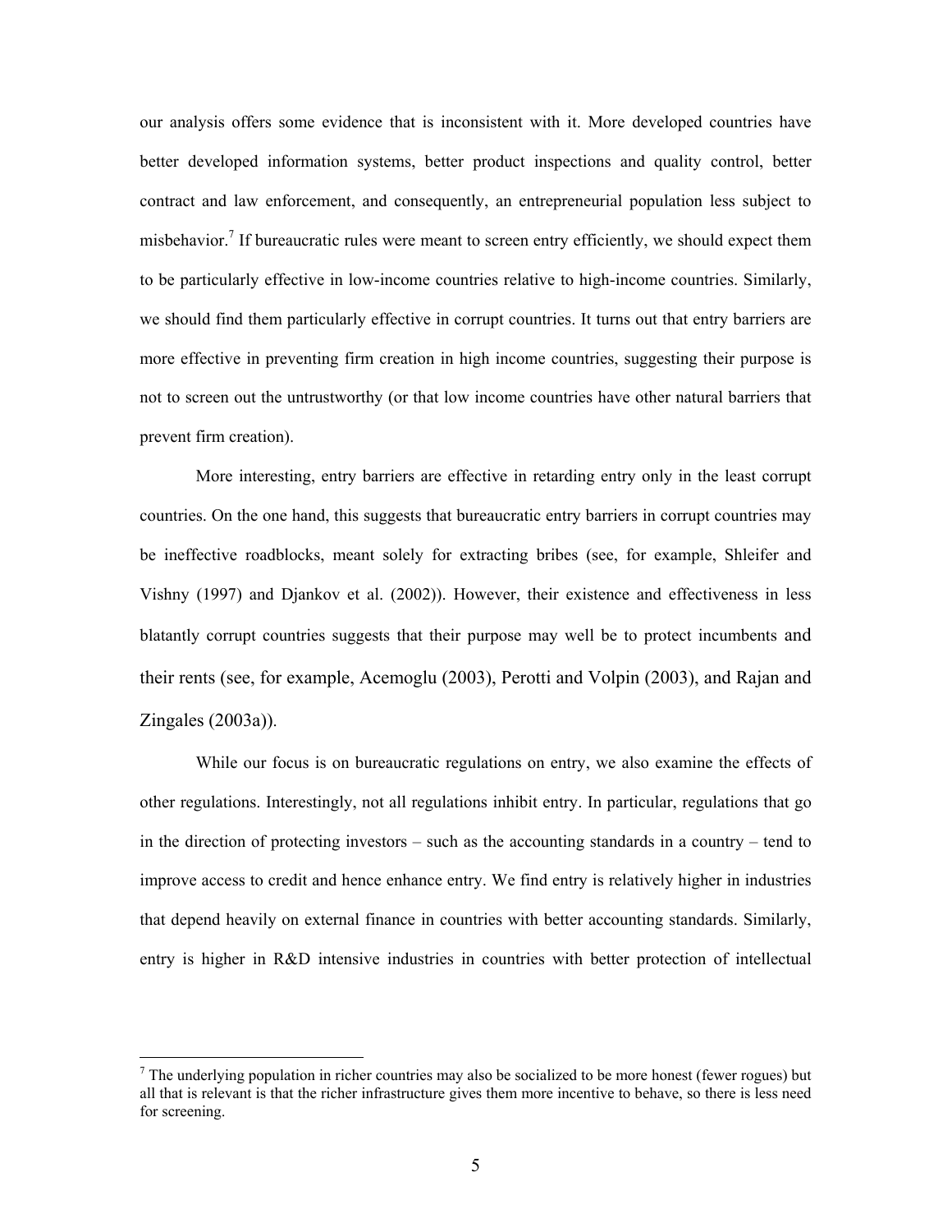our analysis offers some evidence that is inconsistent with it. More developed countries have better developed information systems, better product inspections and quality control, better contract and law enforcement, and consequently, an entrepreneurial population less subject to misbehavior.[7] If bureaucratic rules were meant to screen entry efficiently, we should expect them to be particularly effective in low-income countries relative to high-income countries. Similarly, we should find them particularly effective in corrupt countries. It turns out that entry barriers are more effective in preventing firm creation in high income countries, suggesting their purpose is not to screen out the untrustworthy (or that low income countries have other natural barriers that prevent firm creation).

More interesting, entry barriers are effective in retarding entry only in the least corrupt countries. On the one hand, this suggests that bureaucratic entry barriers in corrupt countries may be ineffective roadblocks, meant solely for extracting bribes (see, for example, Shleifer and Vishny (1997) and Djankov et al. (2002)). However, their existence and effectiveness in less blatantly corrupt countries suggests that their purpose may well be to protect incumbents and their rents (see, for example, Acemoglu (2003), Perotti and Volpin (2003), and Rajan and Zingales (2003a)).

While our focus is on bureaucratic regulations on entry, we also examine the effects of other regulations. Interestingly, not all regulations inhibit entry. In particular, regulations that go in the direction of protecting investors – such as the accounting standards in a country – tend to improve access to credit and hence enhance entry. We find entry is relatively higher in industries that depend heavily on external finance in countries with better accounting standards. Similarly, entry is higher in R&D intensive industries in countries with better protection of intellectual

[7] The underlying population in richer countries may also be socialized to be more honest (fewer rogues) but all that is relevant is that the richer infrastructure gives them more incentive to behave, so there is less need for screening.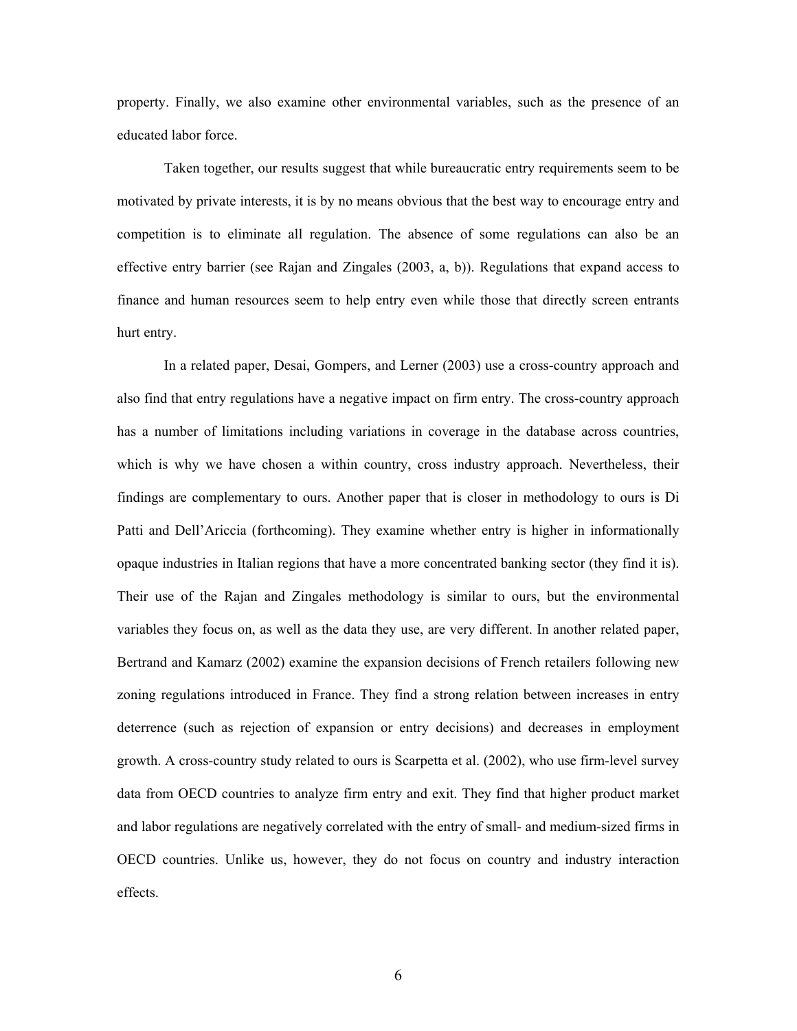property. Finally, we also examine other environmental variables, such as the presence of an educated labor force.

Taken together, our results suggest that while bureaucratic entry requirements seem to be motivated by private interests, it is by no means obvious that the best way to encourage entry and competition is to eliminate all regulation. The absence of some regulations can also be an effective entry barrier (see Rajan and Zingales (2003, a, b)). Regulations that expand access to finance and human resources seem to help entry even while those that directly screen entrants hurt entry.

In a related paper, Desai, Gompers, and Lerner (2003) use a cross-country approach and also find that entry regulations have a negative impact on firm entry. The cross-country approach has a number of limitations including variations in coverage in the database across countries, which is why we have chosen a within country, cross industry approach. Nevertheless, their findings are complementary to ours. Another paper that is closer in methodology to ours is Di Patti and Dell'Ariccia (forthcoming). They examine whether entry is higher in informationally opaque industries in Italian regions that have a more concentrated banking sector (they find it is). Their use of the Rajan and Zingales methodology is similar to ours, but the environmental variables they focus on, as well as the data they use, are very different. In another related paper, Bertrand and Kamarz (2002) examine the expansion decisions of French retailers following new zoning regulations introduced in France. They find a strong relation between increases in entry deterrence (such as rejection of expansion or entry decisions) and decreases in employment growth. A cross-country study related to ours is Scarpetta et al. (2002), who use firm-level survey data from OECD countries to analyze firm entry and exit. They find that higher product market and labor regulations are negatively correlated with the entry of small- and medium-sized firms in OECD countries. Unlike us, however, they do not focus on country and industry interaction effects.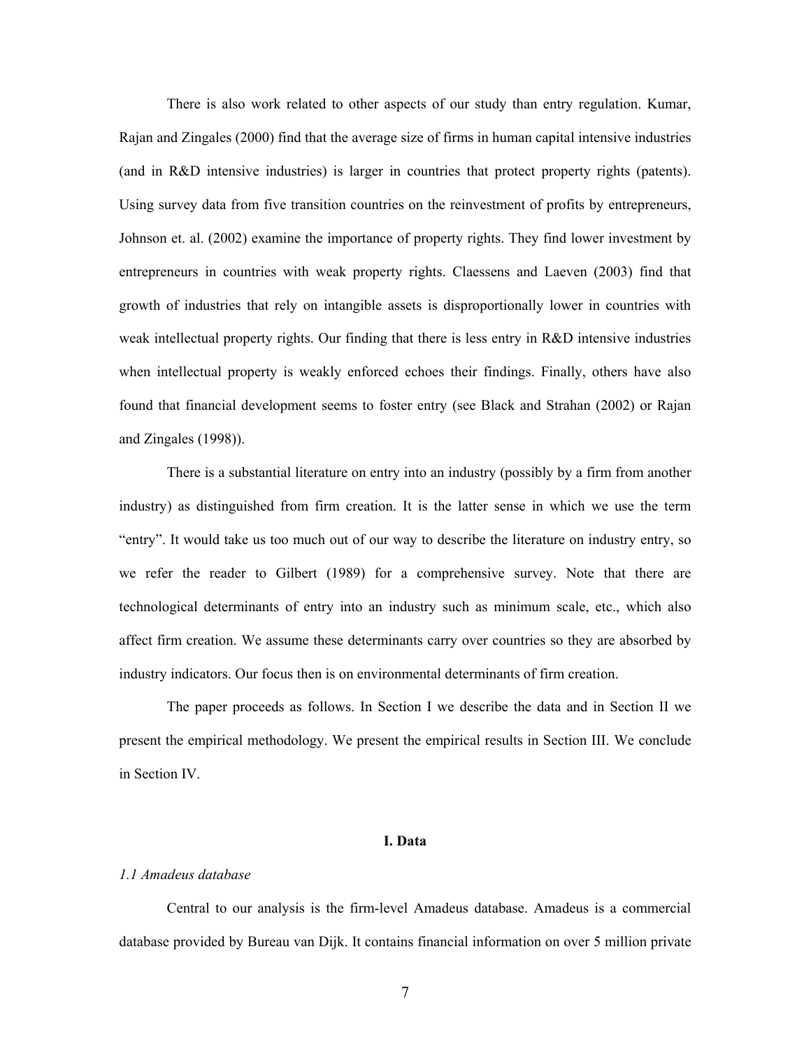There is also work related to other aspects of our study than entry regulation. Kumar, Rajan and Zingales (2000) find that the average size of firms in human capital intensive industries (and in R&D intensive industries) is larger in countries that protect property rights (patents). Using survey data from five transition countries on the reinvestment of profits by entrepreneurs, Johnson et. al. (2002) examine the importance of property rights. They find lower investment by entrepreneurs in countries with weak property rights. Claessens and Laeven (2003) find that growth of industries that rely on intangible assets is disproportionally lower in countries with weak intellectual property rights. Our finding that there is less entry in R&D intensive industries when intellectual property is weakly enforced echoes their findings. Finally, others have also found that financial development seems to foster entry (see Black and Strahan (2002) or Rajan and Zingales (1998)).

There is a substantial literature on entry into an industry (possibly by a firm from another industry) as distinguished from firm creation. It is the latter sense in which we use the term "entry". It would take us too much out of our way to describe the literature on industry entry, so we refer the reader to Gilbert (1989) for a comprehensive survey. Note that there are technological determinants of entry into an industry such as minimum scale, etc., which also affect firm creation. We assume these determinants carry over countries so they are absorbed by industry indicators. Our focus then is on environmental determinants of firm creation.

The paper proceeds as follows. In Section I we describe the data and in Section II we present the empirical methodology. We present the empirical results in Section III. We conclude in Section IV.

## I. Data

### *1.1 Amadeus database*

Central to our analysis is the firm-level Amadeus database. Amadeus is a commercial database provided by Bureau van Dijk. It contains financial information on over 5 million private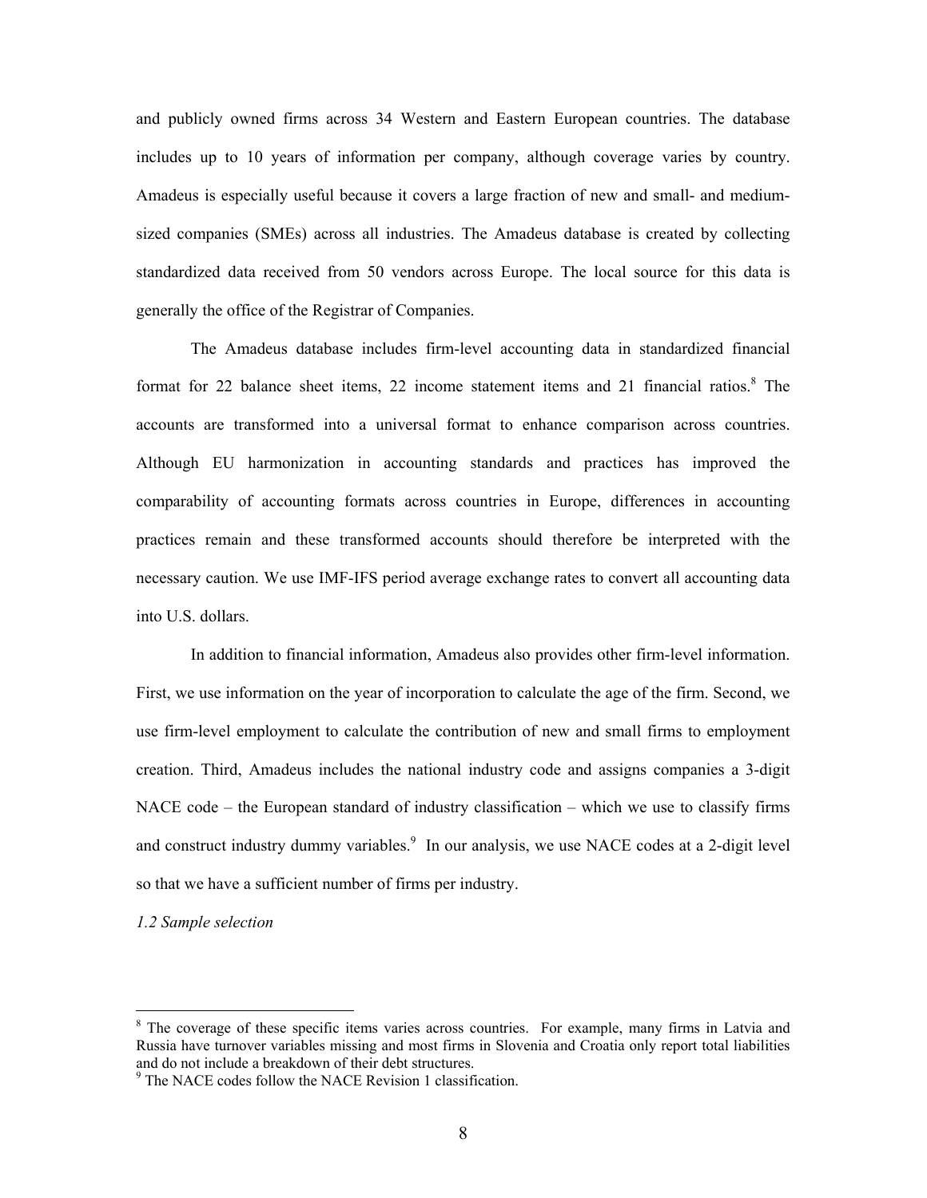and publicly owned firms across 34 Western and Eastern European countries. The database includes up to 10 years of information per company, although coverage varies by country. Amadeus is especially useful because it covers a large fraction of new and small- and medium-sized companies (SMEs) across all industries. The Amadeus database is created by collecting standardized data received from 50 vendors across Europe. The local source for this data is generally the office of the Registrar of Companies.

The Amadeus database includes firm-level accounting data in standardized financial format for 22 balance sheet items, 22 income statement items and 21 financial ratios.[8] The accounts are transformed into a universal format to enhance comparison across countries. Although EU harmonization in accounting standards and practices has improved the comparability of accounting formats across countries in Europe, differences in accounting practices remain and these transformed accounts should therefore be interpreted with the necessary caution. We use IMF-IFS period average exchange rates to convert all accounting data into U.S. dollars.

In addition to financial information, Amadeus also provides other firm-level information. First, we use information on the year of incorporation to calculate the age of the firm. Second, we use firm-level employment to calculate the contribution of new and small firms to employment creation. Third, Amadeus includes the national industry code and assigns companies a 3-digit NACE code – the European standard of industry classification – which we use to classify firms and construct industry dummy variables.[9] In our analysis, we use NACE codes at a 2-digit level so that we have a sufficient number of firms per industry.

*1.2 Sample selection*

---

[8] The coverage of these specific items varies across countries. For example, many firms in Latvia and Russia have turnover variables missing and most firms in Slovenia and Croatia only report total liabilities and do not include a breakdown of their debt structures.

[9] The NACE codes follow the NACE Revision 1 classification.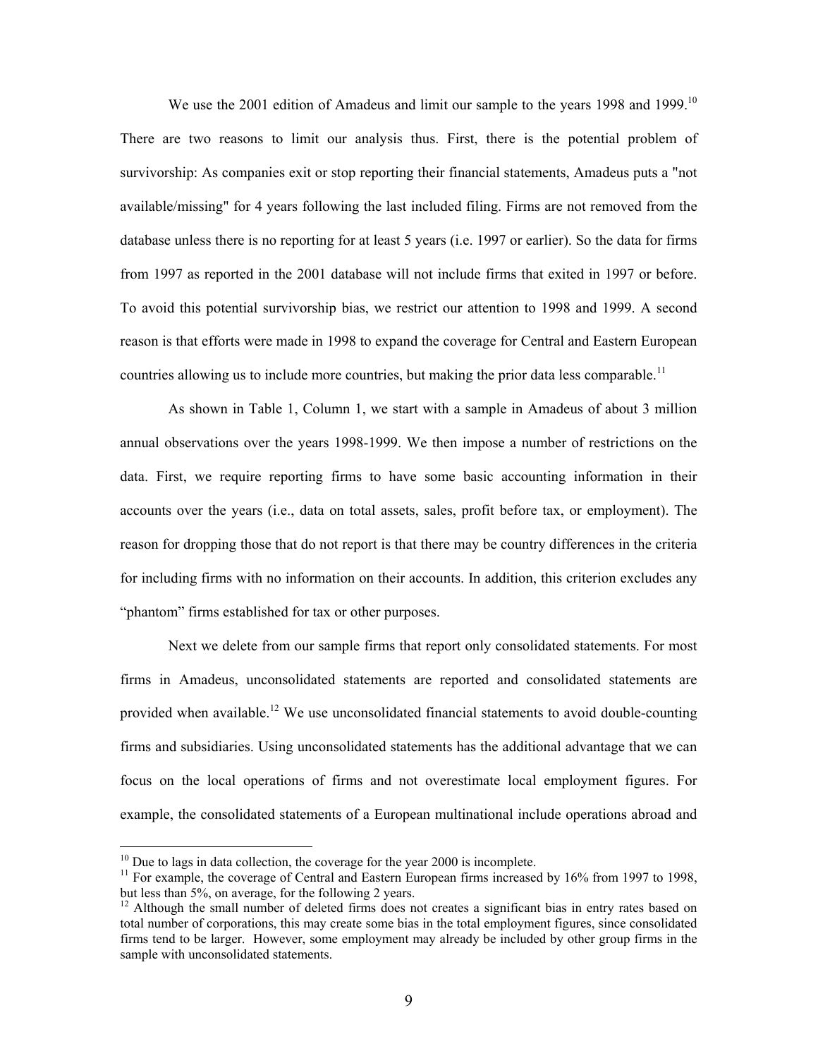We use the 2001 edition of Amadeus and limit our sample to the years 1998 and 1999.[10] There are two reasons to limit our analysis thus. First, there is the potential problem of survivorship: As companies exit or stop reporting their financial statements, Amadeus puts a "not available/missing" for 4 years following the last included filing. Firms are not removed from the database unless there is no reporting for at least 5 years (i.e. 1997 or earlier). So the data for firms from 1997 as reported in the 2001 database will not include firms that exited in 1997 or before. To avoid this potential survivorship bias, we restrict our attention to 1998 and 1999. A second reason is that efforts were made in 1998 to expand the coverage for Central and Eastern European countries allowing us to include more countries, but making the prior data less comparable.[11]

As shown in Table 1, Column 1, we start with a sample in Amadeus of about 3 million annual observations over the years 1998-1999. We then impose a number of restrictions on the data. First, we require reporting firms to have some basic accounting information in their accounts over the years (i.e., data on total assets, sales, profit before tax, or employment). The reason for dropping those that do not report is that there may be country differences in the criteria for including firms with no information on their accounts. In addition, this criterion excludes any "phantom" firms established for tax or other purposes.

Next we delete from our sample firms that report only consolidated statements. For most firms in Amadeus, unconsolidated statements are reported and consolidated statements are provided when available.[12] We use unconsolidated financial statements to avoid double-counting firms and subsidiaries. Using unconsolidated statements has the additional advantage that we can focus on the local operations of firms and not overestimate local employment figures. For example, the consolidated statements of a European multinational include operations abroad and

---

[10] Due to lags in data collection, the coverage for the year 2000 is incomplete.

[11] For example, the coverage of Central and Eastern European firms increased by 16% from 1997 to 1998, but less than 5%, on average, for the following 2 years.

[12] Although the small number of deleted firms does not creates a significant bias in entry rates based on total number of corporations, this may create some bias in the total employment figures, since consolidated firms tend to be larger. However, some employment may already be included by other group firms in the sample with unconsolidated statements.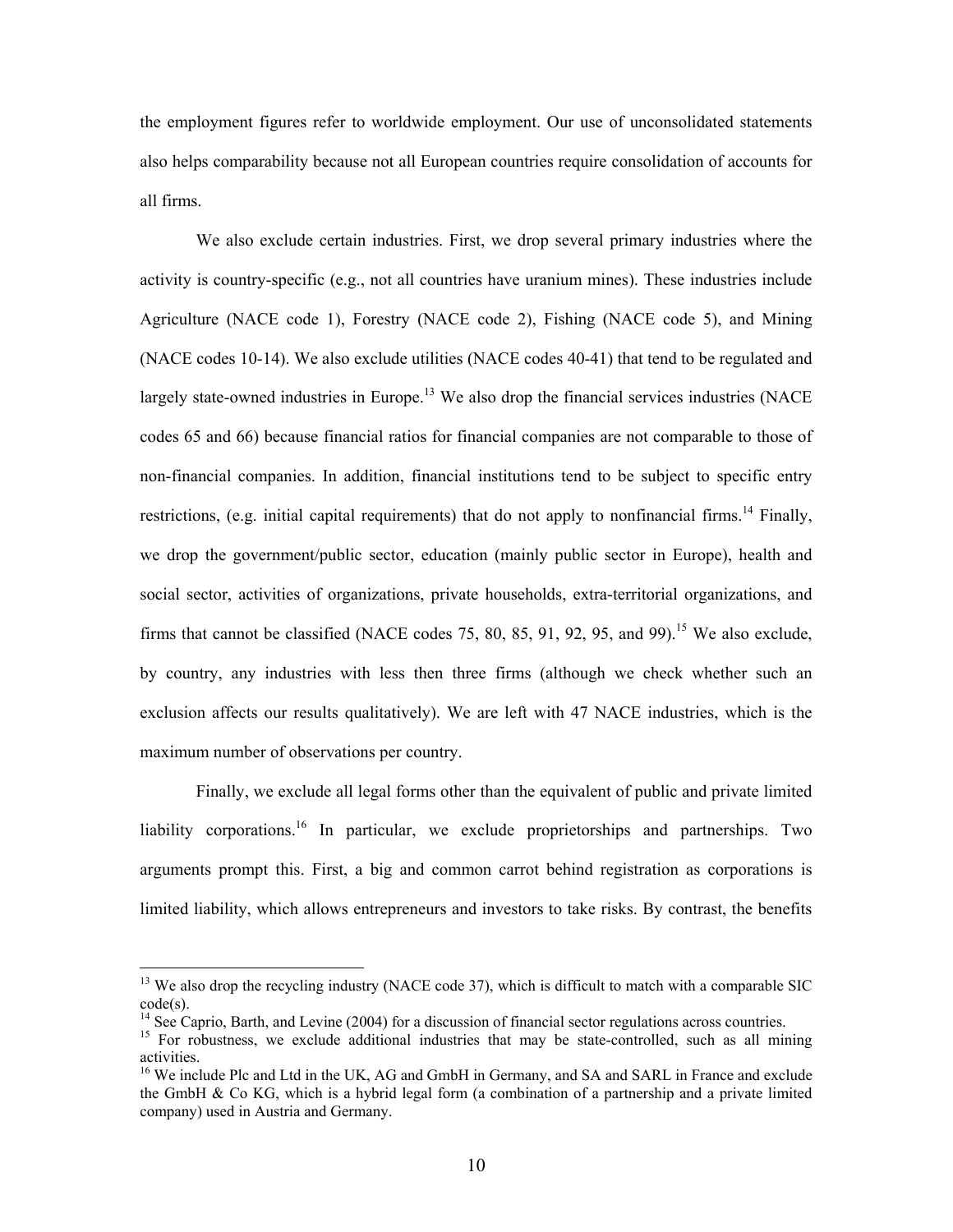the employment figures refer to worldwide employment. Our use of unconsolidated statements also helps comparability because not all European countries require consolidation of accounts for all firms.

We also exclude certain industries. First, we drop several primary industries where the activity is country-specific (e.g., not all countries have uranium mines). These industries include Agriculture (NACE code 1), Forestry (NACE code 2), Fishing (NACE code 5), and Mining (NACE codes 10-14). We also exclude utilities (NACE codes 40-41) that tend to be regulated and largely state-owned industries in Europe.[13] We also drop the financial services industries (NACE codes 65 and 66) because financial ratios for financial companies are not comparable to those of non-financial companies. In addition, financial institutions tend to be subject to specific entry restrictions, (e.g. initial capital requirements) that do not apply to nonfinancial firms.[14] Finally, we drop the government/public sector, education (mainly public sector in Europe), health and social sector, activities of organizations, private households, extra-territorial organizations, and firms that cannot be classified (NACE codes 75, 80, 85, 91, 92, 95, and 99).[15] We also exclude, by country, any industries with less then three firms (although we check whether such an exclusion affects our results qualitatively). We are left with 47 NACE industries, which is the maximum number of observations per country.

Finally, we exclude all legal forms other than the equivalent of public and private limited liability corporations.[16] In particular, we exclude proprietorships and partnerships. Two arguments prompt this. First, a big and common carrot behind registration as corporations is limited liability, which allows entrepreneurs and investors to take risks. By contrast, the benefits

---

[13] We also drop the recycling industry (NACE code 37), which is difficult to match with a comparable SIC code(s).

[14] See Caprio, Barth, and Levine (2004) for a discussion of financial sector regulations across countries.

[15] For robustness, we exclude additional industries that may be state-controlled, such as all mining activities.

[16] We include Plc and Ltd in the UK, AG and GmbH in Germany, and SA and SARL in France and exclude the GmbH & Co KG, which is a hybrid legal form (a combination of a partnership and a private limited company) used in Austria and Germany.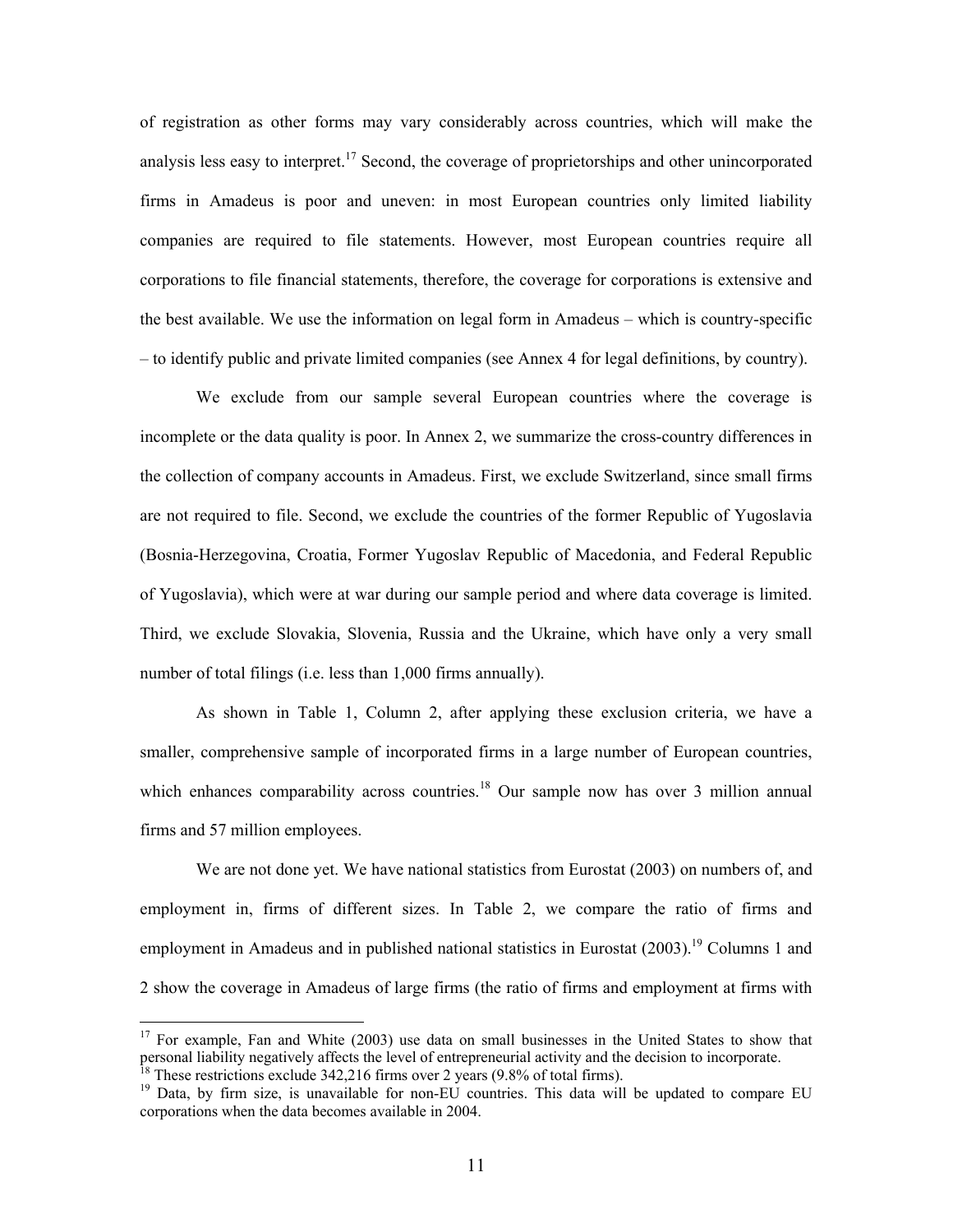of registration as other forms may vary considerably across countries, which will make the analysis less easy to interpret.[17] Second, the coverage of proprietorships and other unincorporated firms in Amadeus is poor and uneven: in most European countries only limited liability companies are required to file statements. However, most European countries require all corporations to file financial statements, therefore, the coverage for corporations is extensive and the best available. We use the information on legal form in Amadeus – which is country-specific – to identify public and private limited companies (see Annex 4 for legal definitions, by country).

We exclude from our sample several European countries where the coverage is incomplete or the data quality is poor. In Annex 2, we summarize the cross-country differences in the collection of company accounts in Amadeus. First, we exclude Switzerland, since small firms are not required to file. Second, we exclude the countries of the former Republic of Yugoslavia (Bosnia-Herzegovina, Croatia, Former Yugoslav Republic of Macedonia, and Federal Republic of Yugoslavia), which were at war during our sample period and where data coverage is limited. Third, we exclude Slovakia, Slovenia, Russia and the Ukraine, which have only a very small number of total filings (i.e. less than 1,000 firms annually).

As shown in Table 1, Column 2, after applying these exclusion criteria, we have a smaller, comprehensive sample of incorporated firms in a large number of European countries, which enhances comparability across countries.[18] Our sample now has over 3 million annual firms and 57 million employees.

We are not done yet. We have national statistics from Eurostat (2003) on numbers of, and employment in, firms of different sizes. In Table 2, we compare the ratio of firms and employment in Amadeus and in published national statistics in Eurostat (2003).[19] Columns 1 and 2 show the coverage in Amadeus of large firms (the ratio of firms and employment at firms with

---

[17] For example, Fan and White (2003) use data on small businesses in the United States to show that personal liability negatively affects the level of entrepreneurial activity and the decision to incorporate.

[18] These restrictions exclude 342,216 firms over 2 years (9.8% of total firms).

[19] Data, by firm size, is unavailable for non-EU countries. This data will be updated to compare EU corporations when the data becomes available in 2004.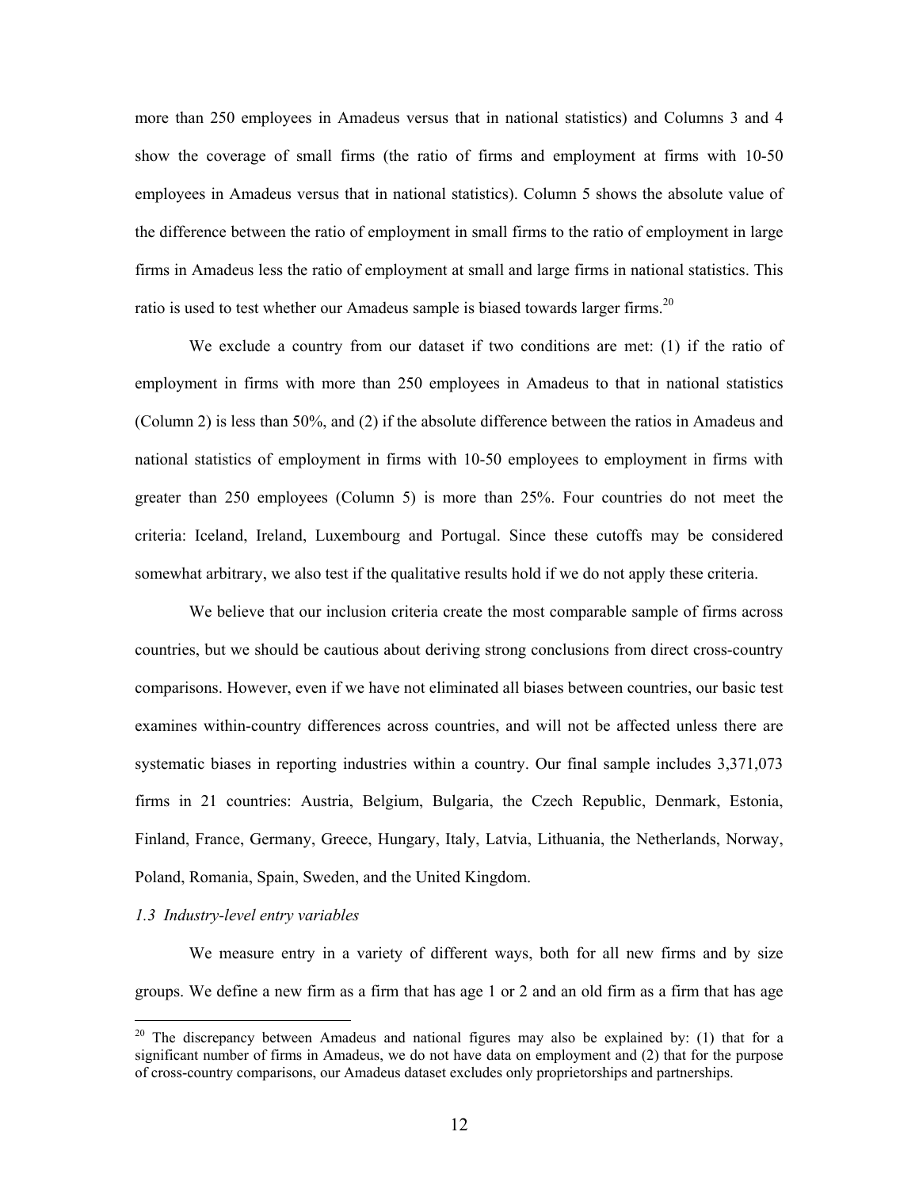more than 250 employees in Amadeus versus that in national statistics) and Columns 3 and 4 show the coverage of small firms (the ratio of firms and employment at firms with 10-50 employees in Amadeus versus that in national statistics). Column 5 shows the absolute value of the difference between the ratio of employment in small firms to the ratio of employment in large firms in Amadeus less the ratio of employment at small and large firms in national statistics. This ratio is used to test whether our Amadeus sample is biased towards larger firms.[20]

We exclude a country from our dataset if two conditions are met: (1) if the ratio of employment in firms with more than 250 employees in Amadeus to that in national statistics (Column 2) is less than 50%, and (2) if the absolute difference between the ratios in Amadeus and national statistics of employment in firms with 10-50 employees to employment in firms with greater than 250 employees (Column 5) is more than 25%. Four countries do not meet the criteria: Iceland, Ireland, Luxembourg and Portugal. Since these cutoffs may be considered somewhat arbitrary, we also test if the qualitative results hold if we do not apply these criteria.

We believe that our inclusion criteria create the most comparable sample of firms across countries, but we should be cautious about deriving strong conclusions from direct cross-country comparisons. However, even if we have not eliminated all biases between countries, our basic test examines within-country differences across countries, and will not be affected unless there are systematic biases in reporting industries within a country. Our final sample includes 3,371,073 firms in 21 countries: Austria, Belgium, Bulgaria, the Czech Republic, Denmark, Estonia, Finland, France, Germany, Greece, Hungary, Italy, Latvia, Lithuania, the Netherlands, Norway, Poland, Romania, Spain, Sweden, and the United Kingdom.

*1.3 Industry-level entry variables*

We measure entry in a variety of different ways, both for all new firms and by size groups. We define a new firm as a firm that has age 1 or 2 and an old firm as a firm that has age

[20] The discrepancy between Amadeus and national figures may also be explained by: (1) that for a significant number of firms in Amadeus, we do not have data on employment and (2) that for the purpose of cross-country comparisons, our Amadeus dataset excludes only proprietorships and partnerships.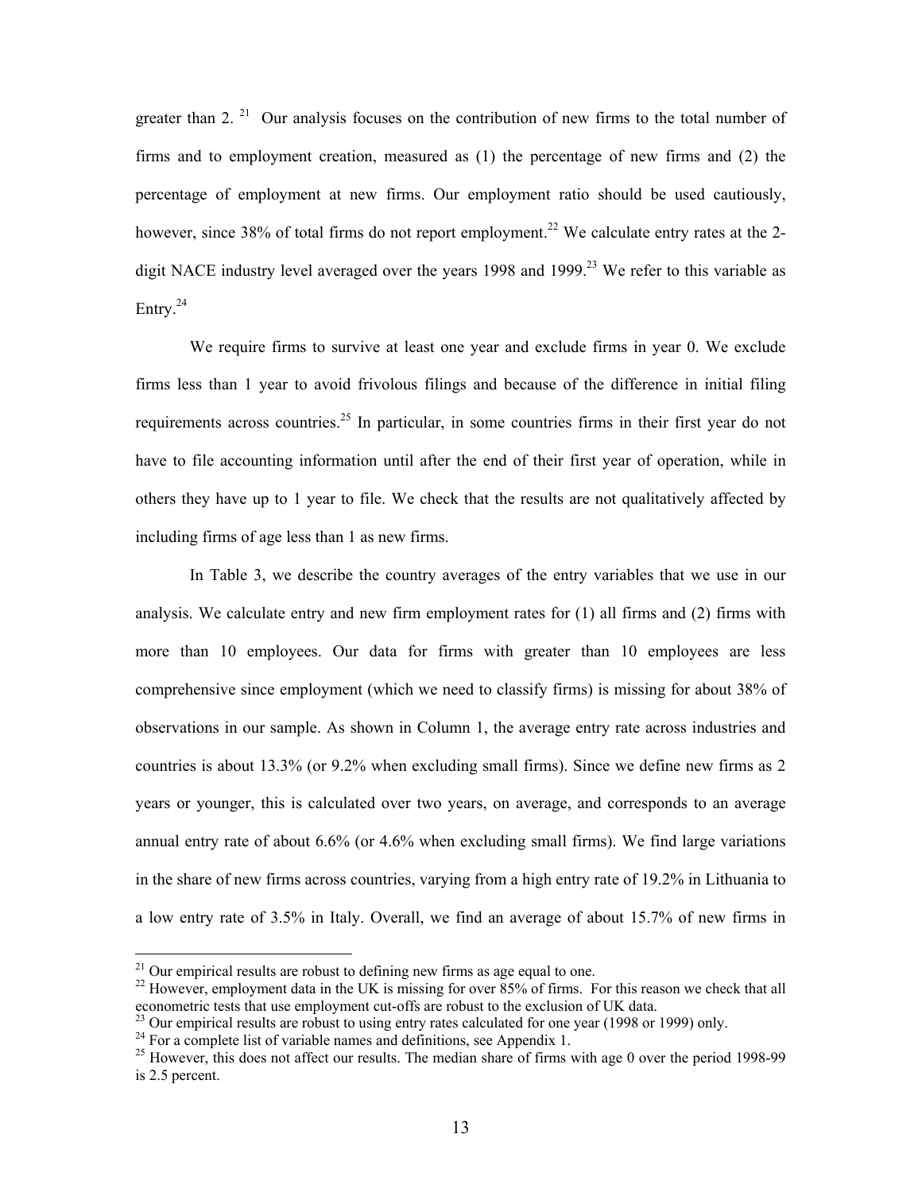greater than 2. [21] Our analysis focuses on the contribution of new firms to the total number of firms and to employment creation, measured as (1) the percentage of new firms and (2) the percentage of employment at new firms. Our employment ratio should be used cautiously, however, since 38% of total firms do not report employment.[22] We calculate entry rates at the 2-digit NACE industry level averaged over the years 1998 and 1999.[23] We refer to this variable as Entry.[24]

We require firms to survive at least one year and exclude firms in year 0. We exclude firms less than 1 year to avoid frivolous filings and because of the difference in initial filing requirements across countries.[25] In particular, in some countries firms in their first year do not have to file accounting information until after the end of their first year of operation, while in others they have up to 1 year to file. We check that the results are not qualitatively affected by including firms of age less than 1 as new firms.

In Table 3, we describe the country averages of the entry variables that we use in our analysis. We calculate entry and new firm employment rates for (1) all firms and (2) firms with more than 10 employees. Our data for firms with greater than 10 employees are less comprehensive since employment (which we need to classify firms) is missing for about 38% of observations in our sample. As shown in Column 1, the average entry rate across industries and countries is about 13.3% (or 9.2% when excluding small firms). Since we define new firms as 2 years or younger, this is calculated over two years, on average, and corresponds to an average annual entry rate of about 6.6% (or 4.6% when excluding small firms). We find large variations in the share of new firms across countries, varying from a high entry rate of 19.2% in Lithuania to a low entry rate of 3.5% in Italy. Overall, we find an average of about 15.7% of new firms in

---

[21] Our empirical results are robust to defining new firms as age equal to one.

[22] However, employment data in the UK is missing for over 85% of firms. For this reason we check that all econometric tests that use employment cut-offs are robust to the exclusion of UK data.

[23] Our empirical results are robust to using entry rates calculated for one year (1998 or 1999) only.

[24] For a complete list of variable names and definitions, see Appendix 1.

[25] However, this does not affect our results. The median share of firms with age 0 over the period 1998-99 is 2.5 percent.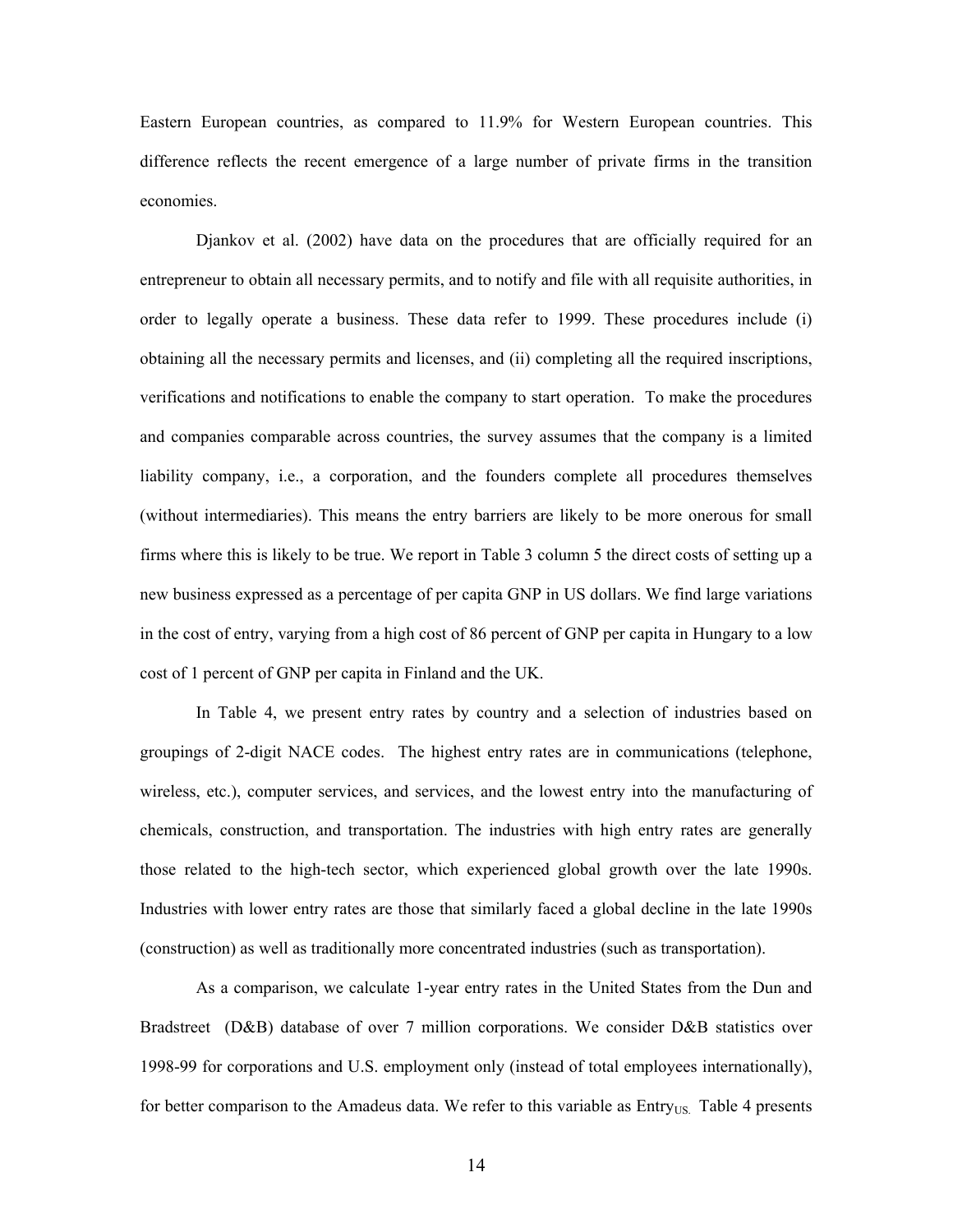Eastern European countries, as compared to 11.9% for Western European countries. This difference reflects the recent emergence of a large number of private firms in the transition economies.

Djankov et al. (2002) have data on the procedures that are officially required for an entrepreneur to obtain all necessary permits, and to notify and file with all requisite authorities, in order to legally operate a business. These data refer to 1999. These procedures include (i) obtaining all the necessary permits and licenses, and (ii) completing all the required inscriptions, verifications and notifications to enable the company to start operation. To make the procedures and companies comparable across countries, the survey assumes that the company is a limited liability company, i.e., a corporation, and the founders complete all procedures themselves (without intermediaries). This means the entry barriers are likely to be more onerous for small firms where this is likely to be true. We report in Table 3 column 5 the direct costs of setting up a new business expressed as a percentage of per capita GNP in US dollars. We find large variations in the cost of entry, varying from a high cost of 86 percent of GNP per capita in Hungary to a low cost of 1 percent of GNP per capita in Finland and the UK.

In Table 4, we present entry rates by country and a selection of industries based on groupings of 2-digit NACE codes. The highest entry rates are in communications (telephone, wireless, etc.), computer services, and services, and the lowest entry into the manufacturing of chemicals, construction, and transportation. The industries with high entry rates are generally those related to the high-tech sector, which experienced global growth over the late 1990s. Industries with lower entry rates are those that similarly faced a global decline in the late 1990s (construction) as well as traditionally more concentrated industries (such as transportation).

As a comparison, we calculate 1-year entry rates in the United States from the Dun and Bradstreet (D&B) database of over 7 million corporations. We consider D&B statistics over 1998-99 for corporations and U.S. employment only (instead of total employees internationally), for better comparison to the Amadeus data. We refer to this variable as $\text{Entry}_{\text{US.}}$ Table 4 presents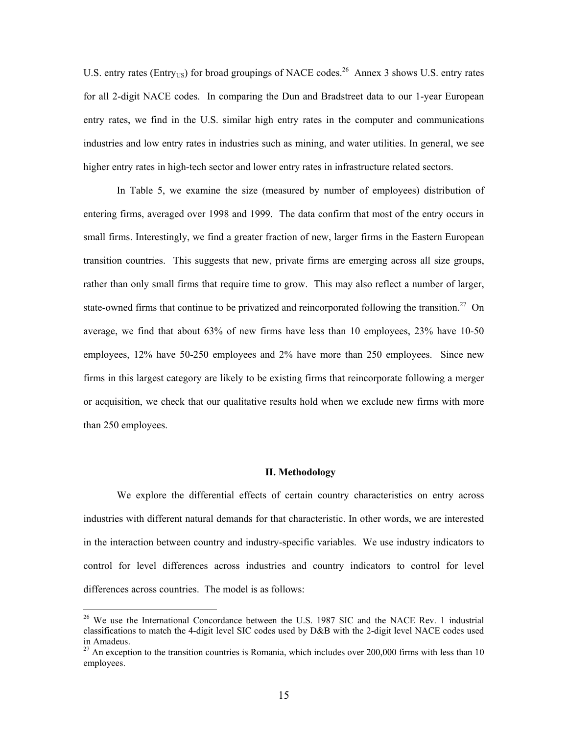U.S. entry rates ($\text{Entry}_{US}$) for broad groupings of NACE codes.[26] Annex 3 shows U.S. entry rates for all 2-digit NACE codes. In comparing the Dun and Bradstreet data to our 1-year European entry rates, we find in the U.S. similar high entry rates in the computer and communications industries and low entry rates in industries such as mining, and water utilities. In general, we see higher entry rates in high-tech sector and lower entry rates in infrastructure related sectors.

In Table 5, we examine the size (measured by number of employees) distribution of entering firms, averaged over 1998 and 1999. The data confirm that most of the entry occurs in small firms. Interestingly, we find a greater fraction of new, larger firms in the Eastern European transition countries. This suggests that new, private firms are emerging across all size groups, rather than only small firms that require time to grow. This may also reflect a number of larger, state-owned firms that continue to be privatized and reincorporated following the transition.[27] On average, we find that about 63% of new firms have less than 10 employees, 23% have 10-50 employees, 12% have 50-250 employees and 2% have more than 250 employees. Since new firms in this largest category are likely to be existing firms that reincorporate following a merger or acquisition, we check that our qualitative results hold when we exclude new firms with more than 250 employees.

## II. Methodology

We explore the differential effects of certain country characteristics on entry across industries with different natural demands for that characteristic. In other words, we are interested in the interaction between country and industry-specific variables. We use industry indicators to control for level differences across industries and country indicators to control for level differences across countries. The model is as follows:

[26] We use the International Concordance between the U.S. 1987 SIC and the NACE Rev. 1 industrial classifications to match the 4-digit level SIC codes used by D&B with the 2-digit level NACE codes used in Amadeus.

[27] An exception to the transition countries is Romania, which includes over 200,000 firms with less than 10 employees.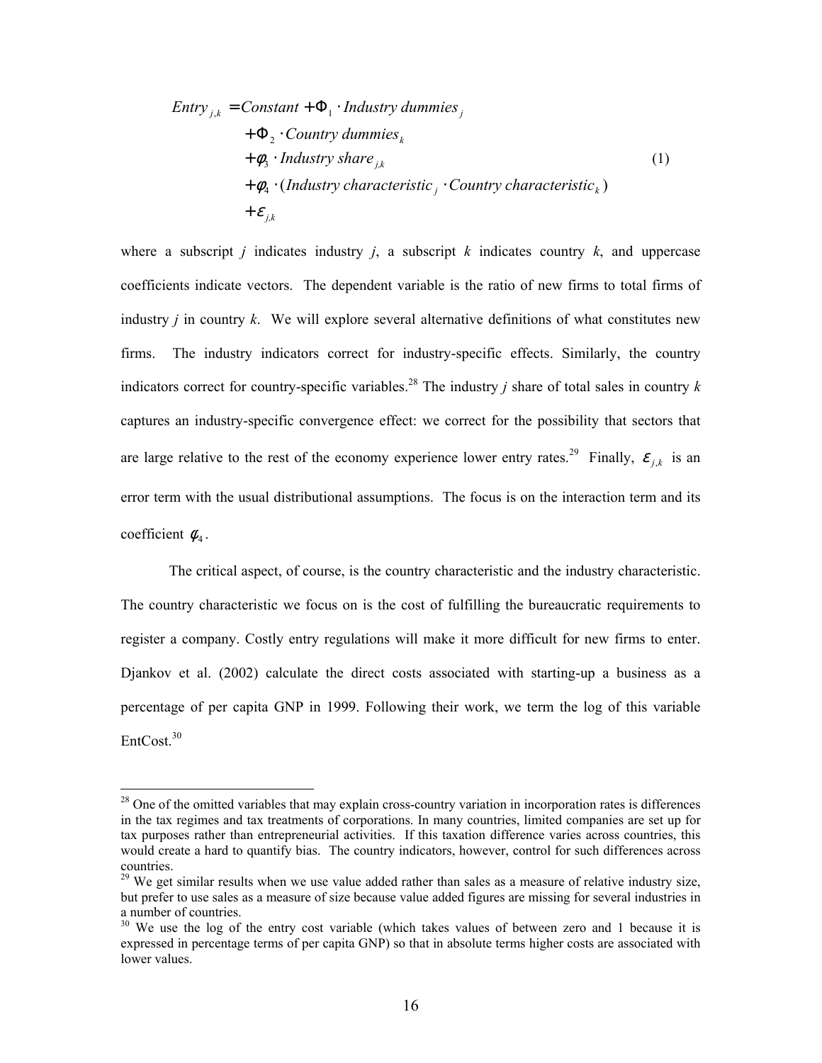$$
\begin{aligned}
Entry_{j,k} = {} & Constant + \Phi_1 \cdot Industry\ dummies_j \\
& + \Phi_2 \cdot Country\ dummies_k \\
& + \phi_3 \cdot Industry\ share_{j,k} \\
& + \phi_4 \cdot (Industry\ characteristic_j \cdot Country\ characteristic_k) \\
& + \varepsilon_{j,k}
\end{aligned}
\tag{1}
$$

where a subscript $j$ indicates industry $j$, a subscript $k$ indicates country $k$, and uppercase coefficients indicate vectors. The dependent variable is the ratio of new firms to total firms of industry $j$ in country $k$. We will explore several alternative definitions of what constitutes new firms. The industry indicators correct for industry-specific effects. Similarly, the country indicators correct for country-specific variables.[28] The industry $j$ share of total sales in country $k$ captures an industry-specific convergence effect: we correct for the possibility that sectors that are large relative to the rest of the economy experience lower entry rates.[29] Finally, $\varepsilon_{j,k}$ is an error term with the usual distributional assumptions. The focus is on the interaction term and its coefficient $\phi_4$.

The critical aspect, of course, is the country characteristic and the industry characteristic. The country characteristic we focus on is the cost of fulfilling the bureaucratic requirements to register a company. Costly entry regulations will make it more difficult for new firms to enter. Djankov et al. (2002) calculate the direct costs associated with starting-up a business as a percentage of per capita GNP in 1999. Following their work, we term the log of this variable EntCost.[30]

---

[28] One of the omitted variables that may explain cross-country variation in incorporation rates is differences in the tax regimes and tax treatments of corporations. In many countries, limited companies are set up for tax purposes rather than entrepreneurial activities. If this taxation difference varies across countries, this would create a hard to quantify bias. The country indicators, however, control for such differences across countries.

[29] We get similar results when we use value added rather than sales as a measure of relative industry size, but prefer to use sales as a measure of size because value added figures are missing for several industries in a number of countries.

[30] We use the log of the entry cost variable (which takes values of between zero and 1 because it is expressed in percentage terms of per capita GNP) so that in absolute terms higher costs are associated with lower values.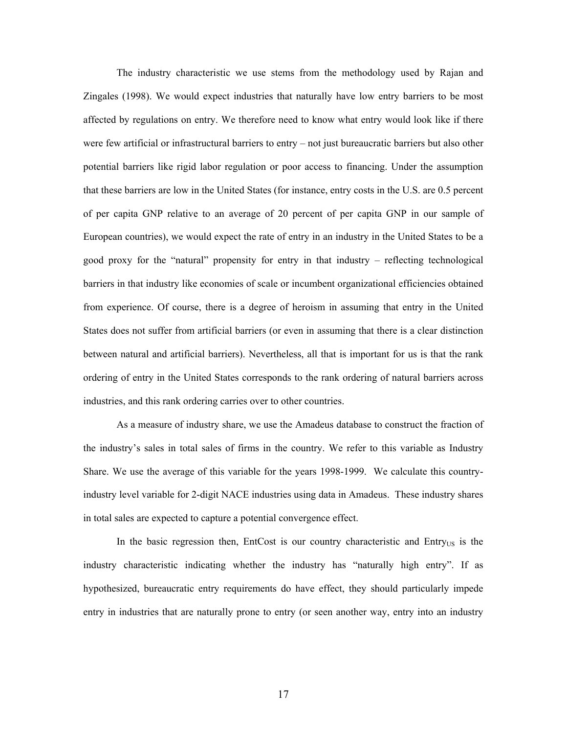The industry characteristic we use stems from the methodology used by Rajan and Zingales (1998). We would expect industries that naturally have low entry barriers to be most affected by regulations on entry. We therefore need to know what entry would look like if there were few artificial or infrastructural barriers to entry – not just bureaucratic barriers but also other potential barriers like rigid labor regulation or poor access to financing. Under the assumption that these barriers are low in the United States (for instance, entry costs in the U.S. are 0.5 percent of per capita GNP relative to an average of 20 percent of per capita GNP in our sample of European countries), we would expect the rate of entry in an industry in the United States to be a good proxy for the "natural" propensity for entry in that industry – reflecting technological barriers in that industry like economies of scale or incumbent organizational efficiencies obtained from experience. Of course, there is a degree of heroism in assuming that entry in the United States does not suffer from artificial barriers (or even in assuming that there is a clear distinction between natural and artificial barriers). Nevertheless, all that is important for us is that the rank ordering of entry in the United States corresponds to the rank ordering of natural barriers across industries, and this rank ordering carries over to other countries.

As a measure of industry share, we use the Amadeus database to construct the fraction of the industry's sales in total sales of firms in the country. We refer to this variable as Industry Share. We use the average of this variable for the years 1998-1999. We calculate this country-industry level variable for 2-digit NACE industries using data in Amadeus. These industry shares in total sales are expected to capture a potential convergence effect.

In the basic regression then, EntCost is our country characteristic and $\text{Entry}_{\text{US}}$ is the industry characteristic indicating whether the industry has "naturally high entry". If as hypothesized, bureaucratic entry requirements do have effect, they should particularly impede entry in industries that are naturally prone to entry (or seen another way, entry into an industry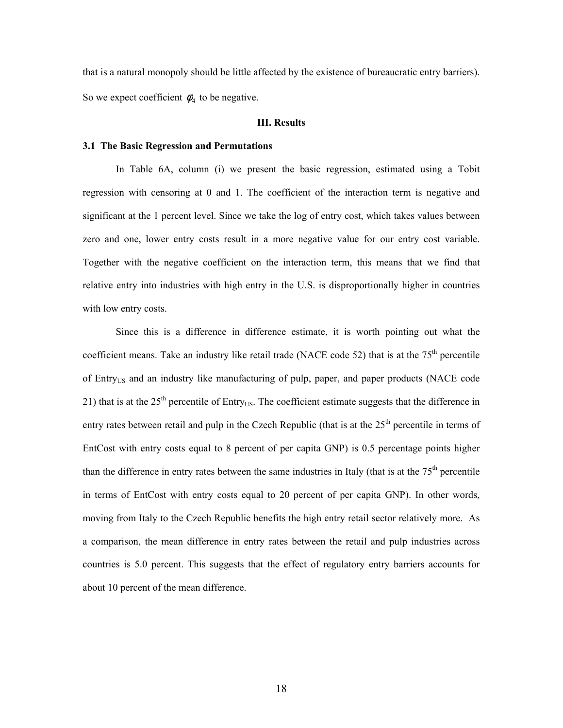that is a natural monopoly should be little affected by the existence of bureaucratic entry barriers). So we expect coefficient $\phi_4$ to be negative.

## III. Results

### 3.1 The Basic Regression and Permutations

In Table 6A, column (i) we present the basic regression, estimated using a Tobit regression with censoring at 0 and 1. The coefficient of the interaction term is negative and significant at the 1 percent level. Since we take the log of entry cost, which takes values between zero and one, lower entry costs result in a more negative value for our entry cost variable. Together with the negative coefficient on the interaction term, this means that we find that relative entry into industries with high entry in the U.S. is disproportionally higher in countries with low entry costs.

Since this is a difference in difference estimate, it is worth pointing out what the coefficient means. Take an industry like retail trade (NACE code 52) that is at the 75$^{th}$ percentile of $Entry_{US}$ and an industry like manufacturing of pulp, paper, and paper products (NACE code 21) that is at the 25$^{th}$ percentile of $Entry_{US}$. The coefficient estimate suggests that the difference in entry rates between retail and pulp in the Czech Republic (that is at the 25$^{th}$ percentile in terms of EntCost with entry costs equal to 8 percent of per capita GNP) is 0.5 percentage points higher than the difference in entry rates between the same industries in Italy (that is at the 75$^{th}$ percentile in terms of EntCost with entry costs equal to 20 percent of per capita GNP). In other words, moving from Italy to the Czech Republic benefits the high entry retail sector relatively more. As a comparison, the mean difference in entry rates between the retail and pulp industries across countries is 5.0 percent. This suggests that the effect of regulatory entry barriers accounts for about 10 percent of the mean difference.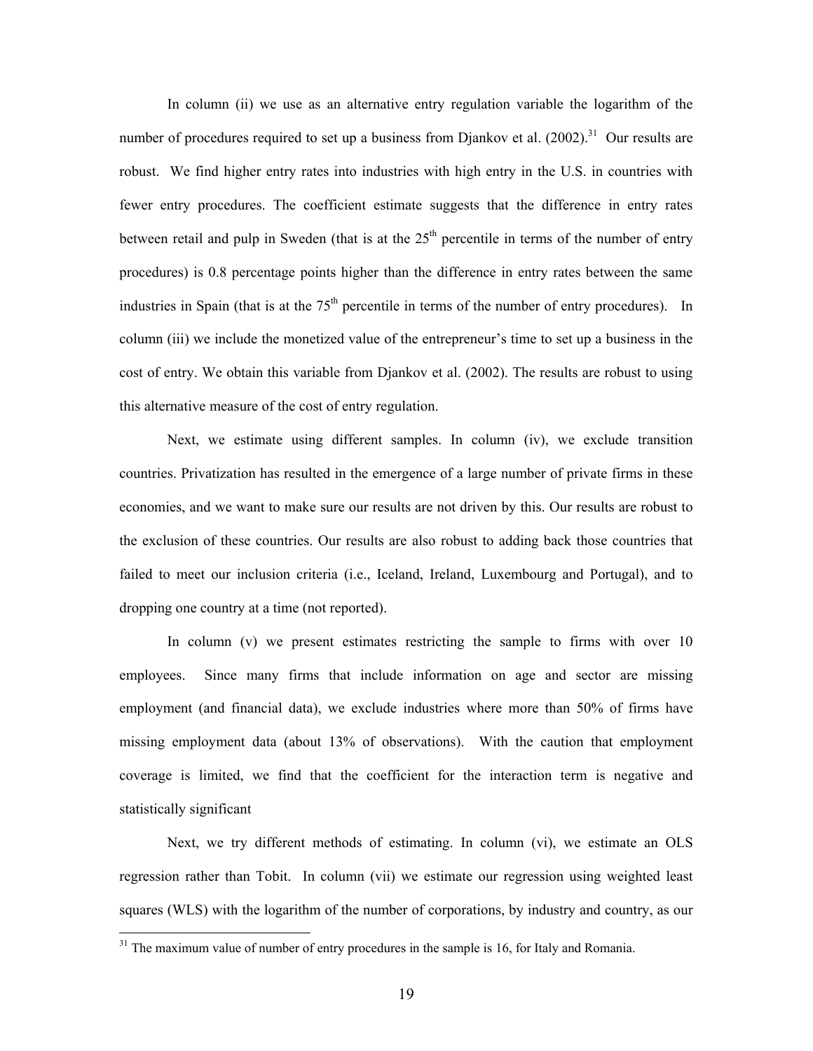In column (ii) we use as an alternative entry regulation variable the logarithm of the number of procedures required to set up a business from Djankov et al. (2002).[31] Our results are robust. We find higher entry rates into industries with high entry in the U.S. in countries with fewer entry procedures. The coefficient estimate suggests that the difference in entry rates between retail and pulp in Sweden (that is at the 25[th] percentile in terms of the number of entry procedures) is 0.8 percentage points higher than the difference in entry rates between the same industries in Spain (that is at the 75[th] percentile in terms of the number of entry procedures). In column (iii) we include the monetized value of the entrepreneur's time to set up a business in the cost of entry. We obtain this variable from Djankov et al. (2002). The results are robust to using this alternative measure of the cost of entry regulation.

Next, we estimate using different samples. In column (iv), we exclude transition countries. Privatization has resulted in the emergence of a large number of private firms in these economies, and we want to make sure our results are not driven by this. Our results are robust to the exclusion of these countries. Our results are also robust to adding back those countries that failed to meet our inclusion criteria (i.e., Iceland, Ireland, Luxembourg and Portugal), and to dropping one country at a time (not reported).

In column (v) we present estimates restricting the sample to firms with over 10 employees. Since many firms that include information on age and sector are missing employment (and financial data), we exclude industries where more than 50% of firms have missing employment data (about 13% of observations). With the caution that employment coverage is limited, we find that the coefficient for the interaction term is negative and statistically significant

Next, we try different methods of estimating. In column (vi), we estimate an OLS regression rather than Tobit. In column (vii) we estimate our regression using weighted least squares (WLS) with the logarithm of the number of corporations, by industry and country, as our

[31] The maximum value of number of entry procedures in the sample is 16, for Italy and Romania.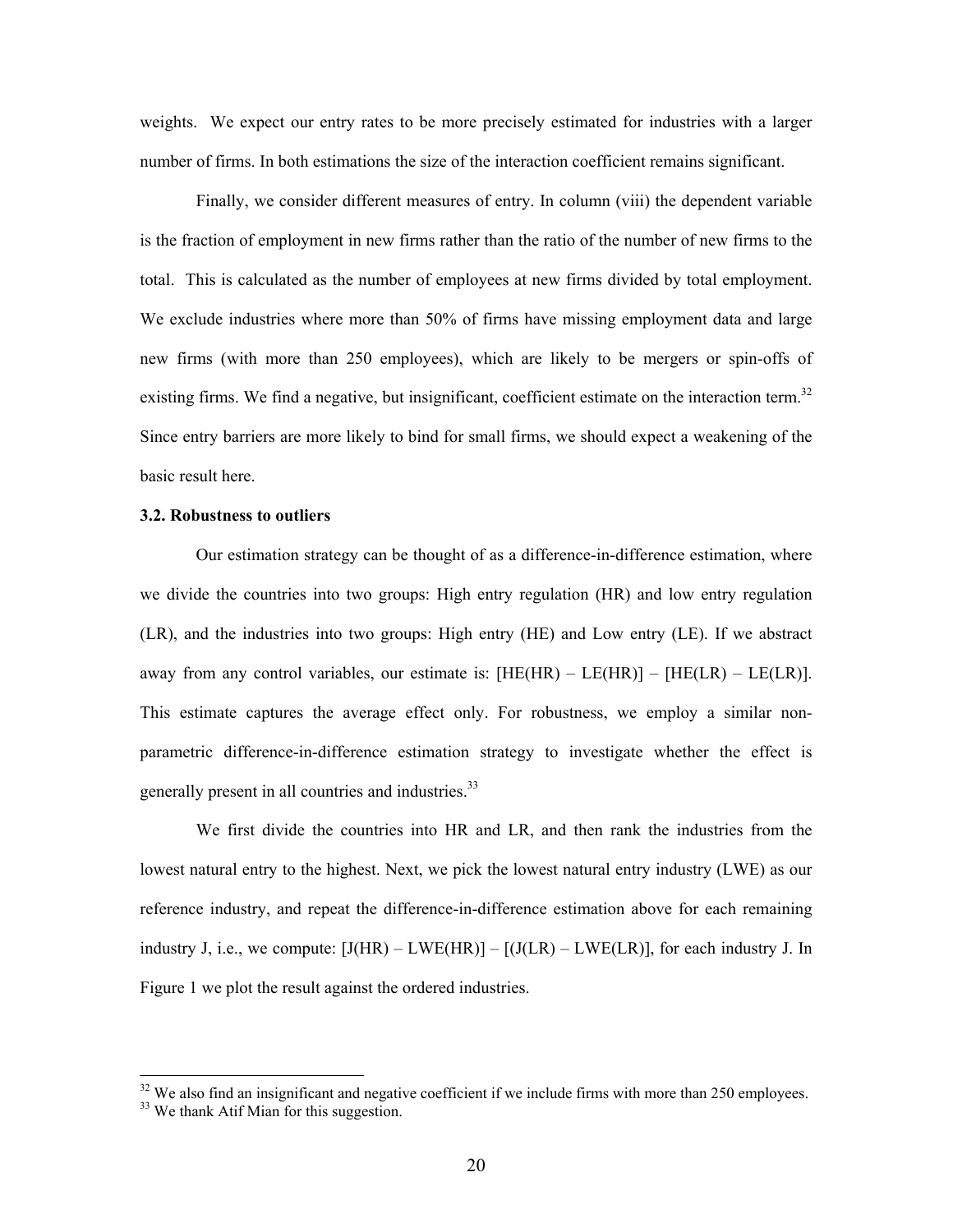weights. We expect our entry rates to be more precisely estimated for industries with a larger number of firms. In both estimations the size of the interaction coefficient remains significant.

Finally, we consider different measures of entry. In column (viii) the dependent variable is the fraction of employment in new firms rather than the ratio of the number of new firms to the total. This is calculated as the number of employees at new firms divided by total employment. We exclude industries where more than 50% of firms have missing employment data and large new firms (with more than 250 employees), which are likely to be mergers or spin-offs of existing firms. We find a negative, but insignificant, coefficient estimate on the interaction term.[32] Since entry barriers are more likely to bind for small firms, we should expect a weakening of the basic result here.

### 3.2. Robustness to outliers

Our estimation strategy can be thought of as a difference-in-difference estimation, where we divide the countries into two groups: High entry regulation (HR) and low entry regulation (LR), and the industries into two groups: High entry (HE) and Low entry (LE). If we abstract away from any control variables, our estimate is: [HE(HR) – LE(HR)] – [HE(LR) – LE(LR)]. This estimate captures the average effect only. For robustness, we employ a similar non-parametric difference-in-difference estimation strategy to investigate whether the effect is generally present in all countries and industries.[33]

We first divide the countries into HR and LR, and then rank the industries from the lowest natural entry to the highest. Next, we pick the lowest natural entry industry (LWE) as our reference industry, and repeat the difference-in-difference estimation above for each remaining industry J, i.e., we compute: [J(HR) – LWE(HR)] – [(J(LR) – LWE(LR)], for each industry J. In Figure 1 we plot the result against the ordered industries.

---

[32] We also find an insignificant and negative coefficient if we include firms with more than 250 employees.

[33] We thank Atif Mian for this suggestion.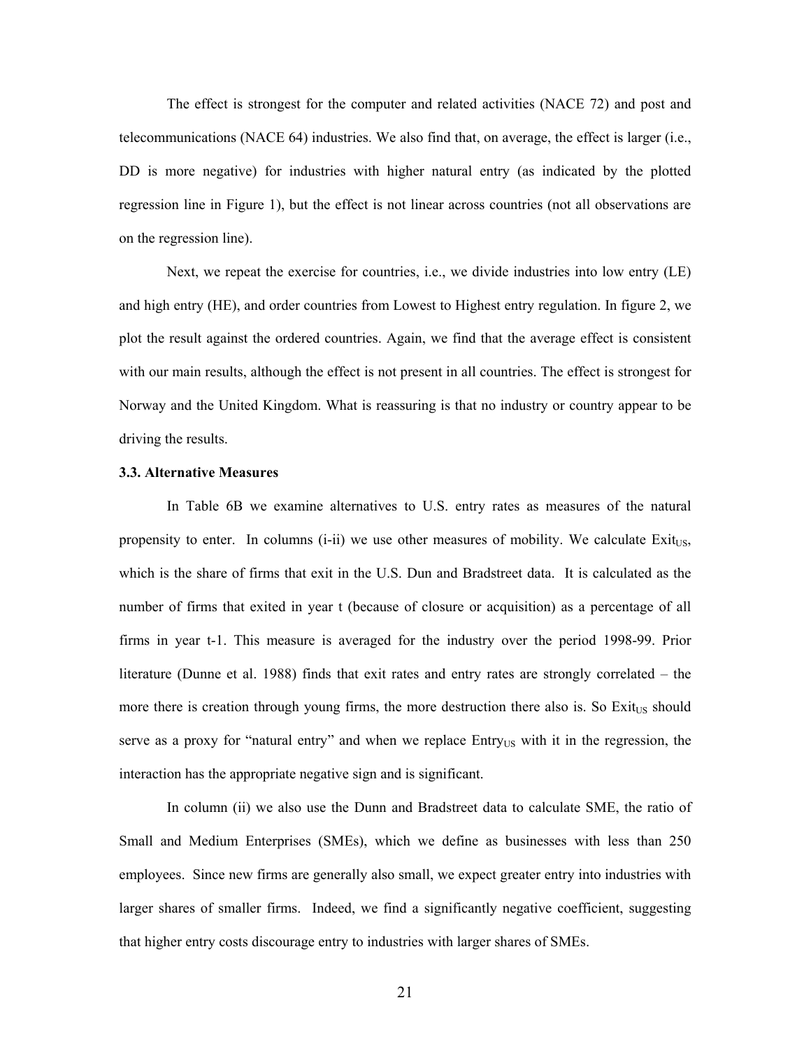The effect is strongest for the computer and related activities (NACE 72) and post and telecommunications (NACE 64) industries. We also find that, on average, the effect is larger (i.e., DD is more negative) for industries with higher natural entry (as indicated by the plotted regression line in Figure 1), but the effect is not linear across countries (not all observations are on the regression line).

Next, we repeat the exercise for countries, i.e., we divide industries into low entry (LE) and high entry (HE), and order countries from Lowest to Highest entry regulation. In figure 2, we plot the result against the ordered countries. Again, we find that the average effect is consistent with our main results, although the effect is not present in all countries. The effect is strongest for Norway and the United Kingdom. What is reassuring is that no industry or country appear to be driving the results.

### 3.3. Alternative Measures

In Table 6B we examine alternatives to U.S. entry rates as measures of the natural propensity to enter. In columns (i-ii) we use other measures of mobility. We calculate $\text{Exit}_{\text{US}}$, which is the share of firms that exit in the U.S. Dun and Bradstreet data. It is calculated as the number of firms that exited in year t (because of closure or acquisition) as a percentage of all firms in year t-1. This measure is averaged for the industry over the period 1998-99. Prior literature (Dunne et al. 1988) finds that exit rates and entry rates are strongly correlated – the more there is creation through young firms, the more destruction there also is. So $\text{Exit}_{\text{US}}$ should serve as a proxy for "natural entry" and when we replace $\text{Entry}_{\text{US}}$ with it in the regression, the interaction has the appropriate negative sign and is significant.

In column (ii) we also use the Dunn and Bradstreet data to calculate SME, the ratio of Small and Medium Enterprises (SMEs), which we define as businesses with less than 250 employees. Since new firms are generally also small, we expect greater entry into industries with larger shares of smaller firms. Indeed, we find a significantly negative coefficient, suggesting that higher entry costs discourage entry to industries with larger shares of SMEs.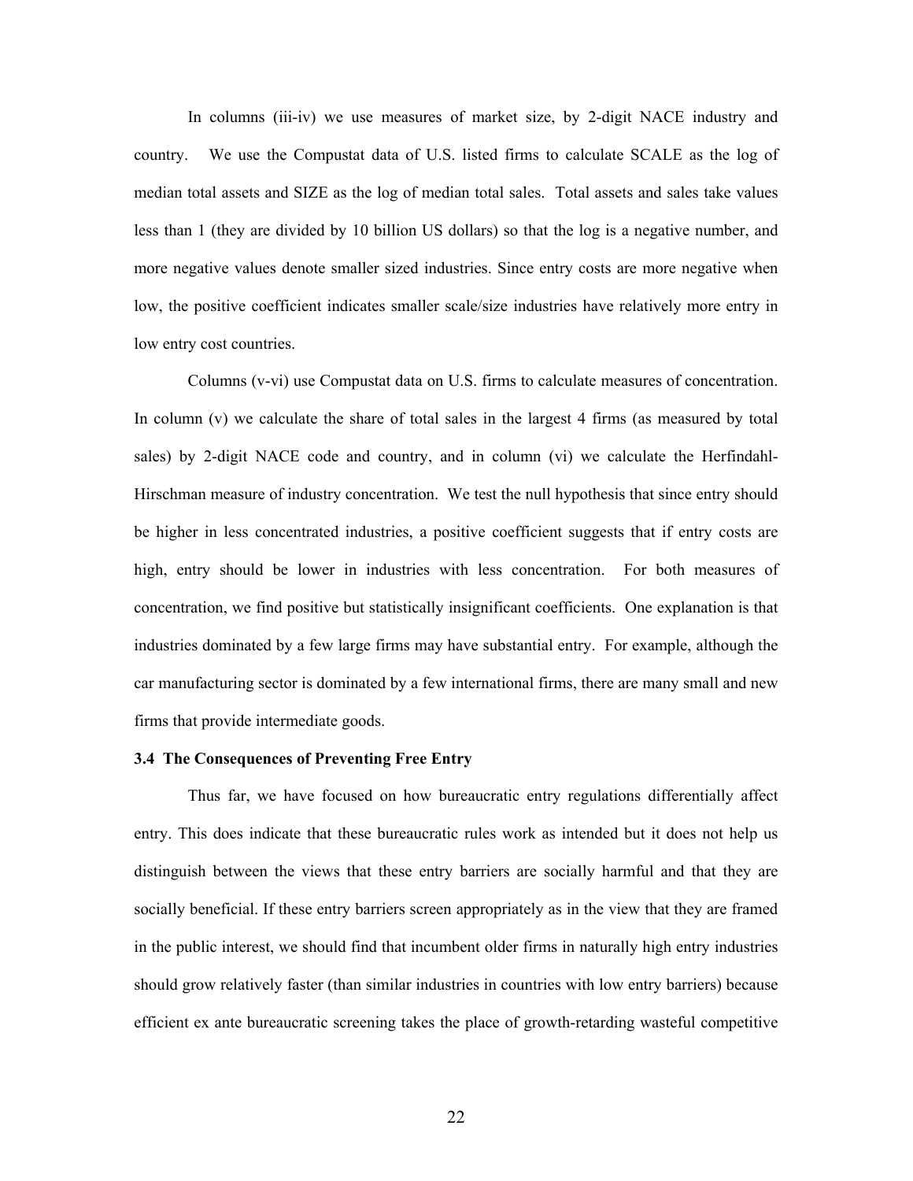In columns (iii-iv) we use measures of market size, by 2-digit NACE industry and country. We use the Compustat data of U.S. listed firms to calculate SCALE as the log of median total assets and SIZE as the log of median total sales. Total assets and sales take values less than 1 (they are divided by 10 billion US dollars) so that the log is a negative number, and more negative values denote smaller sized industries. Since entry costs are more negative when low, the positive coefficient indicates smaller scale/size industries have relatively more entry in low entry cost countries.

Columns (v-vi) use Compustat data on U.S. firms to calculate measures of concentration. In column (v) we calculate the share of total sales in the largest 4 firms (as measured by total sales) by 2-digit NACE code and country, and in column (vi) we calculate the Herfindahl-Hirschman measure of industry concentration. We test the null hypothesis that since entry should be higher in less concentrated industries, a positive coefficient suggests that if entry costs are high, entry should be lower in industries with less concentration. For both measures of concentration, we find positive but statistically insignificant coefficients. One explanation is that industries dominated by a few large firms may have substantial entry. For example, although the car manufacturing sector is dominated by a few international firms, there are many small and new firms that provide intermediate goods.

### 3.4 The Consequences of Preventing Free Entry

Thus far, we have focused on how bureaucratic entry regulations differentially affect entry. This does indicate that these bureaucratic rules work as intended but it does not help us distinguish between the views that these entry barriers are socially harmful and that they are socially beneficial. If these entry barriers screen appropriately as in the view that they are framed in the public interest, we should find that incumbent older firms in naturally high entry industries should grow relatively faster (than similar industries in countries with low entry barriers) because efficient ex ante bureaucratic screening takes the place of growth-retarding wasteful competitive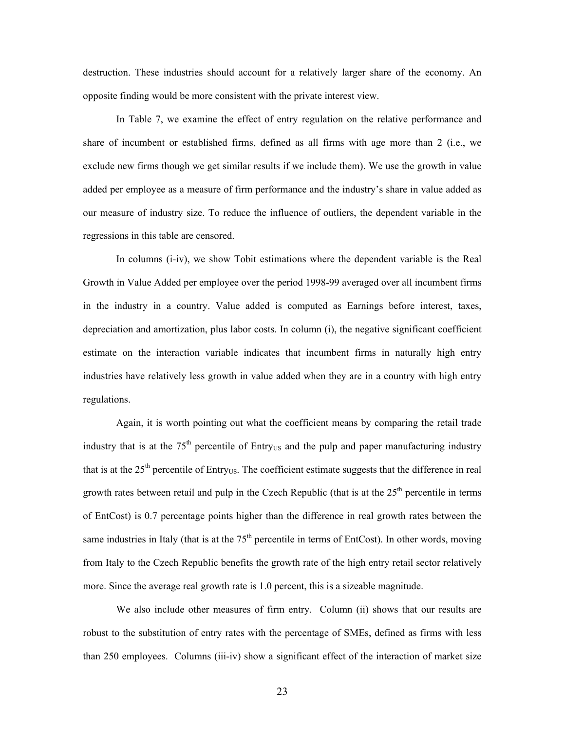destruction. These industries should account for a relatively larger share of the economy. An opposite finding would be more consistent with the private interest view.

In Table 7, we examine the effect of entry regulation on the relative performance and share of incumbent or established firms, defined as all firms with age more than 2 (i.e., we exclude new firms though we get similar results if we include them). We use the growth in value added per employee as a measure of firm performance and the industry's share in value added as our measure of industry size. To reduce the influence of outliers, the dependent variable in the regressions in this table are censored.

In columns (i-iv), we show Tobit estimations where the dependent variable is the Real Growth in Value Added per employee over the period 1998-99 averaged over all incumbent firms in the industry in a country. Value added is computed as Earnings before interest, taxes, depreciation and amortization, plus labor costs. In column (i), the negative significant coefficient estimate on the interaction variable indicates that incumbent firms in naturally high entry industries have relatively less growth in value added when they are in a country with high entry regulations.

Again, it is worth pointing out what the coefficient means by comparing the retail trade industry that is at the 75th percentile of $Entry_{US}$ and the pulp and paper manufacturing industry that is at the 25th percentile of $Entry_{US}$. The coefficient estimate suggests that the difference in real growth rates between retail and pulp in the Czech Republic (that is at the 25th percentile in terms of EntCost) is 0.7 percentage points higher than the difference in real growth rates between the same industries in Italy (that is at the 75th percentile in terms of EntCost). In other words, moving from Italy to the Czech Republic benefits the growth rate of the high entry retail sector relatively more. Since the average real growth rate is 1.0 percent, this is a sizeable magnitude.

We also include other measures of firm entry. Column (ii) shows that our results are robust to the substitution of entry rates with the percentage of SMEs, defined as firms with less than 250 employees. Columns (iii-iv) show a significant effect of the interaction of market size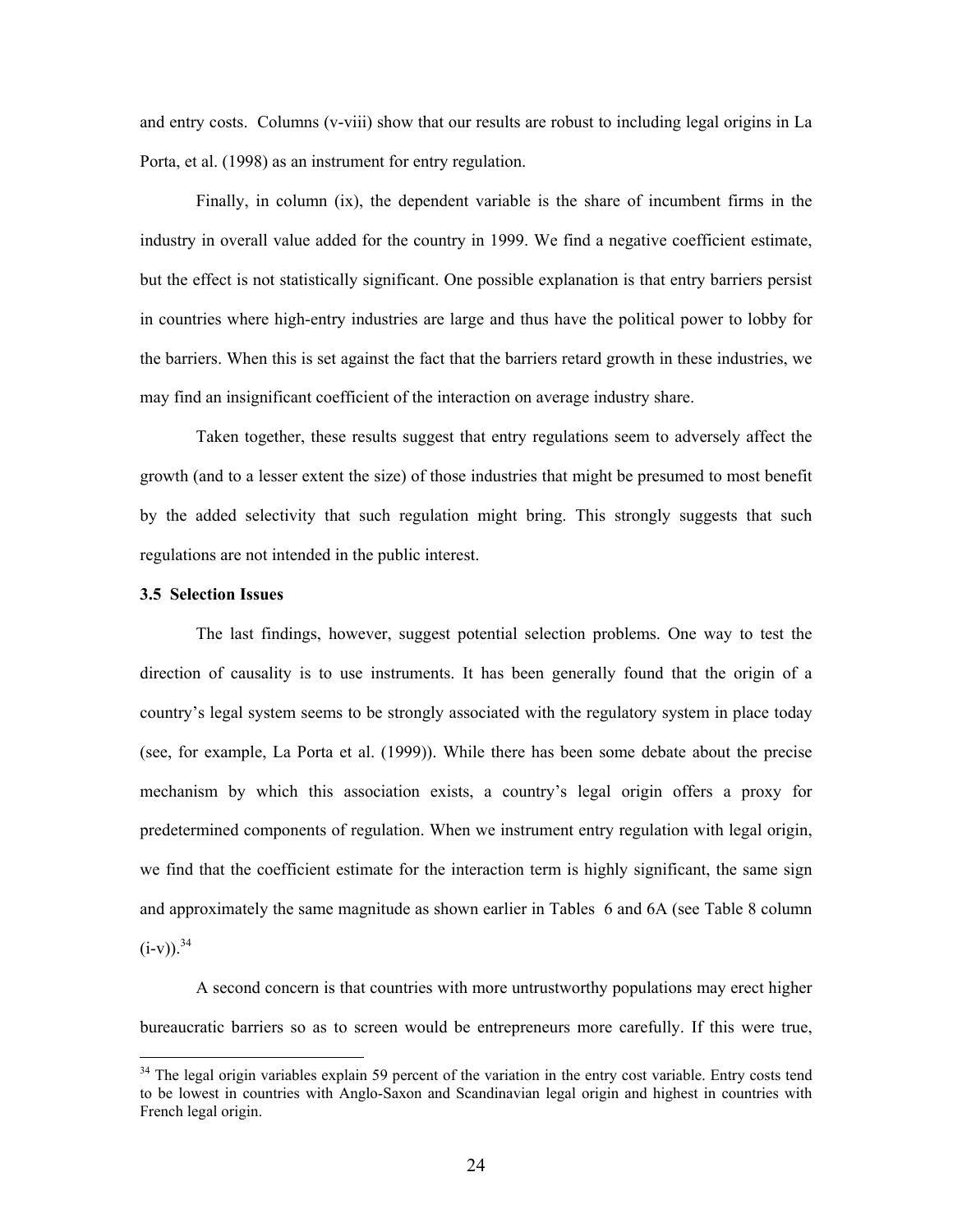and entry costs. Columns (v-viii) show that our results are robust to including legal origins in La Porta, et al. (1998) as an instrument for entry regulation.

Finally, in column (ix), the dependent variable is the share of incumbent firms in the industry in overall value added for the country in 1999. We find a negative coefficient estimate, but the effect is not statistically significant. One possible explanation is that entry barriers persist in countries where high-entry industries are large and thus have the political power to lobby for the barriers. When this is set against the fact that the barriers retard growth in these industries, we may find an insignificant coefficient of the interaction on average industry share.

Taken together, these results suggest that entry regulations seem to adversely affect the growth (and to a lesser extent the size) of those industries that might be presumed to most benefit by the added selectivity that such regulation might bring. This strongly suggests that such regulations are not intended in the public interest.

**3.5 Selection Issues**

The last findings, however, suggest potential selection problems. One way to test the direction of causality is to use instruments. It has been generally found that the origin of a country's legal system seems to be strongly associated with the regulatory system in place today (see, for example, La Porta et al. (1999)). While there has been some debate about the precise mechanism by which this association exists, a country's legal origin offers a proxy for predetermined components of regulation. When we instrument entry regulation with legal origin, we find that the coefficient estimate for the interaction term is highly significant, the same sign and approximately the same magnitude as shown earlier in Tables 6 and 6A (see Table 8 column (i-v)).[34]

A second concern is that countries with more untrustworthy populations may erect higher bureaucratic barriers so as to screen would be entrepreneurs more carefully. If this were true,

[34] The legal origin variables explain 59 percent of the variation in the entry cost variable. Entry costs tend to be lowest in countries with Anglo-Saxon and Scandinavian legal origin and highest in countries with French legal origin.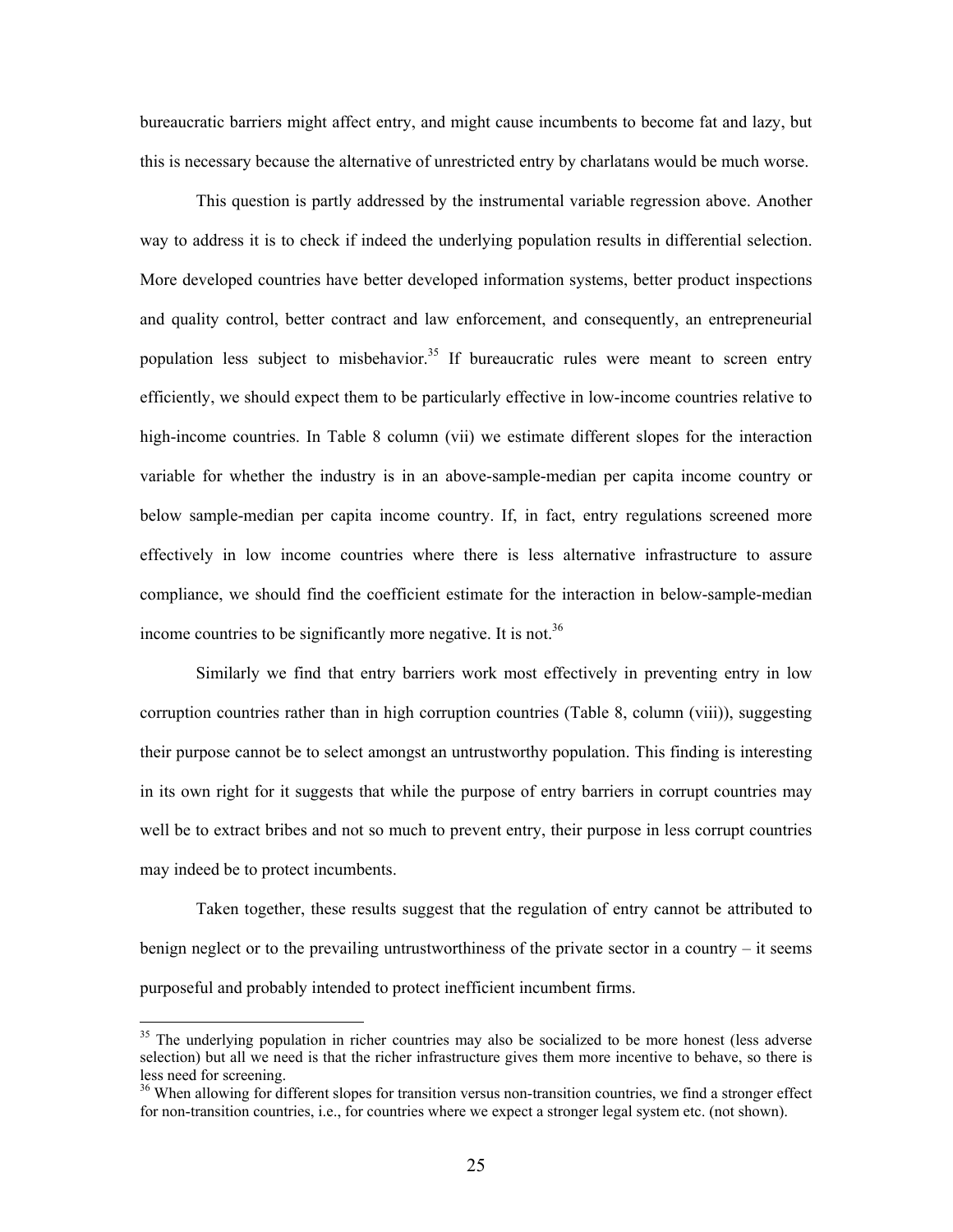bureaucratic barriers might affect entry, and might cause incumbents to become fat and lazy, but this is necessary because the alternative of unrestricted entry by charlatans would be much worse.

This question is partly addressed by the instrumental variable regression above. Another way to address it is to check if indeed the underlying population results in differential selection. More developed countries have better developed information systems, better product inspections and quality control, better contract and law enforcement, and consequently, an entrepreneurial population less subject to misbehavior.[35] If bureaucratic rules were meant to screen entry efficiently, we should expect them to be particularly effective in low-income countries relative to high-income countries. In Table 8 column (vii) we estimate different slopes for the interaction variable for whether the industry is in an above-sample-median per capita income country or below sample-median per capita income country. If, in fact, entry regulations screened more effectively in low income countries where there is less alternative infrastructure to assure compliance, we should find the coefficient estimate for the interaction in below-sample-median income countries to be significantly more negative. It is not.[36]

Similarly we find that entry barriers work most effectively in preventing entry in low corruption countries rather than in high corruption countries (Table 8, column (viii)), suggesting their purpose cannot be to select amongst an untrustworthy population. This finding is interesting in its own right for it suggests that while the purpose of entry barriers in corrupt countries may well be to extract bribes and not so much to prevent entry, their purpose in less corrupt countries may indeed be to protect incumbents.

Taken together, these results suggest that the regulation of entry cannot be attributed to benign neglect or to the prevailing untrustworthiness of the private sector in a country – it seems purposeful and probably intended to protect inefficient incumbent firms.

---

[35] The underlying population in richer countries may also be socialized to be more honest (less adverse selection) but all we need is that the richer infrastructure gives them more incentive to behave, so there is less need for screening.

[36] When allowing for different slopes for transition versus non-transition countries, we find a stronger effect for non-transition countries, i.e., for countries where we expect a stronger legal system etc. (not shown).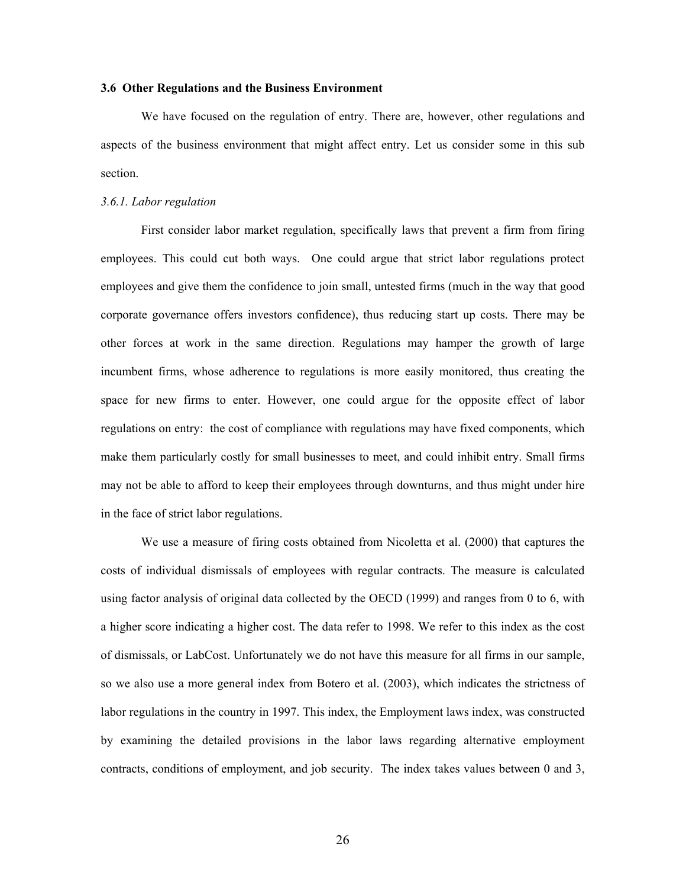### 3.6 Other Regulations and the Business Environment

We have focused on the regulation of entry. There are, however, other regulations and aspects of the business environment that might affect entry. Let us consider some in this sub section.

*3.6.1. Labor regulation*

First consider labor market regulation, specifically laws that prevent a firm from firing employees. This could cut both ways. One could argue that strict labor regulations protect employees and give them the confidence to join small, untested firms (much in the way that good corporate governance offers investors confidence), thus reducing start up costs. There may be other forces at work in the same direction. Regulations may hamper the growth of large incumbent firms, whose adherence to regulations is more easily monitored, thus creating the space for new firms to enter. However, one could argue for the opposite effect of labor regulations on entry: the cost of compliance with regulations may have fixed components, which make them particularly costly for small businesses to meet, and could inhibit entry. Small firms may not be able to afford to keep their employees through downturns, and thus might under hire in the face of strict labor regulations.

We use a measure of firing costs obtained from Nicoletta et al. (2000) that captures the costs of individual dismissals of employees with regular contracts. The measure is calculated using factor analysis of original data collected by the OECD (1999) and ranges from 0 to 6, with a higher score indicating a higher cost. The data refer to 1998. We refer to this index as the cost of dismissals, or LabCost. Unfortunately we do not have this measure for all firms in our sample, so we also use a more general index from Botero et al. (2003), which indicates the strictness of labor regulations in the country in 1997. This index, the Employment laws index, was constructed by examining the detailed provisions in the labor laws regarding alternative employment contracts, conditions of employment, and job security. The index takes values between 0 and 3,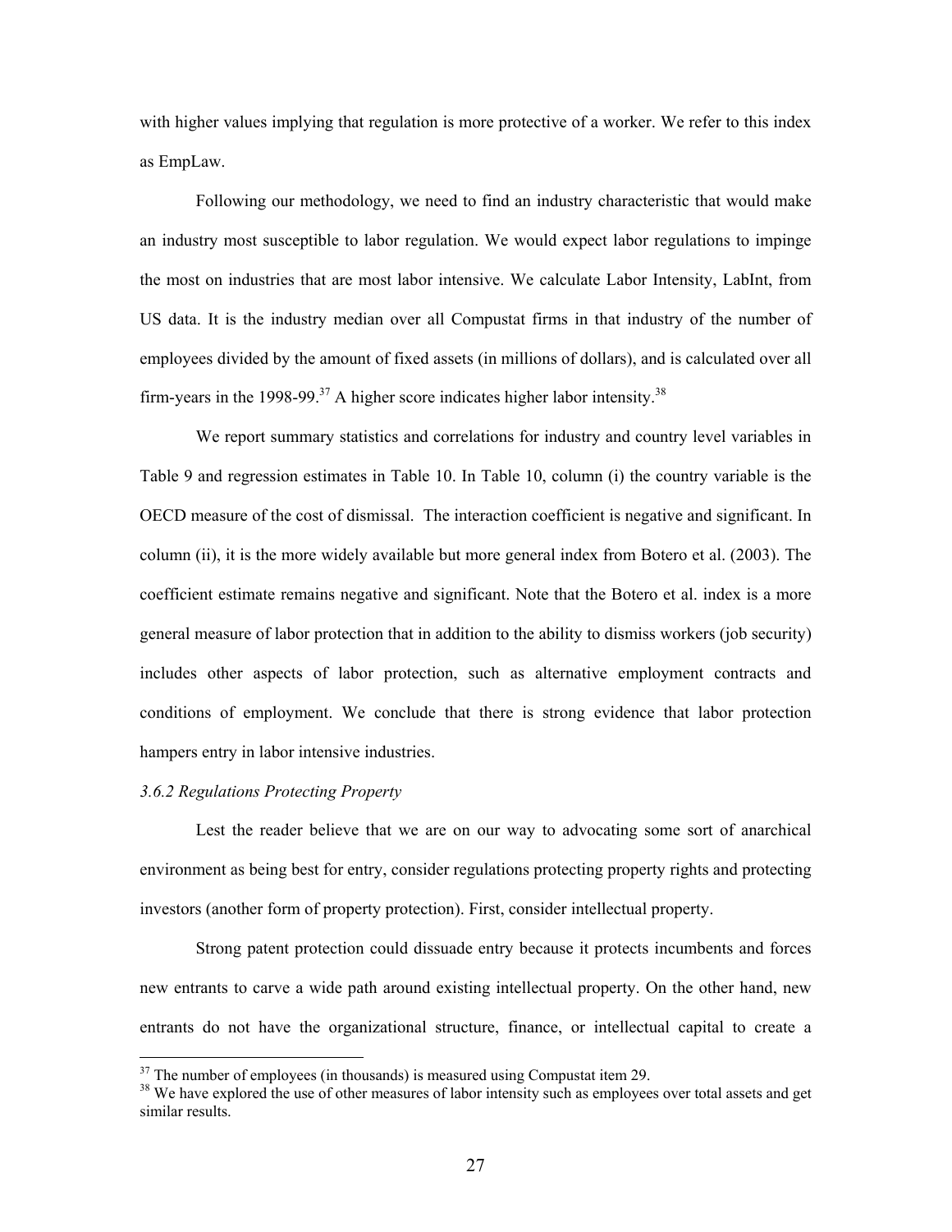with higher values implying that regulation is more protective of a worker. We refer to this index as EmpLaw.

Following our methodology, we need to find an industry characteristic that would make an industry most susceptible to labor regulation. We would expect labor regulations to impinge the most on industries that are most labor intensive. We calculate Labor Intensity, LabInt, from US data. It is the industry median over all Compustat firms in that industry of the number of employees divided by the amount of fixed assets (in millions of dollars), and is calculated over all firm-years in the 1998-99.[37] A higher score indicates higher labor intensity.[38]

We report summary statistics and correlations for industry and country level variables in Table 9 and regression estimates in Table 10. In Table 10, column (i) the country variable is the OECD measure of the cost of dismissal. The interaction coefficient is negative and significant. In column (ii), it is the more widely available but more general index from Botero et al. (2003). The coefficient estimate remains negative and significant. Note that the Botero et al. index is a more general measure of labor protection that in addition to the ability to dismiss workers (job security) includes other aspects of labor protection, such as alternative employment contracts and conditions of employment. We conclude that there is strong evidence that labor protection hampers entry in labor intensive industries.

*3.6.2 Regulations Protecting Property*

Lest the reader believe that we are on our way to advocating some sort of anarchical environment as being best for entry, consider regulations protecting property rights and protecting investors (another form of property protection). First, consider intellectual property.

Strong patent protection could dissuade entry because it protects incumbents and forces new entrants to carve a wide path around existing intellectual property. On the other hand, new entrants do not have the organizational structure, finance, or intellectual capital to create a

---

[37] The number of employees (in thousands) is measured using Compustat item 29.

[38] We have explored the use of other measures of labor intensity such as employees over total assets and get similar results.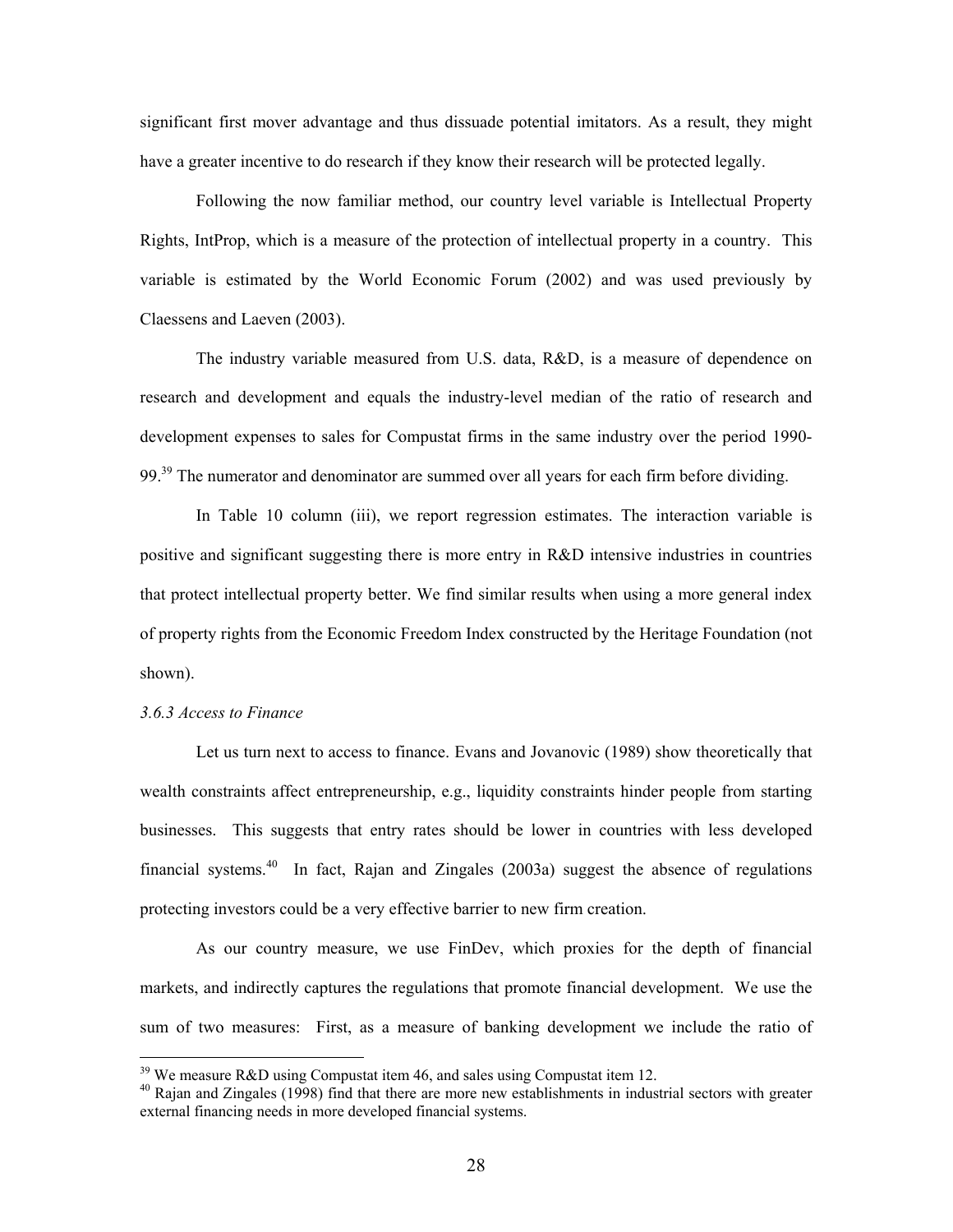significant first mover advantage and thus dissuade potential imitators. As a result, they might have a greater incentive to do research if they know their research will be protected legally.

Following the now familiar method, our country level variable is Intellectual Property Rights, IntProp, which is a measure of the protection of intellectual property in a country. This variable is estimated by the World Economic Forum (2002) and was used previously by Claessens and Laeven (2003).

The industry variable measured from U.S. data, R&D, is a measure of dependence on research and development and equals the industry-level median of the ratio of research and development expenses to sales for Compustat firms in the same industry over the period 1990-99.[39] The numerator and denominator are summed over all years for each firm before dividing.

In Table 10 column (iii), we report regression estimates. The interaction variable is positive and significant suggesting there is more entry in R&D intensive industries in countries that protect intellectual property better. We find similar results when using a more general index of property rights from the Economic Freedom Index constructed by the Heritage Foundation (not shown).

*3.6.3 Access to Finance*

Let us turn next to access to finance. Evans and Jovanovic (1989) show theoretically that wealth constraints affect entrepreneurship, e.g., liquidity constraints hinder people from starting businesses. This suggests that entry rates should be lower in countries with less developed financial systems.[40] In fact, Rajan and Zingales (2003a) suggest the absence of regulations protecting investors could be a very effective barrier to new firm creation.

As our country measure, we use FinDev, which proxies for the depth of financial markets, and indirectly captures the regulations that promote financial development. We use the sum of two measures: First, as a measure of banking development we include the ratio of

---

[39] We measure R&D using Compustat item 46, and sales using Compustat item 12.

[40] Rajan and Zingales (1998) find that there are more new establishments in industrial sectors with greater external financing needs in more developed financial systems.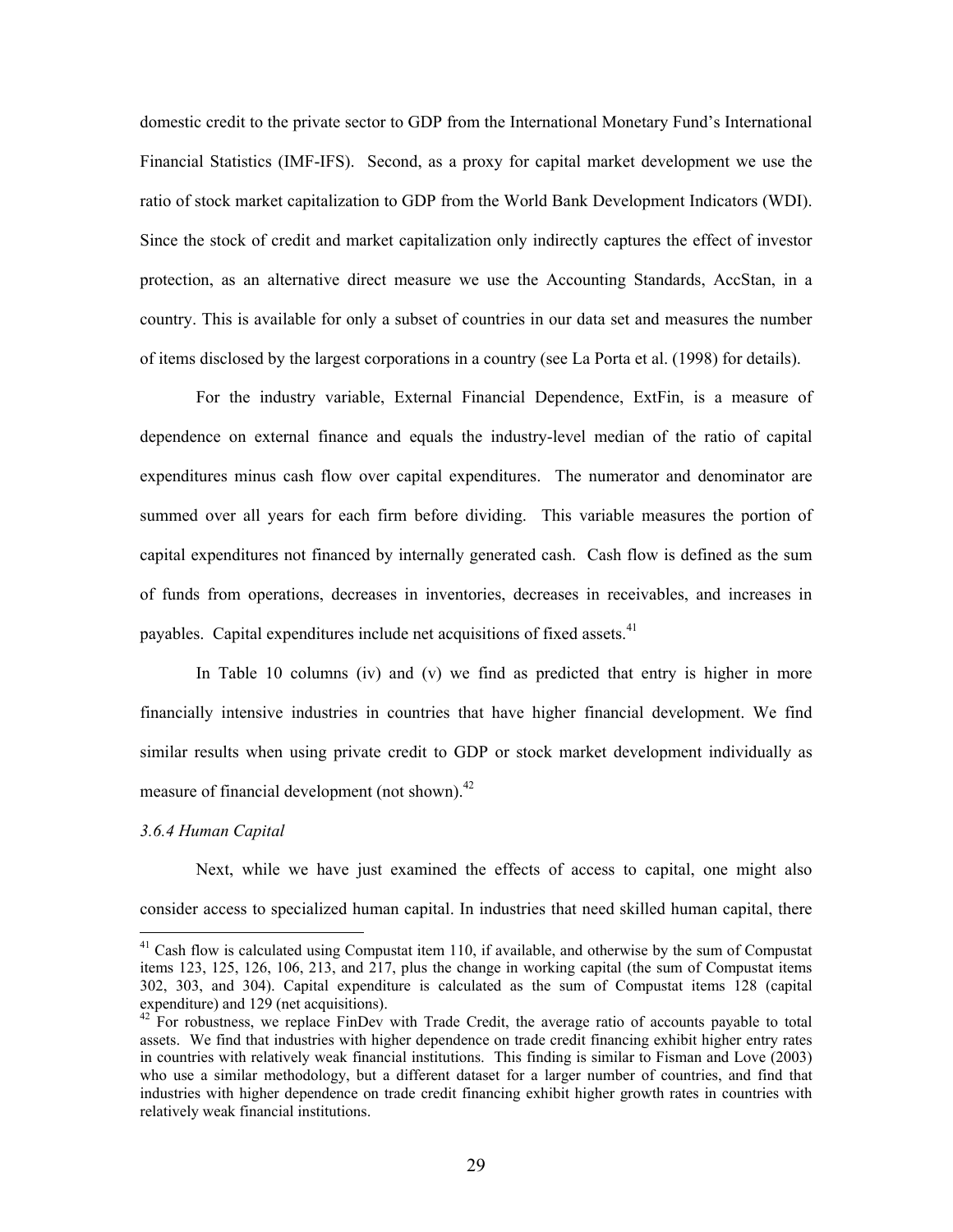domestic credit to the private sector to GDP from the International Monetary Fund's International Financial Statistics (IMF-IFS). Second, as a proxy for capital market development we use the ratio of stock market capitalization to GDP from the World Bank Development Indicators (WDI). Since the stock of credit and market capitalization only indirectly captures the effect of investor protection, as an alternative direct measure we use the Accounting Standards, AccStan, in a country. This is available for only a subset of countries in our data set and measures the number of items disclosed by the largest corporations in a country (see La Porta et al. (1998) for details).

For the industry variable, External Financial Dependence, ExtFin, is a measure of dependence on external finance and equals the industry-level median of the ratio of capital expenditures minus cash flow over capital expenditures. The numerator and denominator are summed over all years for each firm before dividing. This variable measures the portion of capital expenditures not financed by internally generated cash. Cash flow is defined as the sum of funds from operations, decreases in inventories, decreases in receivables, and increases in payables. Capital expenditures include net acquisitions of fixed assets.[41]

In Table 10 columns (iv) and (v) we find as predicted that entry is higher in more financially intensive industries in countries that have higher financial development. We find similar results when using private credit to GDP or stock market development individually as measure of financial development (not shown).[42]

*3.6.4 Human Capital*

Next, while we have just examined the effects of access to capital, one might also consider access to specialized human capital. In industries that need skilled human capital, there

---

[41] Cash flow is calculated using Compustat item 110, if available, and otherwise by the sum of Compustat items 123, 125, 126, 106, 213, and 217, plus the change in working capital (the sum of Compustat items 302, 303, and 304). Capital expenditure is calculated as the sum of Compustat items 128 (capital expenditure) and 129 (net acquisitions).

[42] For robustness, we replace FinDev with Trade Credit, the average ratio of accounts payable to total assets. We find that industries with higher dependence on trade credit financing exhibit higher entry rates in countries with relatively weak financial institutions. This finding is similar to Fisman and Love (2003) who use a similar methodology, but a different dataset for a larger number of countries, and find that industries with higher dependence on trade credit financing exhibit higher growth rates in countries with relatively weak financial institutions.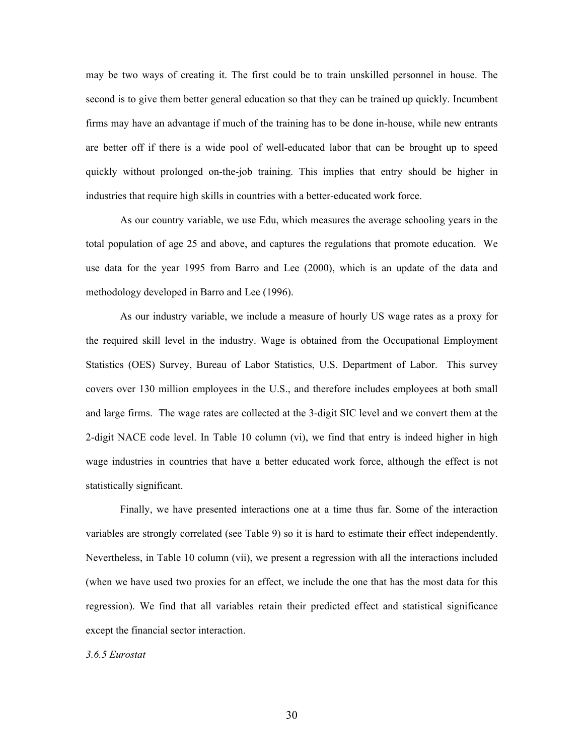may be two ways of creating it. The first could be to train unskilled personnel in house. The second is to give them better general education so that they can be trained up quickly. Incumbent firms may have an advantage if much of the training has to be done in-house, while new entrants are better off if there is a wide pool of well-educated labor that can be brought up to speed quickly without prolonged on-the-job training. This implies that entry should be higher in industries that require high skills in countries with a better-educated work force.

As our country variable, we use Edu, which measures the average schooling years in the total population of age 25 and above, and captures the regulations that promote education. We use data for the year 1995 from Barro and Lee (2000), which is an update of the data and methodology developed in Barro and Lee (1996).

As our industry variable, we include a measure of hourly US wage rates as a proxy for the required skill level in the industry. Wage is obtained from the Occupational Employment Statistics (OES) Survey, Bureau of Labor Statistics, U.S. Department of Labor. This survey covers over 130 million employees in the U.S., and therefore includes employees at both small and large firms. The wage rates are collected at the 3-digit SIC level and we convert them at the 2-digit NACE code level. In Table 10 column (vi), we find that entry is indeed higher in high wage industries in countries that have a better educated work force, although the effect is not statistically significant.

Finally, we have presented interactions one at a time thus far. Some of the interaction variables are strongly correlated (see Table 9) so it is hard to estimate their effect independently. Nevertheless, in Table 10 column (vii), we present a regression with all the interactions included (when we have used two proxies for an effect, we include the one that has the most data for this regression). We find that all variables retain their predicted effect and statistical significance except the financial sector interaction.

*3.6.5 Eurostat*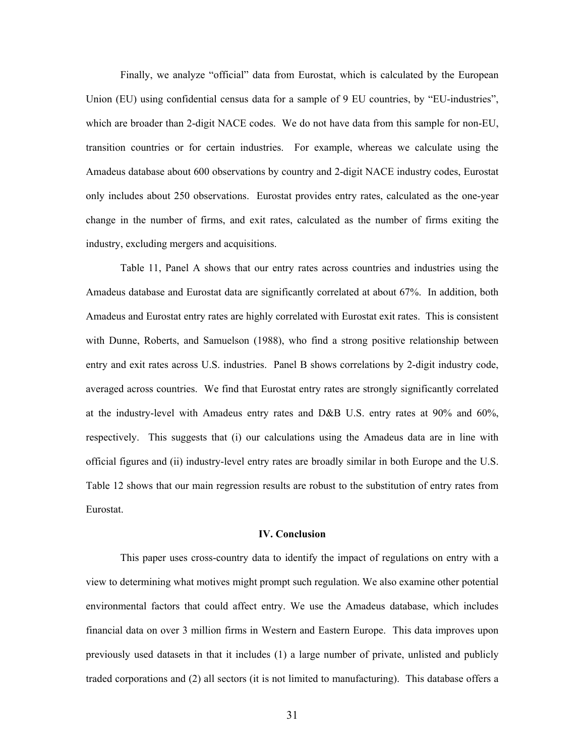Finally, we analyze "official" data from Eurostat, which is calculated by the European Union (EU) using confidential census data for a sample of 9 EU countries, by "EU-industries", which are broader than 2-digit NACE codes. We do not have data from this sample for non-EU, transition countries or for certain industries. For example, whereas we calculate using the Amadeus database about 600 observations by country and 2-digit NACE industry codes, Eurostat only includes about 250 observations. Eurostat provides entry rates, calculated as the one-year change in the number of firms, and exit rates, calculated as the number of firms exiting the industry, excluding mergers and acquisitions.

Table 11, Panel A shows that our entry rates across countries and industries using the Amadeus database and Eurostat data are significantly correlated at about 67%. In addition, both Amadeus and Eurostat entry rates are highly correlated with Eurostat exit rates. This is consistent with Dunne, Roberts, and Samuelson (1988), who find a strong positive relationship between entry and exit rates across U.S. industries. Panel B shows correlations by 2-digit industry code, averaged across countries. We find that Eurostat entry rates are strongly significantly correlated at the industry-level with Amadeus entry rates and D&B U.S. entry rates at 90% and 60%, respectively. This suggests that (i) our calculations using the Amadeus data are in line with official figures and (ii) industry-level entry rates are broadly similar in both Europe and the U.S. Table 12 shows that our main regression results are robust to the substitution of entry rates from Eurostat.

## IV. Conclusion

This paper uses cross-country data to identify the impact of regulations on entry with a view to determining what motives might prompt such regulation. We also examine other potential environmental factors that could affect entry. We use the Amadeus database, which includes financial data on over 3 million firms in Western and Eastern Europe. This data improves upon previously used datasets in that it includes (1) a large number of private, unlisted and publicly traded corporations and (2) all sectors (it is not limited to manufacturing). This database offers a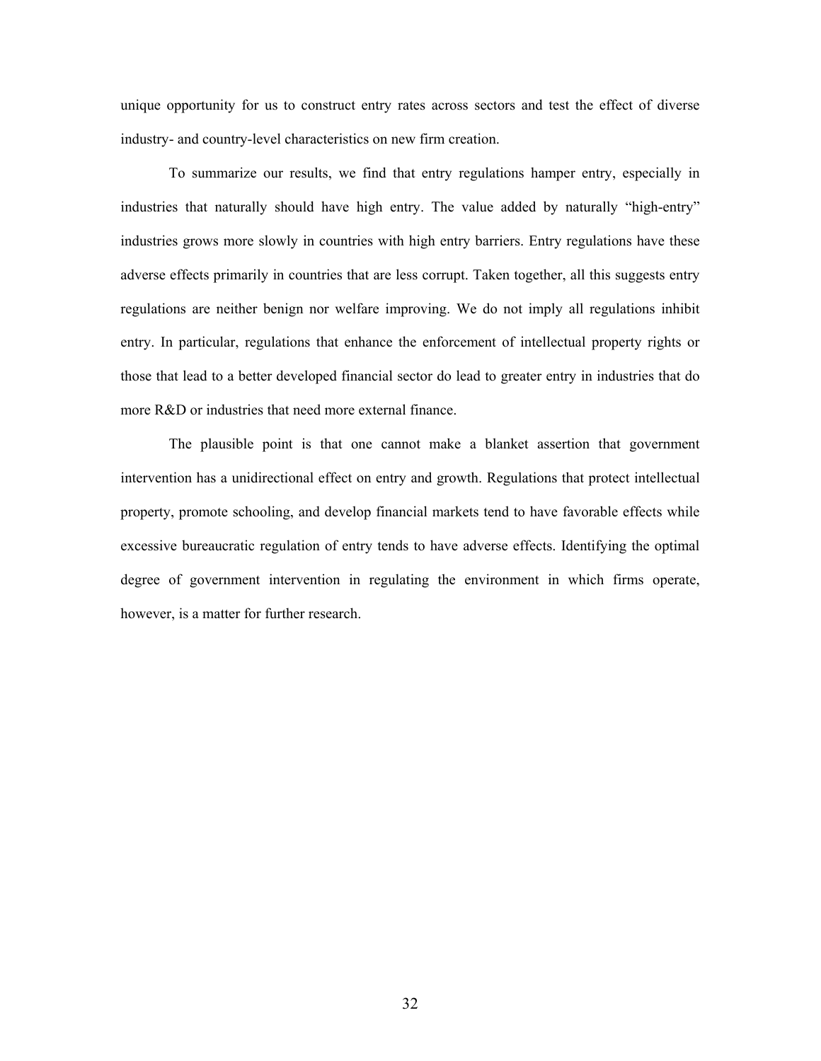unique opportunity for us to construct entry rates across sectors and test the effect of diverse industry- and country-level characteristics on new firm creation.

To summarize our results, we find that entry regulations hamper entry, especially in industries that naturally should have high entry. The value added by naturally "high-entry" industries grows more slowly in countries with high entry barriers. Entry regulations have these adverse effects primarily in countries that are less corrupt. Taken together, all this suggests entry regulations are neither benign nor welfare improving. We do not imply all regulations inhibit entry. In particular, regulations that enhance the enforcement of intellectual property rights or those that lead to a better developed financial sector do lead to greater entry in industries that do more R&D or industries that need more external finance.

The plausible point is that one cannot make a blanket assertion that government intervention has a unidirectional effect on entry and growth. Regulations that protect intellectual property, promote schooling, and develop financial markets tend to have favorable effects while excessive bureaucratic regulation of entry tends to have adverse effects. Identifying the optimal degree of government intervention in regulating the environment in which firms operate, however, is a matter for further research.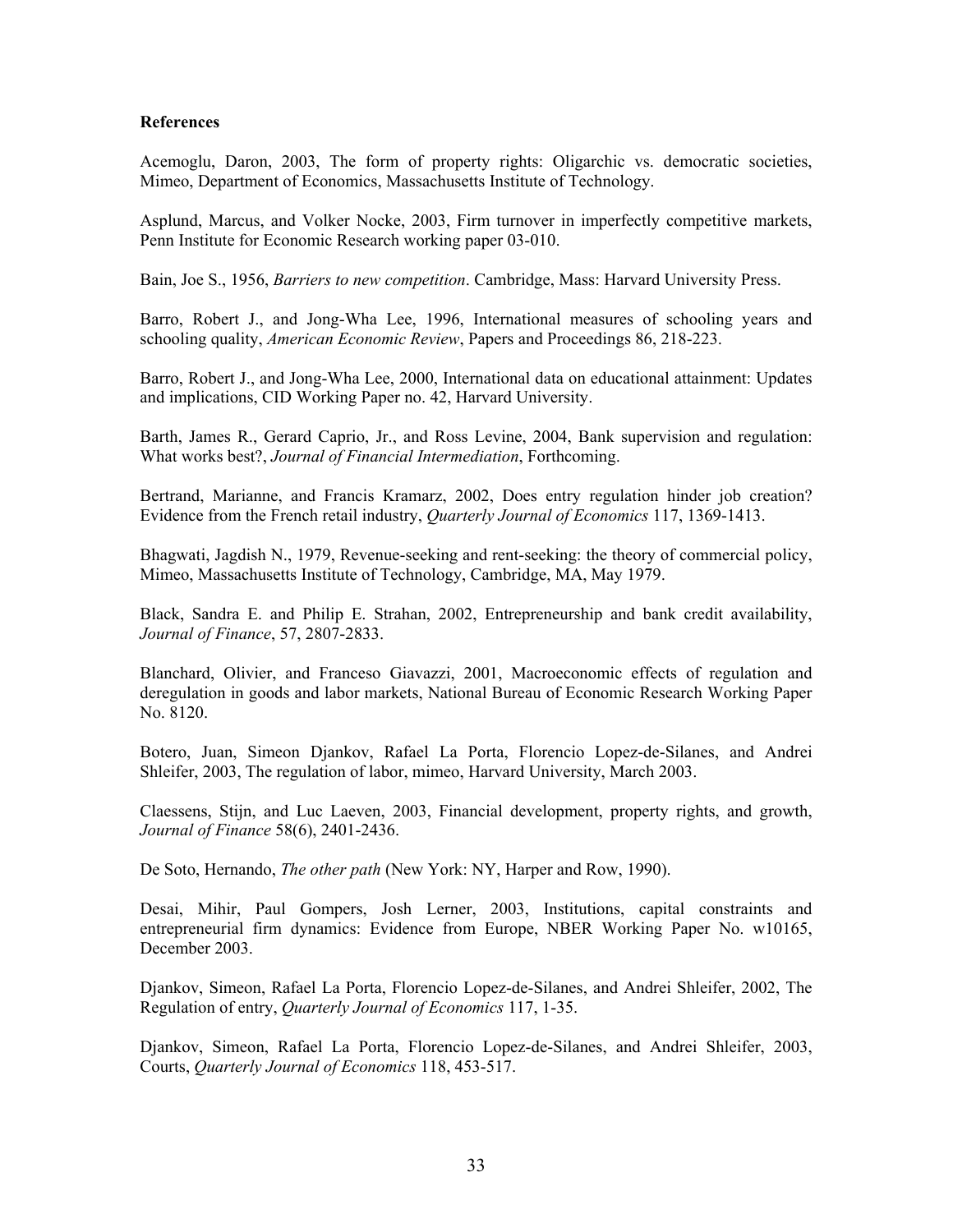**References**

Acemoglu, Daron, 2003, The form of property rights: Oligarchic vs. democratic societies, Mimeo, Department of Economics, Massachusetts Institute of Technology.

Asplund, Marcus, and Volker Nocke, 2003, Firm turnover in imperfectly competitive markets, Penn Institute for Economic Research working paper 03-010.

Bain, Joe S., 1956, *Barriers to new competition*. Cambridge, Mass: Harvard University Press.

Barro, Robert J., and Jong-Wha Lee, 1996, International measures of schooling years and schooling quality, *American Economic Review*, Papers and Proceedings 86, 218-223.

Barro, Robert J., and Jong-Wha Lee, 2000, International data on educational attainment: Updates and implications, CID Working Paper no. 42, Harvard University.

Barth, James R., Gerard Caprio, Jr., and Ross Levine, 2004, Bank supervision and regulation: What works best?, *Journal of Financial Intermediation*, Forthcoming.

Bertrand, Marianne, and Francis Kramarz, 2002, Does entry regulation hinder job creation? Evidence from the French retail industry, *Quarterly Journal of Economics* 117, 1369-1413.

Bhagwati, Jagdish N., 1979, Revenue-seeking and rent-seeking: the theory of commercial policy, Mimeo, Massachusetts Institute of Technology, Cambridge, MA, May 1979.

Black, Sandra E. and Philip E. Strahan, 2002, Entrepreneurship and bank credit availability, *Journal of Finance*, 57, 2807-2833.

Blanchard, Olivier, and Franceso Giavazzi, 2001, Macroeconomic effects of regulation and deregulation in goods and labor markets, National Bureau of Economic Research Working Paper No. 8120.

Botero, Juan, Simeon Djankov, Rafael La Porta, Florencio Lopez-de-Silanes, and Andrei Shleifer, 2003, The regulation of labor, mimeo, Harvard University, March 2003.

Claessens, Stijn, and Luc Laeven, 2003, Financial development, property rights, and growth, *Journal of Finance* 58(6), 2401-2436.

De Soto, Hernando, *The other path* (New York: NY, Harper and Row, 1990).

Desai, Mihir, Paul Gompers, Josh Lerner, 2003, Institutions, capital constraints and entrepreneurial firm dynamics: Evidence from Europe, NBER Working Paper No. w10165, December 2003.

Djankov, Simeon, Rafael La Porta, Florencio Lopez-de-Silanes, and Andrei Shleifer, 2002, The Regulation of entry, *Quarterly Journal of Economics* 117, 1-35.

Djankov, Simeon, Rafael La Porta, Florencio Lopez-de-Silanes, and Andrei Shleifer, 2003, Courts, *Quarterly Journal of Economics* 118, 453-517.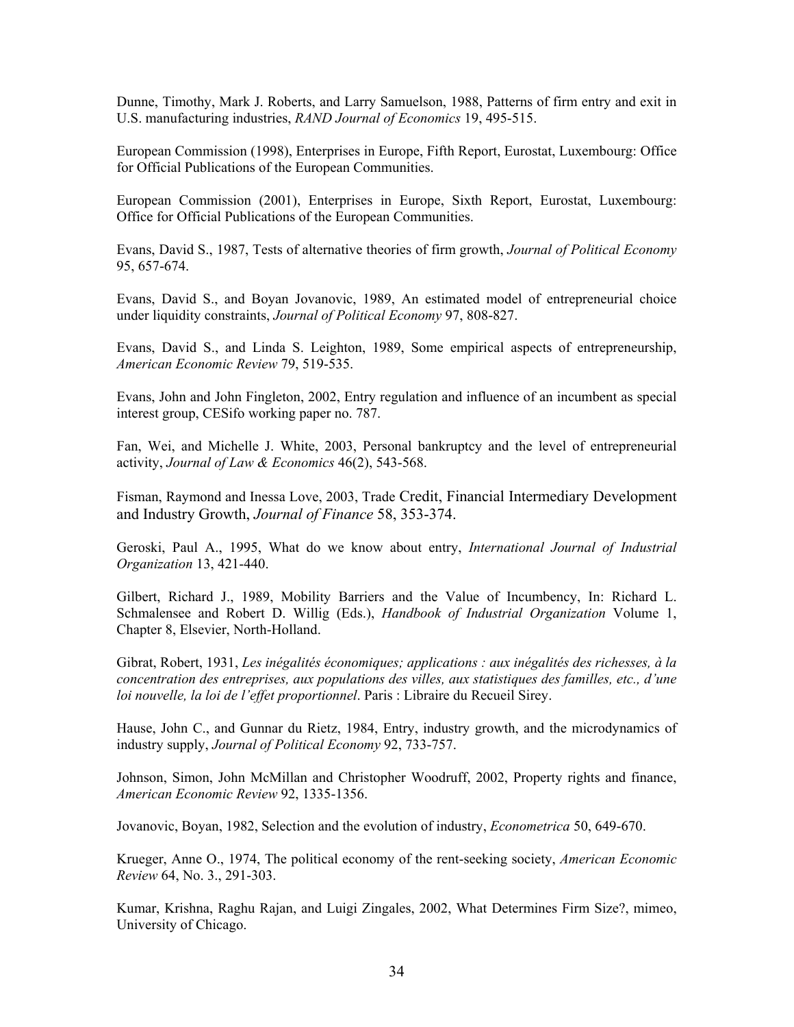Dunne, Timothy, Mark J. Roberts, and Larry Samuelson, 1988, Patterns of firm entry and exit in U.S. manufacturing industries, *RAND Journal of Economics* 19, 495-515.

European Commission (1998), Enterprises in Europe, Fifth Report, Eurostat, Luxembourg: Office for Official Publications of the European Communities.

European Commission (2001), Enterprises in Europe, Sixth Report, Eurostat, Luxembourg: Office for Official Publications of the European Communities.

Evans, David S., 1987, Tests of alternative theories of firm growth, *Journal of Political Economy* 95, 657-674.

Evans, David S., and Boyan Jovanovic, 1989, An estimated model of entrepreneurial choice under liquidity constraints, *Journal of Political Economy* 97, 808-827.

Evans, David S., and Linda S. Leighton, 1989, Some empirical aspects of entrepreneurship, *American Economic Review* 79, 519-535.

Evans, John and John Fingleton, 2002, Entry regulation and influence of an incumbent as special interest group, CESifo working paper no. 787.

Fan, Wei, and Michelle J. White, 2003, Personal bankruptcy and the level of entrepreneurial activity, *Journal of Law & Economics* 46(2), 543-568.

Fisman, Raymond and Inessa Love, 2003, Trade Credit, Financial Intermediary Development and Industry Growth, *Journal of Finance* 58, 353-374.

Geroski, Paul A., 1995, What do we know about entry, *International Journal of Industrial Organization* 13, 421-440.

Gilbert, Richard J., 1989, Mobility Barriers and the Value of Incumbency, In: Richard L. Schmalensee and Robert D. Willig (Eds.), *Handbook of Industrial Organization* Volume 1, Chapter 8, Elsevier, North-Holland.

Gibrat, Robert, 1931, *Les inégalités économiques; applications : aux inégalités des richesses, à la concentration des entreprises, aux populations des villes, aux statistiques des familles, etc., d'une loi nouvelle, la loi de l'effet proportionnel*. Paris : Libraire du Recueil Sirey.

Hause, John C., and Gunnar du Rietz, 1984, Entry, industry growth, and the microdynamics of industry supply, *Journal of Political Economy* 92, 733-757.

Johnson, Simon, John McMillan and Christopher Woodruff, 2002, Property rights and finance, *American Economic Review* 92, 1335-1356.

Jovanovic, Boyan, 1982, Selection and the evolution of industry, *Econometrica* 50, 649-670.

Krueger, Anne O., 1974, The political economy of the rent-seeking society, *American Economic Review* 64, No. 3., 291-303.

Kumar, Krishna, Raghu Rajan, and Luigi Zingales, 2002, What Determines Firm Size?, mimeo, University of Chicago.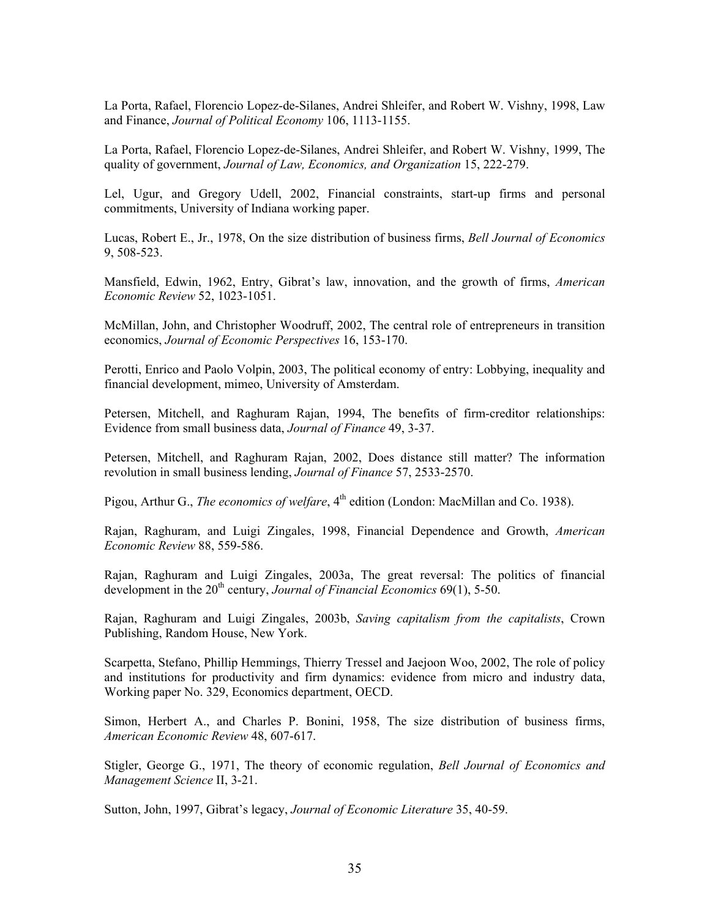La Porta, Rafael, Florencio Lopez-de-Silanes, Andrei Shleifer, and Robert W. Vishny, 1998, Law and Finance, *Journal of Political Economy* 106, 1113-1155.

La Porta, Rafael, Florencio Lopez-de-Silanes, Andrei Shleifer, and Robert W. Vishny, 1999, The quality of government, *Journal of Law, Economics, and Organization* 15, 222-279.

Lel, Ugur, and Gregory Udell, 2002, Financial constraints, start-up firms and personal commitments, University of Indiana working paper.

Lucas, Robert E., Jr., 1978, On the size distribution of business firms, *Bell Journal of Economics* 9, 508-523.

Mansfield, Edwin, 1962, Entry, Gibrat's law, innovation, and the growth of firms, *American Economic Review* 52, 1023-1051.

McMillan, John, and Christopher Woodruff, 2002, The central role of entrepreneurs in transition economics, *Journal of Economic Perspectives* 16, 153-170.

Perotti, Enrico and Paolo Volpin, 2003, The political economy of entry: Lobbying, inequality and financial development, mimeo, University of Amsterdam.

Petersen, Mitchell, and Raghuram Rajan, 1994, The benefits of firm-creditor relationships: Evidence from small business data, *Journal of Finance* 49, 3-37.

Petersen, Mitchell, and Raghuram Rajan, 2002, Does distance still matter? The information revolution in small business lending, *Journal of Finance* 57, 2533-2570.

Pigou, Arthur G., *The economics of welfare*, 4th edition (London: MacMillan and Co. 1938).

Rajan, Raghuram, and Luigi Zingales, 1998, Financial Dependence and Growth, *American Economic Review* 88, 559-586.

Rajan, Raghuram and Luigi Zingales, 2003a, The great reversal: The politics of financial development in the 20th century, *Journal of Financial Economics* 69(1), 5-50.

Rajan, Raghuram and Luigi Zingales, 2003b, *Saving capitalism from the capitalists*, Crown Publishing, Random House, New York.

Scarpetta, Stefano, Phillip Hemmings, Thierry Tressel and Jaejoon Woo, 2002, The role of policy and institutions for productivity and firm dynamics: evidence from micro and industry data, Working paper No. 329, Economics department, OECD.

Simon, Herbert A., and Charles P. Bonini, 1958, The size distribution of business firms, *American Economic Review* 48, 607-617.

Stigler, George G., 1971, The theory of economic regulation, *Bell Journal of Economics and Management Science* II, 3-21.

Sutton, John, 1997, Gibrat's legacy, *Journal of Economic Literature* 35, 40-59.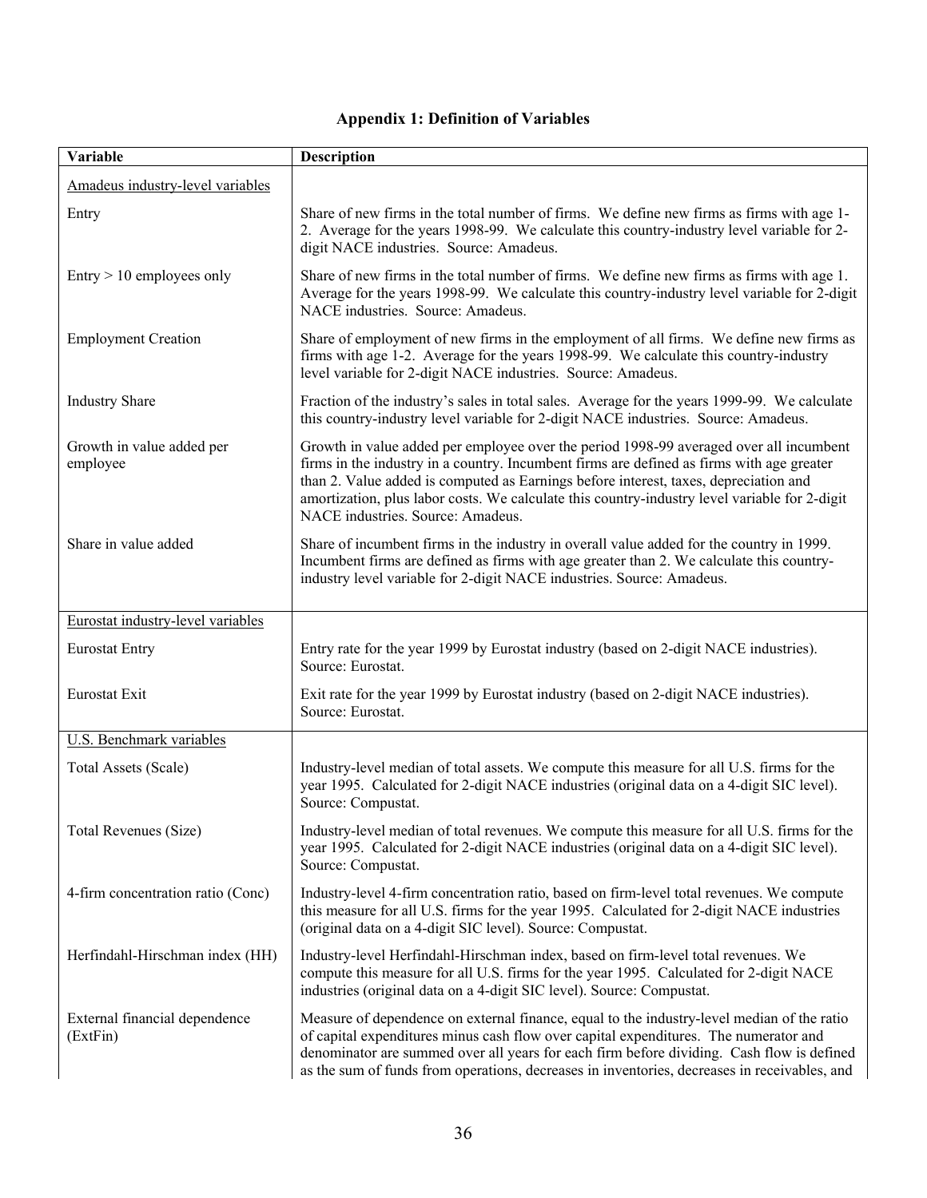## Appendix 1: Definition of Variables

| Variable | Description |
| --- | --- |
| Amadeus industry-level variables | |
| Entry | Share of new firms in the total number of firms. We define new firms as firms with age 1-2. Average for the years 1998-99. We calculate this country-industry level variable for 2-digit NACE industries. Source: Amadeus. |
| Entry > 10 employees only | Share of new firms in the total number of firms. We define new firms as firms with age 1. Average for the years 1998-99. We calculate this country-industry level variable for 2-digit NACE industries. Source: Amadeus. |
| Employment Creation | Share of employment of new firms in the employment of all firms. We define new firms as firms with age 1-2. Average for the years 1998-99. We calculate this country-industry level variable for 2-digit NACE industries. Source: Amadeus. |
| Industry Share | Fraction of the industry's sales in total sales. Average for the years 1999-99. We calculate this country-industry level variable for 2-digit NACE industries. Source: Amadeus. |
| Growth in value added per employee | Growth in value added per employee over the period 1998-99 averaged over all incumbent firms in the industry in a country. Incumbent firms are defined as firms with age greater than 2. Value added is computed as Earnings before interest, taxes, depreciation and amortization, plus labor costs. We calculate this country-industry level variable for 2-digit NACE industries. Source: Amadeus. |
| Share in value added | Share of incumbent firms in the industry in overall value added for the country in 1999. Incumbent firms are defined as firms with age greater than 2. We calculate this country-industry level variable for 2-digit NACE industries. Source: Amadeus. |
| Eurostat industry-level variables | |
| Eurostat Entry | Entry rate for the year 1999 by Eurostat industry (based on 2-digit NACE industries). Source: Eurostat. |
| Eurostat Exit | Exit rate for the year 1999 by Eurostat industry (based on 2-digit NACE industries). Source: Eurostat. |
| U.S. Benchmark variables | |
| Total Assets (Scale) | Industry-level median of total assets. We compute this measure for all U.S. firms for the year 1995. Calculated for 2-digit NACE industries (original data on a 4-digit SIC level). Source: Compustat. |
| Total Revenues (Size) | Industry-level median of total revenues. We compute this measure for all U.S. firms for the year 1995. Calculated for 2-digit NACE industries (original data on a 4-digit SIC level). Source: Compustat. |
| 4-firm concentration ratio (Conc) | Industry-level 4-firm concentration ratio, based on firm-level total revenues. We compute this measure for all U.S. firms for the year 1995. Calculated for 2-digit NACE industries (original data on a 4-digit SIC level). Source: Compustat. |
| Herfindahl-Hirschman index (HH) | Industry-level Herfindahl-Hirschman index, based on firm-level total revenues. We compute this measure for all U.S. firms for the year 1995. Calculated for 2-digit NACE industries (original data on a 4-digit SIC level). Source: Compustat. |
| External financial dependence (ExtFin) | Measure of dependence on external finance, equal to the industry-level median of the ratio of capital expenditures minus cash flow over capital expenditures. The numerator and denominator are summed over all years for each firm before dividing. Cash flow is defined as the sum of funds from operations, decreases in inventories, decreases in receivables, and |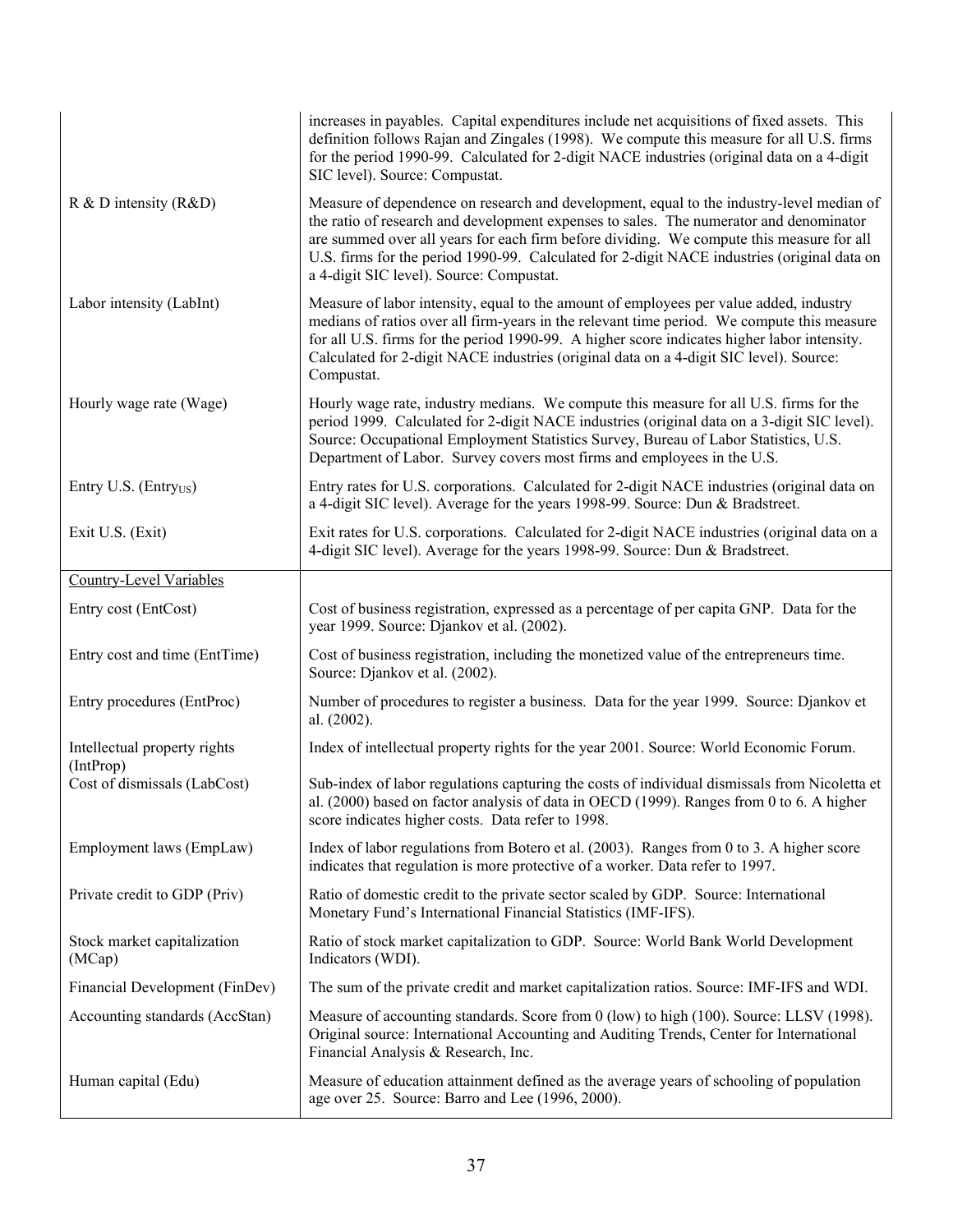| | |
|---|---|
| | increases in payables. Capital expenditures include net acquisitions of fixed assets. This definition follows Rajan and Zingales (1998). We compute this measure for all U.S. firms for the period 1990-99. Calculated for 2-digit NACE industries (original data on a 4-digit SIC level). Source: Compustat. |
| R & D intensity (R&D) | Measure of dependence on research and development, equal to the industry-level median of the ratio of research and development expenses to sales. The numerator and denominator are summed over all years for each firm before dividing. We compute this measure for all U.S. firms for the period 1990-99. Calculated for 2-digit NACE industries (original data on a 4-digit SIC level). Source: Compustat. |
| Labor intensity (LabInt) | Measure of labor intensity, equal to the amount of employees per value added, industry medians of ratios over all firm-years in the relevant time period. We compute this measure for all U.S. firms for the period 1990-99. A higher score indicates higher labor intensity. Calculated for 2-digit NACE industries (original data on a 4-digit SIC level). Source: Compustat. |
| Hourly wage rate (Wage) | Hourly wage rate, industry medians. We compute this measure for all U.S. firms for the period 1999. Calculated for 2-digit NACE industries (original data on a 3-digit SIC level). Source: Occupational Employment Statistics Survey, Bureau of Labor Statistics, U.S. Department of Labor. Survey covers most firms and employees in the U.S. |
| Entry U.S. ($Entry_{US}$) | Entry rates for U.S. corporations. Calculated for 2-digit NACE industries (original data on a 4-digit SIC level). Average for the years 1998-99. Source: Dun & Bradstreet. |
| Exit U.S. (Exit) | Exit rates for U.S. corporations. Calculated for 2-digit NACE industries (original data on a 4-digit SIC level). Average for the years 1998-99. Source: Dun & Bradstreet. |
| Country-Level Variables | |
| Entry cost (EntCost) | Cost of business registration, expressed as a percentage of per capita GNP. Data for the year 1999. Source: Djankov et al. (2002). |
| Entry cost and time (EntTime) | Cost of business registration, including the monetized value of the entrepreneurs time. Source: Djankov et al. (2002). |
| Entry procedures (EntProc) | Number of procedures to register a business. Data for the year 1999. Source: Djankov et al. (2002). |
| Intellectual property rights (IntProp) | Index of intellectual property rights for the year 2001. Source: World Economic Forum. |
| Cost of dismissals (LabCost) | Sub-index of labor regulations capturing the costs of individual dismissals from Nicoletta et al. (2000) based on factor analysis of data in OECD (1999). Ranges from 0 to 6. A higher score indicates higher costs. Data refer to 1998. |
| Employment laws (EmpLaw) | Index of labor regulations from Botero et al. (2003). Ranges from 0 to 3. A higher score indicates that regulation is more protective of a worker. Data refer to 1997. |
| Private credit to GDP (Priv) | Ratio of domestic credit to the private sector scaled by GDP. Source: International Monetary Fund's International Financial Statistics (IMF-IFS). |
| Stock market capitalization (MCap) | Ratio of stock market capitalization to GDP. Source: World Bank World Development Indicators (WDI). |
| Financial Development (FinDev) | The sum of the private credit and market capitalization ratios. Source: IMF-IFS and WDI. |
| Accounting standards (AccStan) | Measure of accounting standards. Score from 0 (low) to high (100). Source: LLSV (1998). Original source: International Accounting and Auditing Trends, Center for International Financial Analysis & Research, Inc. |
| Human capital (Edu) | Measure of education attainment defined as the average years of schooling of population age over 25. Source: Barro and Lee (1996, 2000). |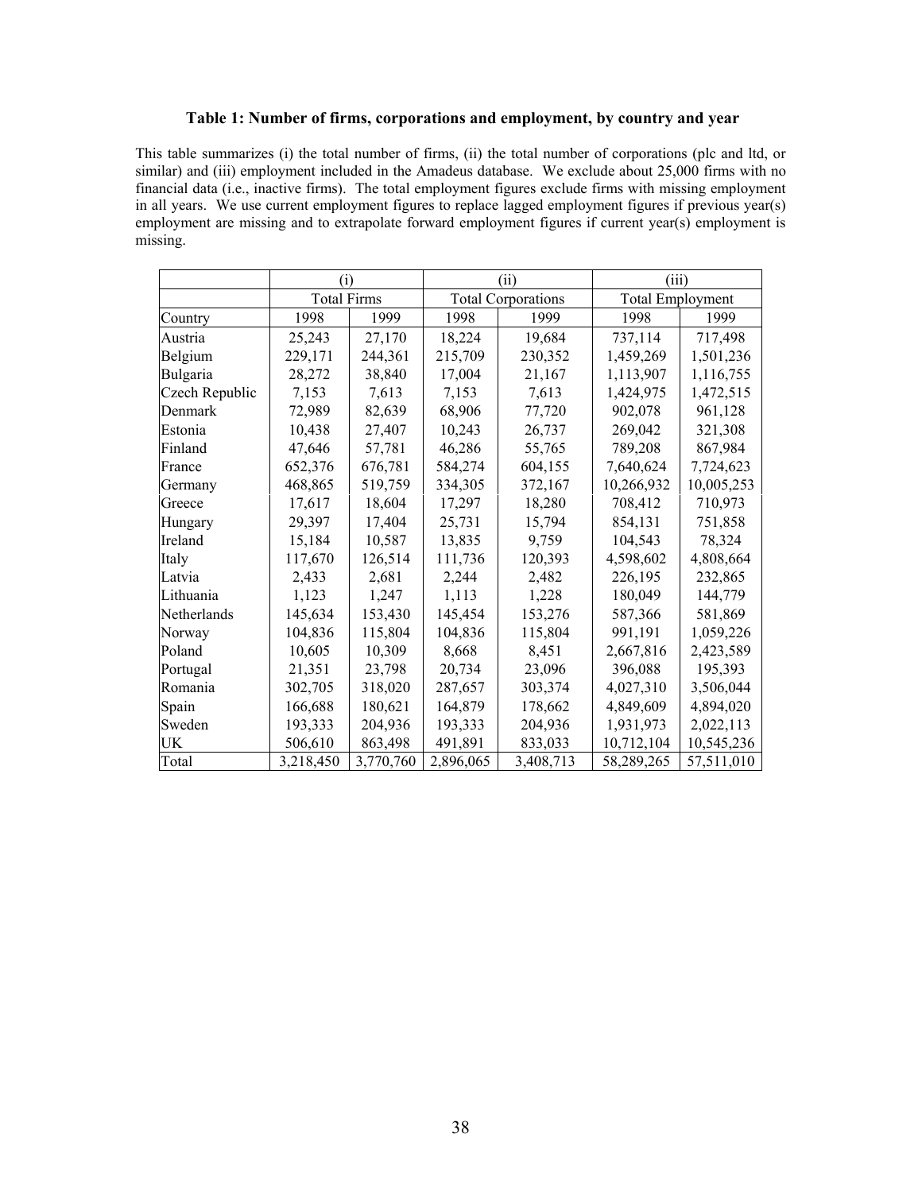**Table 1: Number of firms, corporations and employment, by country and year**

This table summarizes (i) the total number of firms, (ii) the total number of corporations (plc and ltd, or similar) and (iii) employment included in the Amadeus database. We exclude about 25,000 firms with no financial data (i.e., inactive firms). The total employment figures exclude firms with missing employment in all years. We use current employment figures to replace lagged employment figures if previous year(s) employment are missing and to extrapolate forward employment figures if current year(s) employment is missing.

| | (i) | | (ii) | | (iii) | |
|---|---|---|---|---|---|---|
| | Total Firms | | Total Corporations | | Total Employment | |
| Country | 1998 | 1999 | 1998 | 1999 | 1998 | 1999 |
| Austria | 25,243 | 27,170 | 18,224 | 19,684 | 737,114 | 717,498 |
| Belgium | 229,171 | 244,361 | 215,709 | 230,352 | 1,459,269 | 1,501,236 |
| Bulgaria | 28,272 | 38,840 | 17,004 | 21,167 | 1,113,907 | 1,116,755 |
| Czech Republic | 7,153 | 7,613 | 7,153 | 7,613 | 1,424,975 | 1,472,515 |
| Denmark | 72,989 | 82,639 | 68,906 | 77,720 | 902,078 | 961,128 |
| Estonia | 10,438 | 27,407 | 10,243 | 26,737 | 269,042 | 321,308 |
| Finland | 47,646 | 57,781 | 46,286 | 55,765 | 789,208 | 867,984 |
| France | 652,376 | 676,781 | 584,274 | 604,155 | 7,640,624 | 7,724,623 |
| Germany | 468,865 | 519,759 | 334,305 | 372,167 | 10,266,932 | 10,005,253 |
| Greece | 17,617 | 18,604 | 17,297 | 18,280 | 708,412 | 710,973 |
| Hungary | 29,397 | 17,404 | 25,731 | 15,794 | 854,131 | 751,858 |
| Ireland | 15,184 | 10,587 | 13,835 | 9,759 | 104,543 | 78,324 |
| Italy | 117,670 | 126,514 | 111,736 | 120,393 | 4,598,602 | 4,808,664 |
| Latvia | 2,433 | 2,681 | 2,244 | 2,482 | 226,195 | 232,865 |
| Lithuania | 1,123 | 1,247 | 1,113 | 1,228 | 180,049 | 144,779 |
| Netherlands | 145,634 | 153,430 | 145,454 | 153,276 | 587,366 | 581,869 |
| Norway | 104,836 | 115,804 | 104,836 | 115,804 | 991,191 | 1,059,226 |
| Poland | 10,605 | 10,309 | 8,668 | 8,451 | 2,667,816 | 2,423,589 |
| Portugal | 21,351 | 23,798 | 20,734 | 23,096 | 396,088 | 195,393 |
| Romania | 302,705 | 318,020 | 287,657 | 303,374 | 4,027,310 | 3,506,044 |
| Spain | 166,688 | 180,621 | 164,879 | 178,662 | 4,849,609 | 4,894,020 |
| Sweden | 193,333 | 204,936 | 193,333 | 204,936 | 1,931,973 | 2,022,113 |
| UK | 506,610 | 863,498 | 491,891 | 833,033 | 10,712,104 | 10,545,236 |
| Total | 3,218,450 | 3,770,760 | 2,896,065 | 3,408,713 | 58,289,265 | 57,511,010 |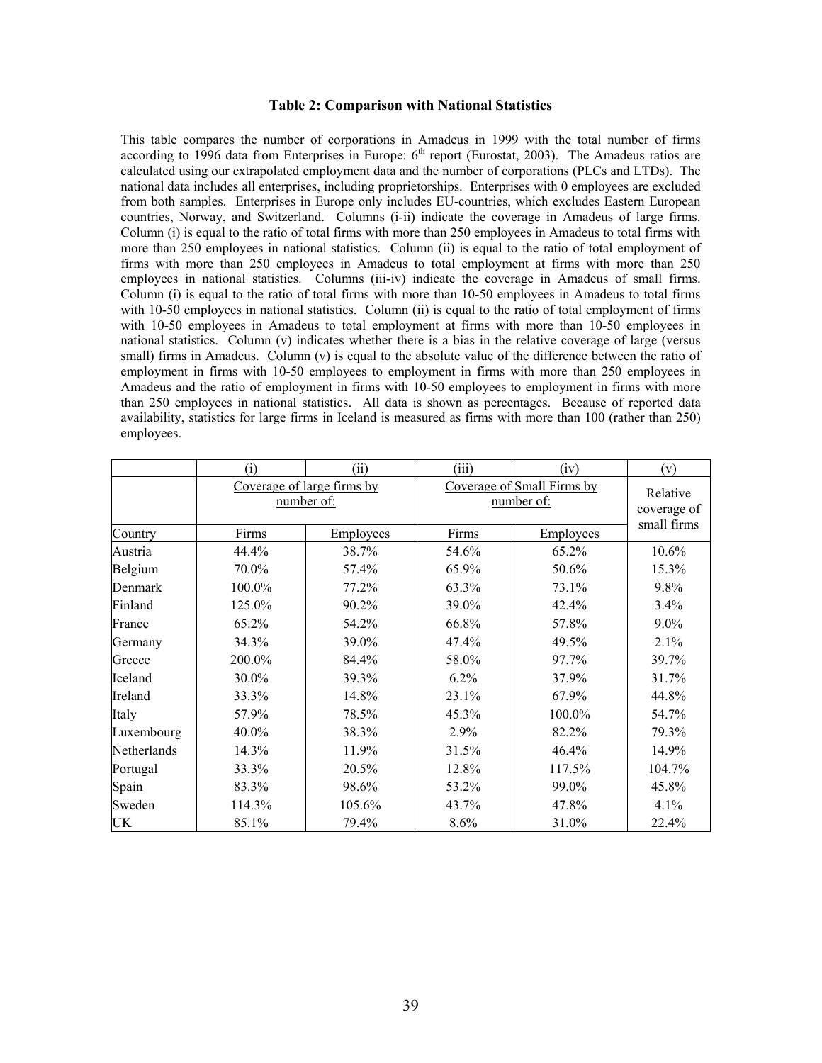### Table 2: Comparison with National Statistics

This table compares the number of corporations in Amadeus in 1999 with the total number of firms according to 1996 data from Enterprises in Europe: 6th report (Eurostat, 2003). The Amadeus ratios are calculated using our extrapolated employment data and the number of corporations (PLCs and LTDs). The national data includes all enterprises, including proprietorships. Enterprises with 0 employees are excluded from both samples. Enterprises in Europe only includes EU-countries, which excludes Eastern European countries, Norway, and Switzerland. Columns (i-ii) indicate the coverage in Amadeus of large firms. Column (i) is equal to the ratio of total firms with more than 250 employees in Amadeus to total firms with more than 250 employees in national statistics. Column (ii) is equal to the ratio of total employment of firms with more than 250 employees in Amadeus to total employment at firms with more than 250 employees in national statistics. Columns (iii-iv) indicate the coverage in Amadeus of small firms. Column (i) is equal to the ratio of total firms with more than 10-50 employees in Amadeus to total firms with 10-50 employees in national statistics. Column (ii) is equal to the ratio of total employment of firms with 10-50 employees in Amadeus to total employment at firms with more than 10-50 employees in national statistics. Column (v) indicates whether there is a bias in the relative coverage of large (versus small) firms in Amadeus. Column (v) is equal to the absolute value of the difference between the ratio of employment in firms with 10-50 employees to employment in firms with more than 250 employees in Amadeus and the ratio of employment in firms with 10-50 employees to employment in firms with more than 250 employees in national statistics. All data is shown as percentages. Because of reported data availability, statistics for large firms in Iceland is measured as firms with more than 100 (rather than 250) employees.

| | (i) | (ii) | (iii) | (iv) | (v) |
|---|---|---|---|---|---|
| | Coverage of large firms by number of: | | Coverage of Small Firms by number of: | | Relative coverage of small firms |
| Country | Firms | Employees | Firms | Employees | |
| Austria | 44.4% | 38.7% | 54.6% | 65.2% | 10.6% |
| Belgium | 70.0% | 57.4% | 65.9% | 50.6% | 15.3% |
| Denmark | 100.0% | 77.2% | 63.3% | 73.1% | 9.8% |
| Finland | 125.0% | 90.2% | 39.0% | 42.4% | 3.4% |
| France | 65.2% | 54.2% | 66.8% | 57.8% | 9.0% |
| Germany | 34.3% | 39.0% | 47.4% | 49.5% | 2.1% |
| Greece | 200.0% | 84.4% | 58.0% | 97.7% | 39.7% |
| Iceland | 30.0% | 39.3% | 6.2% | 37.9% | 31.7% |
| Ireland | 33.3% | 14.8% | 23.1% | 67.9% | 44.8% |
| Italy | 57.9% | 78.5% | 45.3% | 100.0% | 54.7% |
| Luxembourg | 40.0% | 38.3% | 2.9% | 82.2% | 79.3% |
| Netherlands | 14.3% | 11.9% | 31.5% | 46.4% | 14.9% |
| Portugal | 33.3% | 20.5% | 12.8% | 117.5% | 104.7% |
| Spain | 83.3% | 98.6% | 53.2% | 99.0% | 45.8% |
| Sweden | 114.3% | 105.6% | 43.7% | 47.8% | 4.1% |
| UK | 85.1% | 79.4% | 8.6% | 31.0% | 22.4% |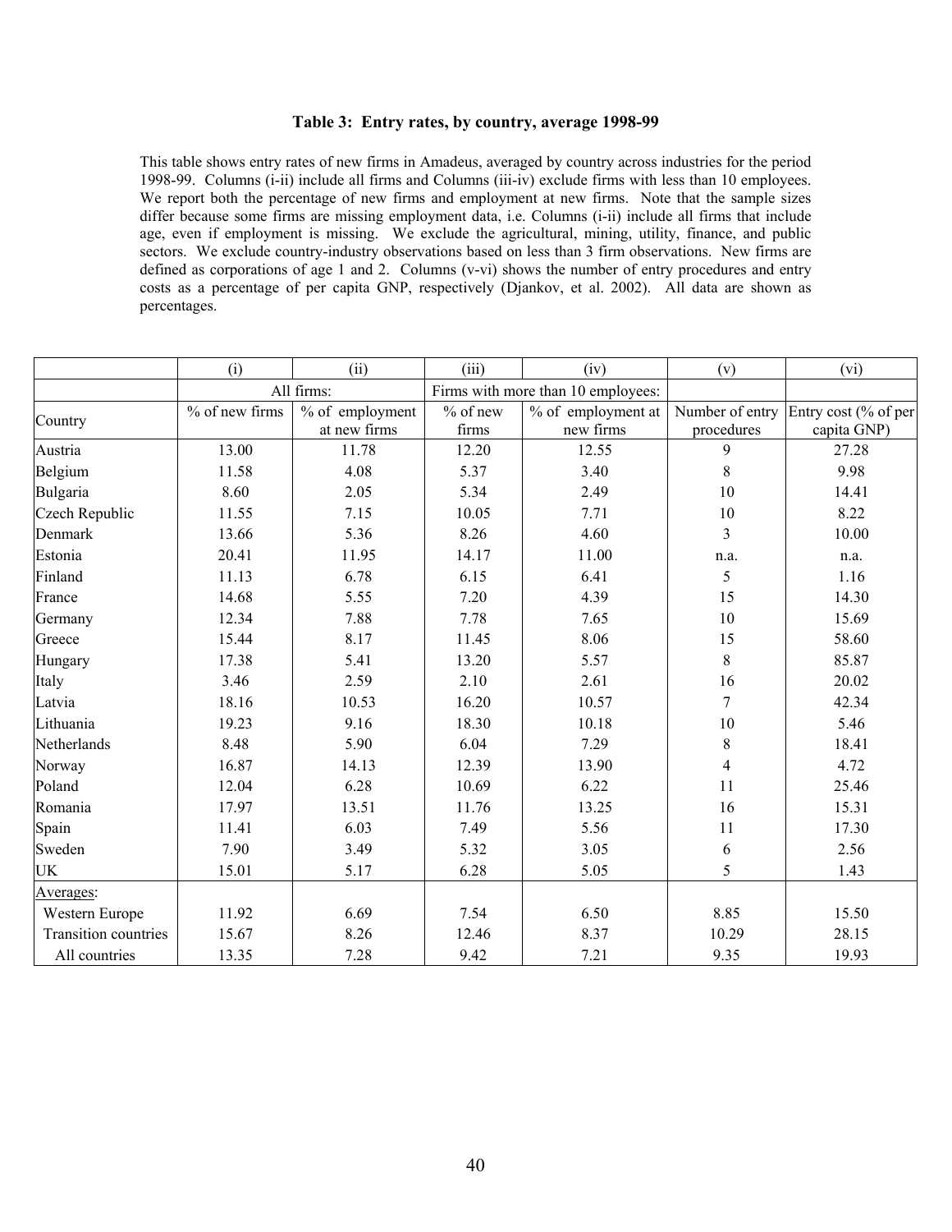### Table 3: Entry rates, by country, average 1998-99

This table shows entry rates of new firms in Amadeus, averaged by country across industries for the period 1998-99. Columns (i-ii) include all firms and Columns (iii-iv) exclude firms with less than 10 employees. We report both the percentage of new firms and employment at new firms. Note that the sample sizes differ because some firms are missing employment data, i.e. Columns (i-ii) include all firms that include age, even if employment is missing. We exclude the agricultural, mining, utility, finance, and public sectors. We exclude country-industry observations based on less than 3 firm observations. New firms are defined as corporations of age 1 and 2. Columns (v-vi) shows the number of entry procedures and entry costs as a percentage of per capita GNP, respectively (Djankov, et al. 2002). All data are shown as percentages.

| | (i) | (ii) | (iii) | (iv) | (v) | (vi) |
|---|---|---|---|---|---|---|
| | All firms: | | Firms with more than 10 employees: | | | |
| Country | % of new firms | % of employment at new firms | % of new firms | % of employment at new firms | Number of entry procedures | Entry cost (% of per capita GNP) |
| Austria | 13.00 | 11.78 | 12.20 | 12.55 | 9 | 27.28 |
| Belgium | 11.58 | 4.08 | 5.37 | 3.40 | 8 | 9.98 |
| Bulgaria | 8.60 | 2.05 | 5.34 | 2.49 | 10 | 14.41 |
| Czech Republic | 11.55 | 7.15 | 10.05 | 7.71 | 10 | 8.22 |
| Denmark | 13.66 | 5.36 | 8.26 | 4.60 | 3 | 10.00 |
| Estonia | 20.41 | 11.95 | 14.17 | 11.00 | n.a. | n.a. |
| Finland | 11.13 | 6.78 | 6.15 | 6.41 | 5 | 1.16 |
| France | 14.68 | 5.55 | 7.20 | 4.39 | 15 | 14.30 |
| Germany | 12.34 | 7.88 | 7.78 | 7.65 | 10 | 15.69 |
| Greece | 15.44 | 8.17 | 11.45 | 8.06 | 15 | 58.60 |
| Hungary | 17.38 | 5.41 | 13.20 | 5.57 | 8 | 85.87 |
| Italy | 3.46 | 2.59 | 2.10 | 2.61 | 16 | 20.02 |
| Latvia | 18.16 | 10.53 | 16.20 | 10.57 | 7 | 42.34 |
| Lithuania | 19.23 | 9.16 | 18.30 | 10.18 | 10 | 5.46 |
| Netherlands | 8.48 | 5.90 | 6.04 | 7.29 | 8 | 18.41 |
| Norway | 16.87 | 14.13 | 12.39 | 13.90 | 4 | 4.72 |
| Poland | 12.04 | 6.28 | 10.69 | 6.22 | 11 | 25.46 |
| Romania | 17.97 | 13.51 | 11.76 | 13.25 | 16 | 15.31 |
| Spain | 11.41 | 6.03 | 7.49 | 5.56 | 11 | 17.30 |
| Sweden | 7.90 | 3.49 | 5.32 | 3.05 | 6 | 2.56 |
| UK | 15.01 | 5.17 | 6.28 | 5.05 | 5 | 1.43 |
| Averages: | | | | | | |
| Western Europe | 11.92 | 6.69 | 7.54 | 6.50 | 8.85 | 15.50 |
| Transition countries | 15.67 | 8.26 | 12.46 | 8.37 | 10.29 | 28.15 |
| All countries | 13.35 | 7.28 | 9.42 | 7.21 | 9.35 | 19.93 |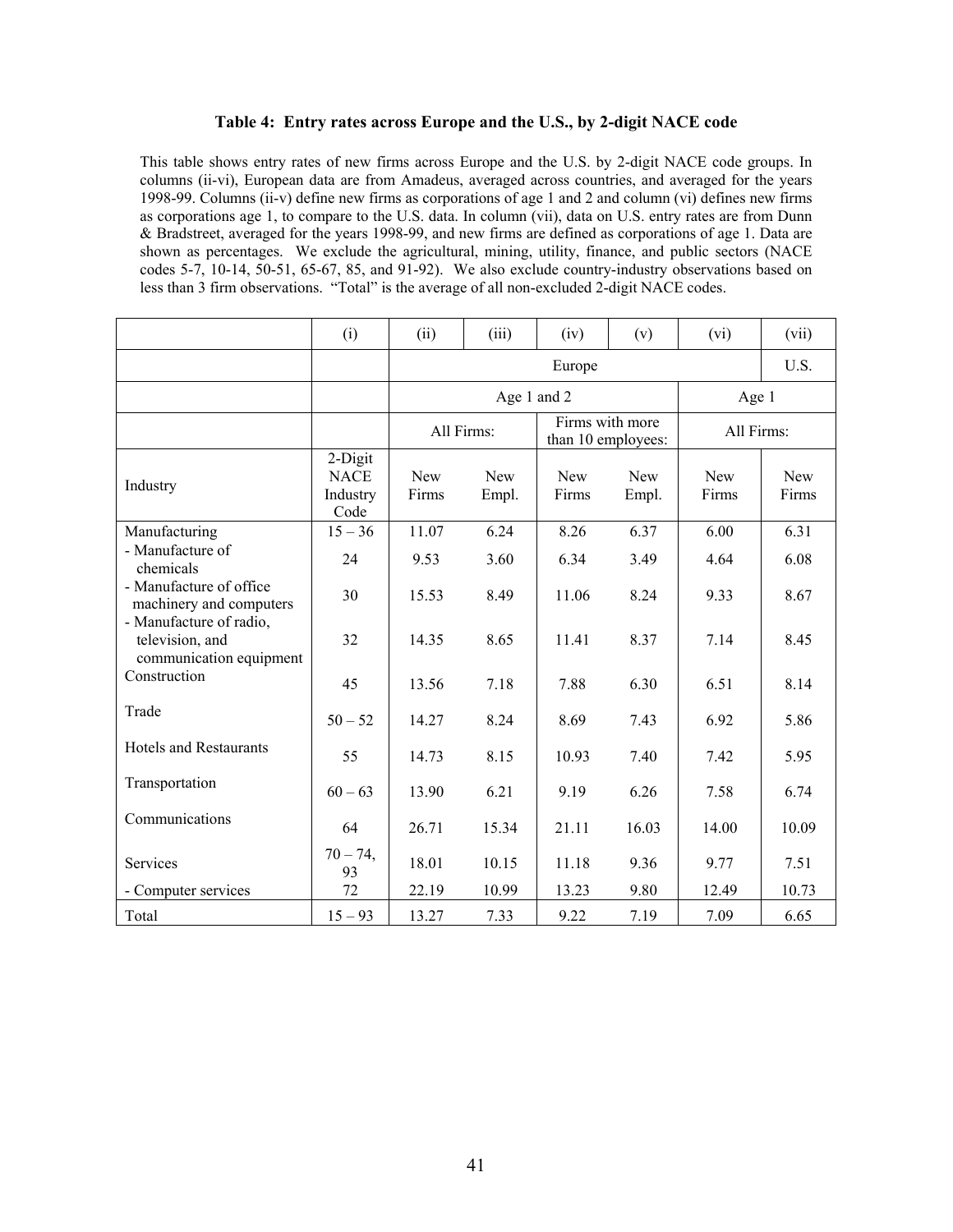**Table 4: Entry rates across Europe and the U.S., by 2-digit NACE code**

This table shows entry rates of new firms across Europe and the U.S. by 2-digit NACE code groups. In columns (ii-vi), European data are from Amadeus, averaged across countries, and averaged for the years 1998-99. Columns (ii-v) define new firms as corporations of age 1 and 2 and column (vi) defines new firms as corporations age 1, to compare to the U.S. data. In column (vii), data on U.S. entry rates are from Dunn & Bradstreet, averaged for the years 1998-99, and new firms are defined as corporations of age 1. Data are shown as percentages. We exclude the agricultural, mining, utility, finance, and public sectors (NACE codes 5-7, 10-14, 50-51, 65-67, 85, and 91-92). We also exclude country-industry observations based on less than 3 firm observations. "Total" is the average of all non-excluded 2-digit NACE codes.

| | (i) | (ii) | (iii) | (iv) | (v) | (vi) | (vii) |
|---|---|---|---|---|---|---|---|
| | | Europe | | | | | U.S. |
| | | Age 1 and 2 | | | | Age 1 | |
| | | All Firms: | | Firms with more than 10 employees: | | All Firms: | |
| Industry | 2-Digit NACE Industry Code | New Firms | New Empl. | New Firms | New Empl. | New Firms | New Firms |
| Manufacturing | 15 – 36 | 11.07 | 6.24 | 8.26 | 6.37 | 6.00 | 6.31 |
| - Manufacture of chemicals | 24 | 9.53 | 3.60 | 6.34 | 3.49 | 4.64 | 6.08 |
| - Manufacture of office machinery and computers | 30 | 15.53 | 8.49 | 11.06 | 8.24 | 9.33 | 8.67 |
| - Manufacture of radio, television, and communication equipment | 32 | 14.35 | 8.65 | 11.41 | 8.37 | 7.14 | 8.45 |
| Construction | 45 | 13.56 | 7.18 | 7.88 | 6.30 | 6.51 | 8.14 |
| Trade | 50 – 52 | 14.27 | 8.24 | 8.69 | 7.43 | 6.92 | 5.86 |
| Hotels and Restaurants | 55 | 14.73 | 8.15 | 10.93 | 7.40 | 7.42 | 5.95 |
| Transportation | 60 – 63 | 13.90 | 6.21 | 9.19 | 6.26 | 7.58 | 6.74 |
| Communications | 64 | 26.71 | 15.34 | 21.11 | 16.03 | 14.00 | 10.09 |
| Services | 70 – 74, 93 | 18.01 | 10.15 | 11.18 | 9.36 | 9.77 | 7.51 |
| - Computer services | 72 | 22.19 | 10.99 | 13.23 | 9.80 | 12.49 | 10.73 |
| Total | 15 – 93 | 13.27 | 7.33 | 9.22 | 7.19 | 7.09 | 6.65 |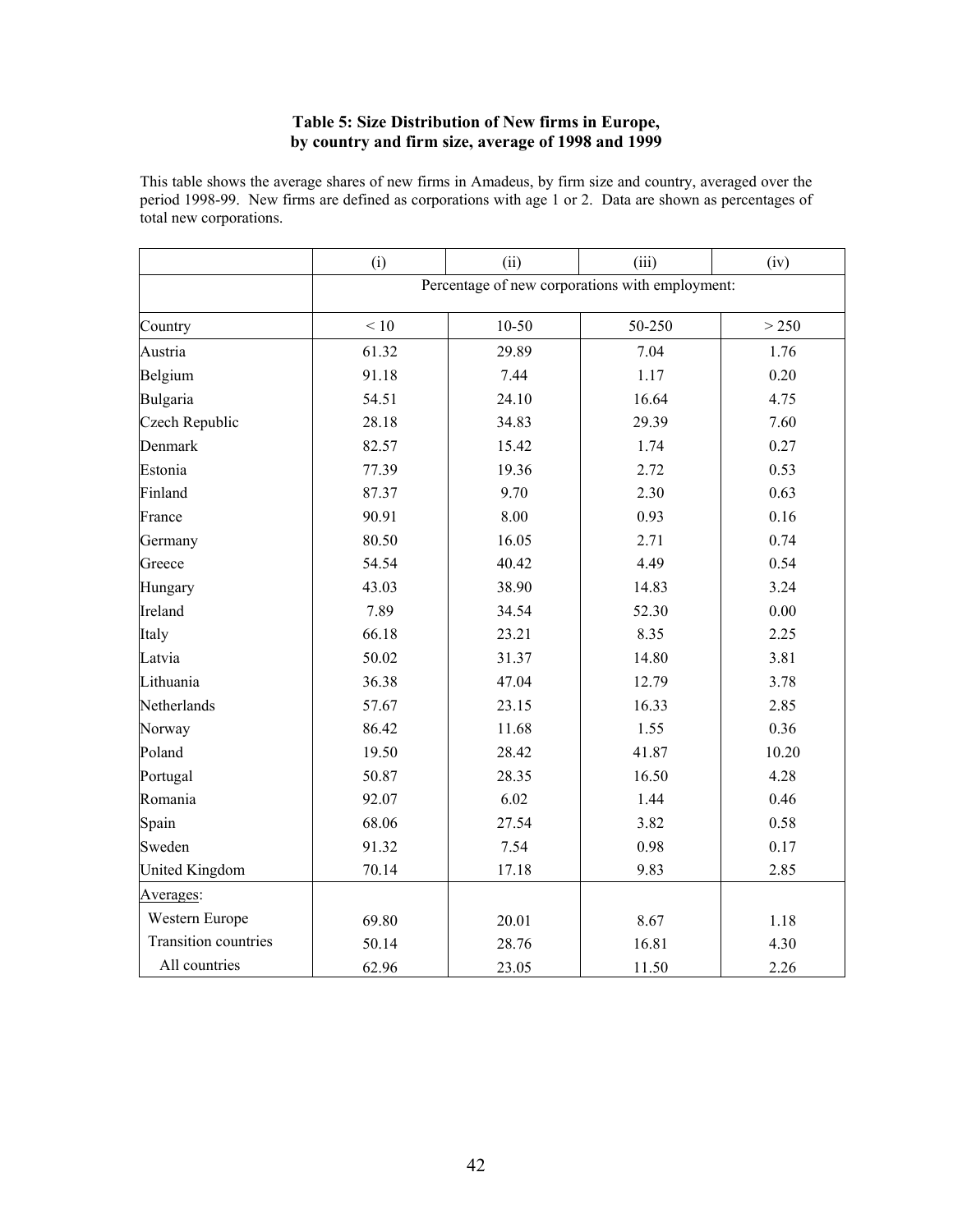**Table 5: Size Distribution of New firms in Europe, by country and firm size, average of 1998 and 1999**

This table shows the average shares of new firms in Amadeus, by firm size and country, averaged over the period 1998-99. New firms are defined as corporations with age 1 or 2. Data are shown as percentages of total new corporations.

| | (i) | (ii) | (iii) | (iv) |
|---|---|---|---|---|
| | Percentage of new corporations with employment: | | | |
| Country | < 10 | 10-50 | 50-250 | > 250 |
| Austria | 61.32 | 29.89 | 7.04 | 1.76 |
| Belgium | 91.18 | 7.44 | 1.17 | 0.20 |
| Bulgaria | 54.51 | 24.10 | 16.64 | 4.75 |
| Czech Republic | 28.18 | 34.83 | 29.39 | 7.60 |
| Denmark | 82.57 | 15.42 | 1.74 | 0.27 |
| Estonia | 77.39 | 19.36 | 2.72 | 0.53 |
| Finland | 87.37 | 9.70 | 2.30 | 0.63 |
| France | 90.91 | 8.00 | 0.93 | 0.16 |
| Germany | 80.50 | 16.05 | 2.71 | 0.74 |
| Greece | 54.54 | 40.42 | 4.49 | 0.54 |
| Hungary | 43.03 | 38.90 | 14.83 | 3.24 |
| Ireland | 7.89 | 34.54 | 52.30 | 0.00 |
| Italy | 66.18 | 23.21 | 8.35 | 2.25 |
| Latvia | 50.02 | 31.37 | 14.80 | 3.81 |
| Lithuania | 36.38 | 47.04 | 12.79 | 3.78 |
| Netherlands | 57.67 | 23.15 | 16.33 | 2.85 |
| Norway | 86.42 | 11.68 | 1.55 | 0.36 |
| Poland | 19.50 | 28.42 | 41.87 | 10.20 |
| Portugal | 50.87 | 28.35 | 16.50 | 4.28 |
| Romania | 92.07 | 6.02 | 1.44 | 0.46 |
| Spain | 68.06 | 27.54 | 3.82 | 0.58 |
| Sweden | 91.32 | 7.54 | 0.98 | 0.17 |
| United Kingdom | 70.14 | 17.18 | 9.83 | 2.85 |
| Averages: | | | | |
| Western Europe | 69.80 | 20.01 | 8.67 | 1.18 |
| Transition countries | 50.14 | 28.76 | 16.81 | 4.30 |
| All countries | 62.96 | 23.05 | 11.50 | 2.26 |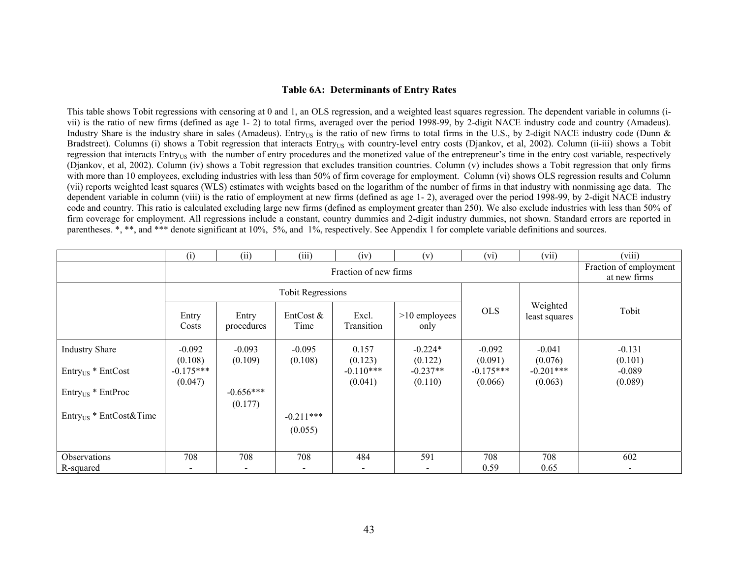# Table 6A: Determinants of Entry Rates

This table shows Tobit regressions with censoring at 0 and 1, an OLS regression, and a weighted least squares regression. The dependent variable in columns (i-vii) is the ratio of new firms (defined as age 1- 2) to total firms, averaged over the period 1998-99, by 2-digit NACE industry code and country (Amadeus). Industry Share is the industry share in sales (Amadeus). $Entry_{US}$ is the ratio of new firms to total firms in the U.S., by 2-digit NACE industry code (Dunn & Bradstreet). Columns (i) shows a Tobit regression that interacts $Entry_{US}$ with country-level entry costs (Djankov, et al, 2002). Column (ii-iii) shows a Tobit regression that interacts $Entry_{US}$ with the number of entry procedures and the monetized value of the entrepreneur's time in the entry cost variable, respectively (Djankov, et al, 2002). Column (iv) shows a Tobit regression that excludes transition countries. Column (v) includes shows a Tobit regression that only firms with more than 10 employees, excluding industries with less than 50% of firm coverage for employment. Column (vi) shows OLS regression results and Column (vii) reports weighted least squares (WLS) estimates with weights based on the logarithm of the number of firms in that industry with nonmissing age data. The dependent variable in column (viii) is the ratio of employment at new firms (defined as age 1- 2), averaged over the period 1998-99, by 2-digit NACE industry code and country. This ratio is calculated excluding large new firms (defined as employment greater than 250). We also exclude industries with less than 50% of firm coverage for employment. All regressions include a constant, country dummies and 2-digit industry dummies, not shown. Standard errors are reported in parentheses. *, **, and *** denote significant at 10%, 5%, and 1%, respectively. See Appendix 1 for complete variable definitions and sources.

| | (i) | (ii) | (iii) | (iv) | (v) | (vi) | (vii) | (viii) |
|---|---|---|---|---|---|---|---|---|
| | Fraction of new firms | | | | | | | Fraction of employment at new firms |
| | Tobit Regressions | | | | | OLS | Weighted least squares | Tobit |
| | Entry Costs | Entry procedures | EntCost & Time | Excl. Transition | >10 employees only | | | |
| Industry Share | -0.092 | -0.093 | -0.095 | 0.157 | -0.224* | -0.092 | -0.041 | -0.131 |
| | (0.108) | (0.109) | (0.108) | (0.123) | (0.122) | (0.091) | (0.076) | (0.101) |
| $Entry_{US}$ * EntCost | -0.175*** | | | -0.110*** | -0.237** | -0.175*** | -0.201*** | -0.089 |
| | (0.047) | | | (0.041) | (0.110) | (0.066) | (0.063) | (0.089) |
| $Entry_{US}$ * EntProc | | -0.656*** | | | | | | |
| | | (0.177) | | | | | | |
| $Entry_{US}$ * EntCost&Time | | | -0.211*** | | | | | |
| | | | (0.055) | | | | | |
| Observations | 708 | 708 | 708 | 484 | 591 | 708 | 708 | 602 |
| R-squared | - | - | - | - | - | 0.59 | 0.65 | - |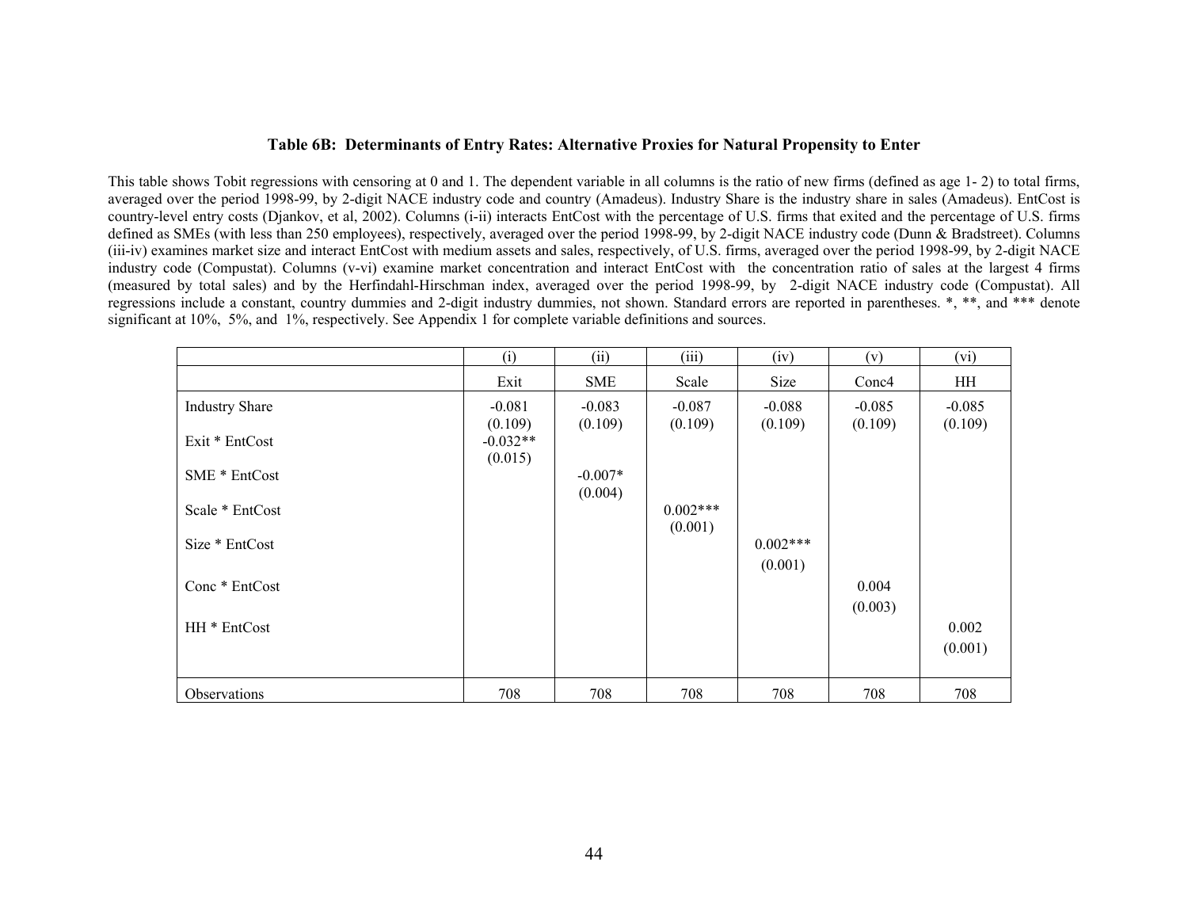### Table 6B: Determinants of Entry Rates: Alternative Proxies for Natural Propensity to Enter

This table shows Tobit regressions with censoring at 0 and 1. The dependent variable in all columns is the ratio of new firms (defined as age 1- 2) to total firms, averaged over the period 1998-99, by 2-digit NACE industry code and country (Amadeus). Industry Share is the industry share in sales (Amadeus). EntCost is country-level entry costs (Djankov, et al, 2002). Columns (i-ii) interacts EntCost with the percentage of U.S. firms that exited and the percentage of U.S. firms defined as SMEs (with less than 250 employees), respectively, averaged over the period 1998-99, by 2-digit NACE industry code (Dunn & Bradstreet). Columns (iii-iv) examines market size and interact EntCost with medium assets and sales, respectively, of U.S. firms, averaged over the period 1998-99, by 2-digit NACE industry code (Compustat). Columns (v-vi) examine market concentration and interact EntCost with the concentration ratio of sales at the largest 4 firms (measured by total sales) and by the Herfindahl-Hirschman index, averaged over the period 1998-99, by 2-digit NACE industry code (Compustat). All regressions include a constant, country dummies and 2-digit industry dummies, not shown. Standard errors are reported in parentheses. *, **, and *** denote significant at 10%, 5%, and 1%, respectively. See Appendix 1 for complete variable definitions and sources.

| | (i) | (ii) | (iii) | (iv) | (v) | (vi) |
|---|---|---|---|---|---|---|
| | Exit | SME | Scale | Size | Conc4 | HH |
| Industry Share | -0.081 | -0.083 | -0.087 | -0.088 | -0.085 | -0.085 |
| | (0.109) | (0.109) | (0.109) | (0.109) | (0.109) | (0.109) |
| Exit * EntCost | -0.032** | | | | | |
| | (0.015) | | | | | |
| SME * EntCost | | -0.007* | | | | |
| | | (0.004) | | | | |
| Scale * EntCost | | | 0.002*** | | | |
| | | | (0.001) | | | |
| Size * EntCost | | | | 0.002*** | | |
| | | | | (0.001) | | |
| Conc * EntCost | | | | | 0.004 | |
| | | | | | (0.003) | |
| HH * EntCost | | | | | | 0.002 |
| | | | | | | (0.001) |
| Observations | 708 | 708 | 708 | 708 | 708 | 708 |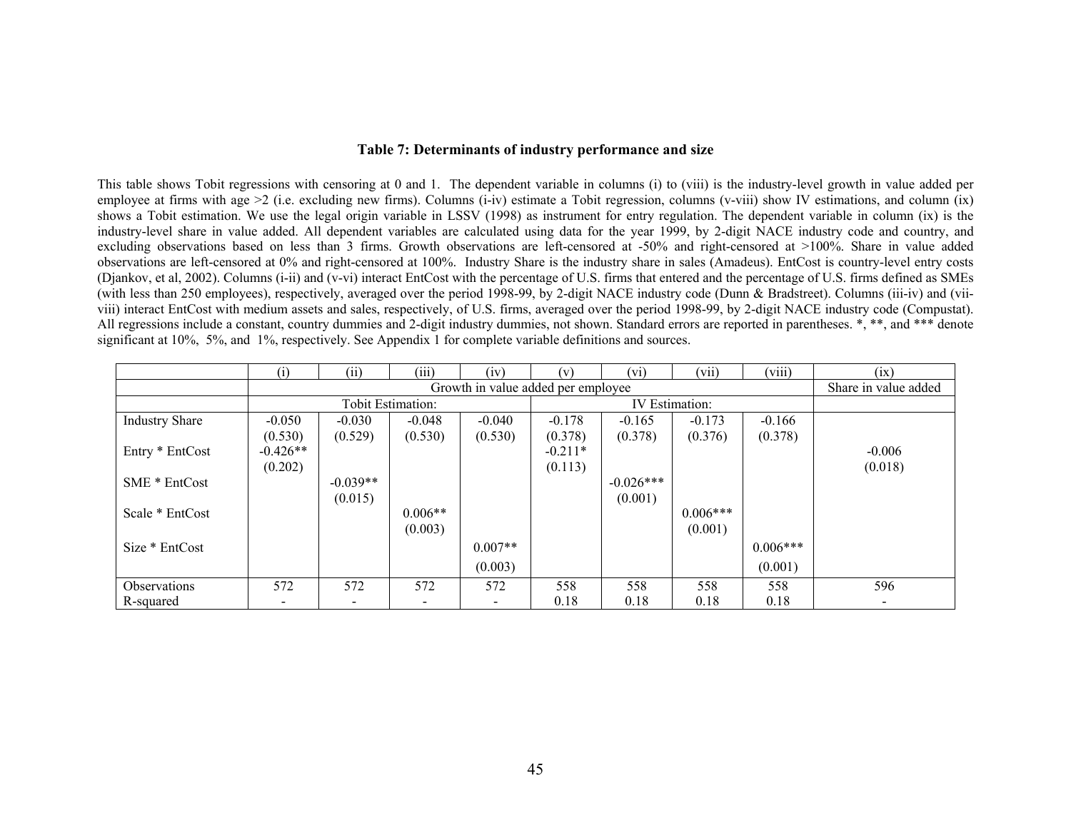**Table 7: Determinants of industry performance and size**

This table shows Tobit regressions with censoring at 0 and 1. The dependent variable in columns (i) to (viii) is the industry-level growth in value added per employee at firms with age >2 (i.e. excluding new firms). Columns (i-iv) estimate a Tobit regression, columns (v-viii) show IV estimations, and column (ix) shows a Tobit estimation. We use the legal origin variable in LSSV (1998) as instrument for entry regulation. The dependent variable in column (ix) is the industry-level share in value added. All dependent variables are calculated using data for the year 1999, by 2-digit NACE industry code and country, and excluding observations based on less than 3 firms. Growth observations are left-censored at -50% and right-censored at >100%. Share in value added observations are left-censored at 0% and right-censored at 100%. Industry Share is the industry share in sales (Amadeus). EntCost is country-level entry costs (Djankov, et al, 2002). Columns (i-ii) and (v-vi) interact EntCost with the percentage of U.S. firms that entered and the percentage of U.S. firms defined as SMEs (with less than 250 employees), respectively, averaged over the period 1998-99, by 2-digit NACE industry code (Dunn & Bradstreet). Columns (iii-iv) and (vii-viii) interact EntCost with medium assets and sales, respectively, of U.S. firms, averaged over the period 1998-99, by 2-digit NACE industry code (Compustat). All regressions include a constant, country dummies and 2-digit industry dummies, not shown. Standard errors are reported in parentheses. *, **, and *** denote significant at 10%, 5%, and 1%, respectively. See Appendix 1 for complete variable definitions and sources.

| | (i) | (ii) | (iii) | (iv) | (v) | (vi) | (vii) | (viii) | (ix) |
|---|---|---|---|---|---|---|---|---|---|
| | Growth in value added per employee | | | | | | | | Share in value added |
| | Tobit Estimation: | | | | IV Estimation: | | | | |
| Industry Share | -0.050 | -0.030 | -0.048 | -0.040 | -0.178 | -0.165 | -0.173 | -0.166 | |
| | (0.530) | (0.529) | (0.530) | (0.530) | (0.378) | (0.378) | (0.376) | (0.378) | |
| Entry * EntCost | -0.426** | | | | -0.211* | | | | -0.006 |
| | (0.202) | | | | (0.113) | | | | (0.018) |
| SME * EntCost | | -0.039** | | | | -0.026*** | | | |
| | | (0.015) | | | | (0.001) | | | |
| Scale * EntCost | | | 0.006** | | | | 0.006*** | | |
| | | | (0.003) | | | | (0.001) | | |
| Size * EntCost | | | | 0.007** | | | | 0.006*** | |
| | | | | (0.003) | | | | (0.001) | |
| Observations | 572 | 572 | 572 | 572 | 558 | 558 | 558 | 558 | 596 |
| R-squared | - | - | - | - | 0.18 | 0.18 | 0.18 | 0.18 | - |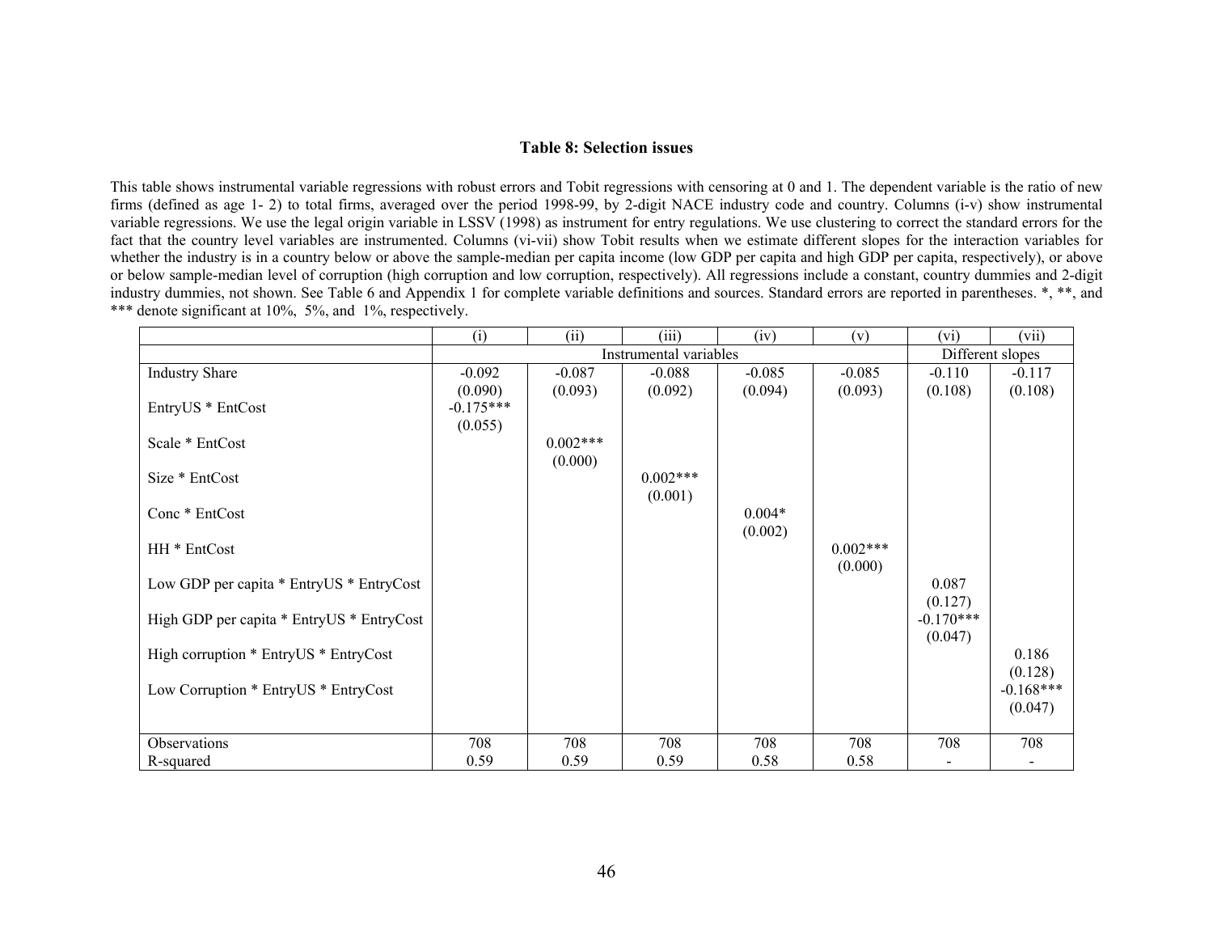### Table 8: Selection issues

This table shows instrumental variable regressions with robust errors and Tobit regressions with censoring at 0 and 1. The dependent variable is the ratio of new firms (defined as age 1- 2) to total firms, averaged over the period 1998-99, by 2-digit NACE industry code and country. Columns (i-v) show instrumental variable regressions. We use the legal origin variable in LSSV (1998) as instrument for entry regulations. We use clustering to correct the standard errors for the fact that the country level variables are instrumented. Columns (vi-vii) show Tobit results when we estimate different slopes for the interaction variables for whether the industry is in a country below or above the sample-median per capita income (low GDP per capita and high GDP per capita, respectively), or above or below sample-median level of corruption (high corruption and low corruption, respectively). All regressions include a constant, country dummies and 2-digit industry dummies, not shown. See Table 6 and Appendix 1 for complete variable definitions and sources. Standard errors are reported in parentheses. *, **, and *** denote significant at 10%, 5%, and 1%, respectively.

| | (i) | (ii) | (iii) | (iv) | (v) | (vi) | (vii) |
|---|---|---|---|---|---|---|---|
| | Instrumental variables | | | | | Different slopes | |
| Industry Share | -0.092 | -0.087 | -0.088 | -0.085 | -0.085 | -0.110 | -0.117 |
| | (0.090) | (0.093) | (0.092) | (0.094) | (0.093) | (0.108) | (0.108) |
| EntryUS * EntCost | -0.175*** | | | | | | |
| | (0.055) | | | | | | |
| Scale * EntCost | | 0.002*** | | | | | |
| | | (0.000) | | | | | |
| Size * EntCost | | | 0.002*** | | | | |
| | | | (0.001) | | | | |
| Conc * EntCost | | | | 0.004* | | | |
| | | | | (0.002) | | | |
| HH * EntCost | | | | | 0.002*** | | |
| | | | | | (0.000) | | |
| Low GDP per capita * EntryUS * EntryCost | | | | | | 0.087 | |
| | | | | | | (0.127) | |
| High GDP per capita * EntryUS * EntryCost | | | | | | -0.170*** | |
| | | | | | | (0.047) | |
| High corruption * EntryUS * EntryCost | | | | | | | 0.186 |
| | | | | | | | (0.128) |
| Low Corruption * EntryUS * EntryCost | | | | | | | -0.168*** |
| | | | | | | | (0.047) |
| Observations | 708 | 708 | 708 | 708 | 708 | 708 | 708 |
| R-squared | 0.59 | 0.59 | 0.59 | 0.58 | 0.58 | - | - |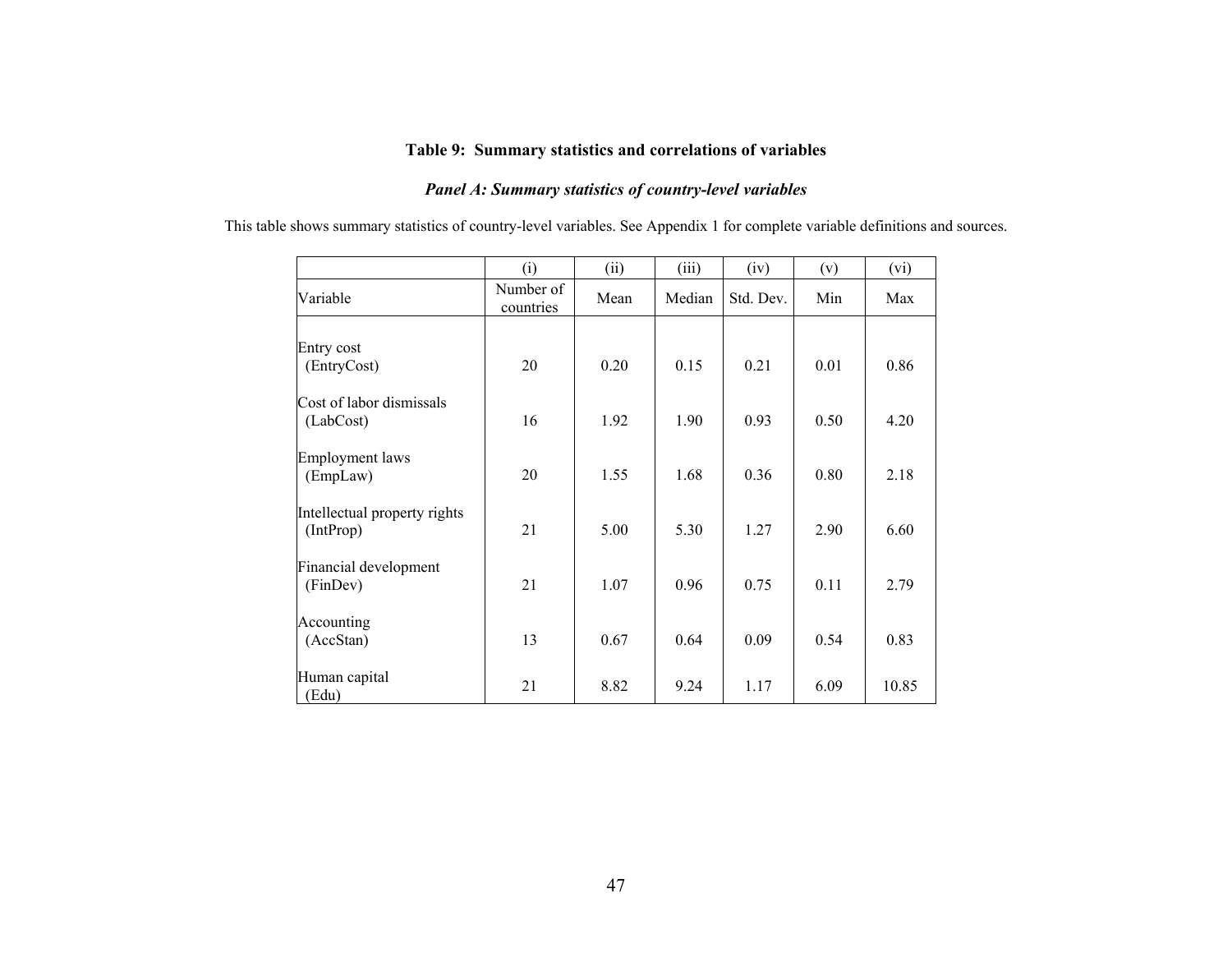**Table 9: Summary statistics and correlations of variables**

***Panel A: Summary statistics of country-level variables***

This table shows summary statistics of country-level variables. See Appendix 1 for complete variable definitions and sources.

| | (i) | (ii) | (iii) | (iv) | (v) | (vi) |
|---|---|---|---|---|---|---|
| Variable | Number of countries | Mean | Median | Std. Dev. | Min | Max |
| Entry cost (EntryCost) | 20 | 0.20 | 0.15 | 0.21 | 0.01 | 0.86 |
| Cost of labor dismissals (LabCost) | 16 | 1.92 | 1.90 | 0.93 | 0.50 | 4.20 |
| Employment laws (EmpLaw) | 20 | 1.55 | 1.68 | 0.36 | 0.80 | 2.18 |
| Intellectual property rights (IntProp) | 21 | 5.00 | 5.30 | 1.27 | 2.90 | 6.60 |
| Financial development (FinDev) | 21 | 1.07 | 0.96 | 0.75 | 0.11 | 2.79 |
| Accounting (AccStan) | 13 | 0.67 | 0.64 | 0.09 | 0.54 | 0.83 |
| Human capital (Edu) | 21 | 8.82 | 9.24 | 1.17 | 6.09 | 10.85 |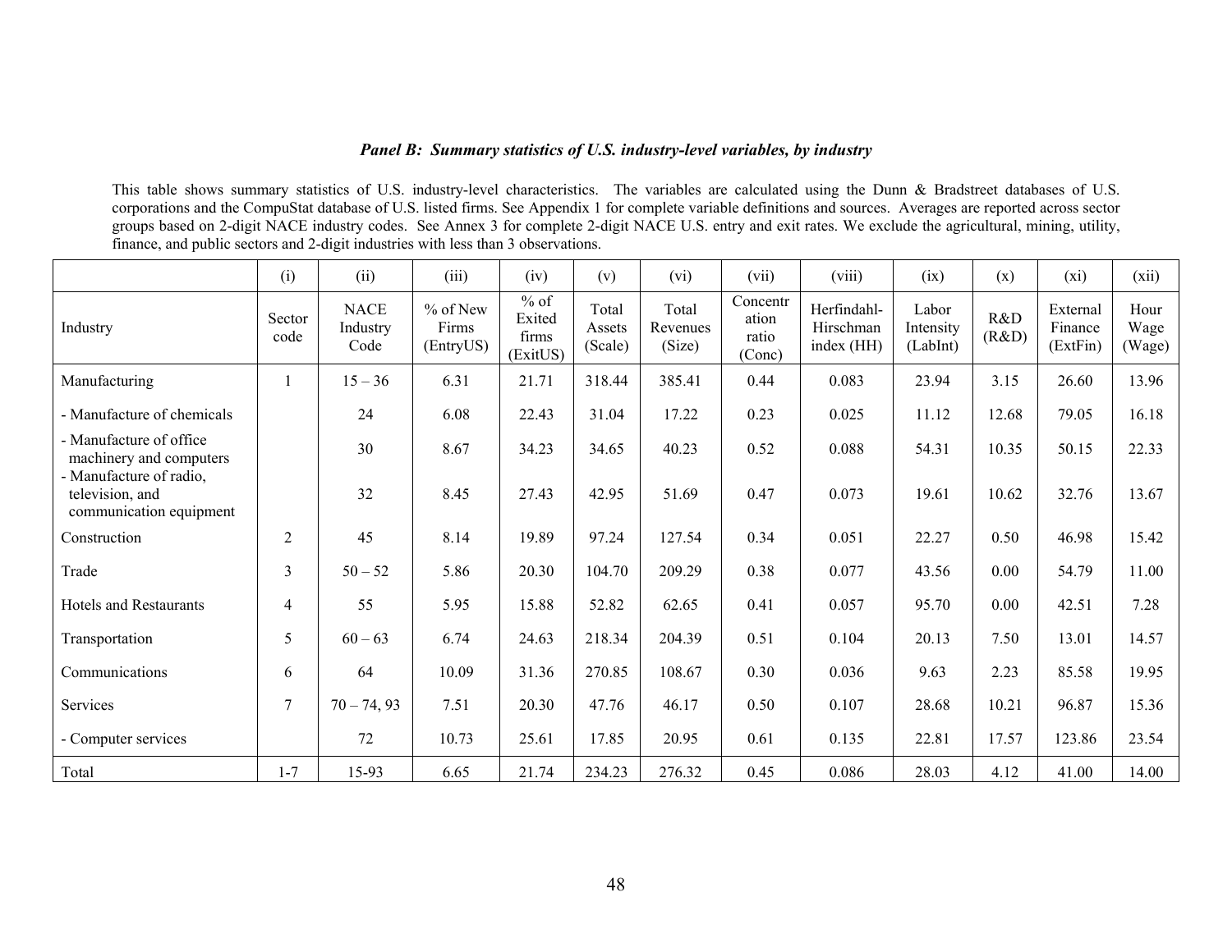### *Panel B: Summary statistics of U.S. industry-level variables, by industry*

This table shows summary statistics of U.S. industry-level characteristics. The variables are calculated using the Dunn & Bradstreet databases of U.S. corporations and the CompuStat database of U.S. listed firms. See Appendix 1 for complete variable definitions and sources. Averages are reported across sector groups based on 2-digit NACE industry codes. See Annex 3 for complete 2-digit NACE U.S. entry and exit rates. We exclude the agricultural, mining, utility, finance, and public sectors and 2-digit industries with less than 3 observations.

| | (i) | (ii) | (iii) | (iv) | (v) | (vi) | (vii) | (viii) | (ix) | (x) | (xi) | (xii) |
|---|---|---|---|---|---|---|---|---|---|---|---|---|
| Industry | Sector code | NACE Industry Code | % of New Firms (EntryUS) | % of Exited firms (ExitUS) | Total Assets (Scale) | Total Revenues (Size) | Concentration ratio (Conc) | Herfindahl-Hirschman index (HH) | Labor Intensity (LabInt) | R&D (R&D) | External Finance (ExtFin) | Hour Wage (Wage) |
| Manufacturing | 1 | 15 – 36 | 6.31 | 21.71 | 318.44 | 385.41 | 0.44 | 0.083 | 23.94 | 3.15 | 26.60 | 13.96 |
| - Manufacture of chemicals | | 24 | 6.08 | 22.43 | 31.04 | 17.22 | 0.23 | 0.025 | 11.12 | 12.68 | 79.05 | 16.18 |
| - Manufacture of office machinery and computers | | 30 | 8.67 | 34.23 | 34.65 | 40.23 | 0.52 | 0.088 | 54.31 | 10.35 | 50.15 | 22.33 |
| - Manufacture of radio, television, and communication equipment | | 32 | 8.45 | 27.43 | 42.95 | 51.69 | 0.47 | 0.073 | 19.61 | 10.62 | 32.76 | 13.67 |
| Construction | 2 | 45 | 8.14 | 19.89 | 97.24 | 127.54 | 0.34 | 0.051 | 22.27 | 0.50 | 46.98 | 15.42 |
| Trade | 3 | 50 – 52 | 5.86 | 20.30 | 104.70 | 209.29 | 0.38 | 0.077 | 43.56 | 0.00 | 54.79 | 11.00 |
| Hotels and Restaurants | 4 | 55 | 5.95 | 15.88 | 52.82 | 62.65 | 0.41 | 0.057 | 95.70 | 0.00 | 42.51 | 7.28 |
| Transportation | 5 | 60 – 63 | 6.74 | 24.63 | 218.34 | 204.39 | 0.51 | 0.104 | 20.13 | 7.50 | 13.01 | 14.57 |
| Communications | 6 | 64 | 10.09 | 31.36 | 270.85 | 108.67 | 0.30 | 0.036 | 9.63 | 2.23 | 85.58 | 19.95 |
| Services | 7 | 70 – 74, 93 | 7.51 | 20.30 | 47.76 | 46.17 | 0.50 | 0.107 | 28.68 | 10.21 | 96.87 | 15.36 |
| - Computer services | | 72 | 10.73 | 25.61 | 17.85 | 20.95 | 0.61 | 0.135 | 22.81 | 17.57 | 123.86 | 23.54 |
| Total | 1-7 | 15-93 | 6.65 | 21.74 | 234.23 | 276.32 | 0.45 | 0.086 | 28.03 | 4.12 | 41.00 | 14.00 |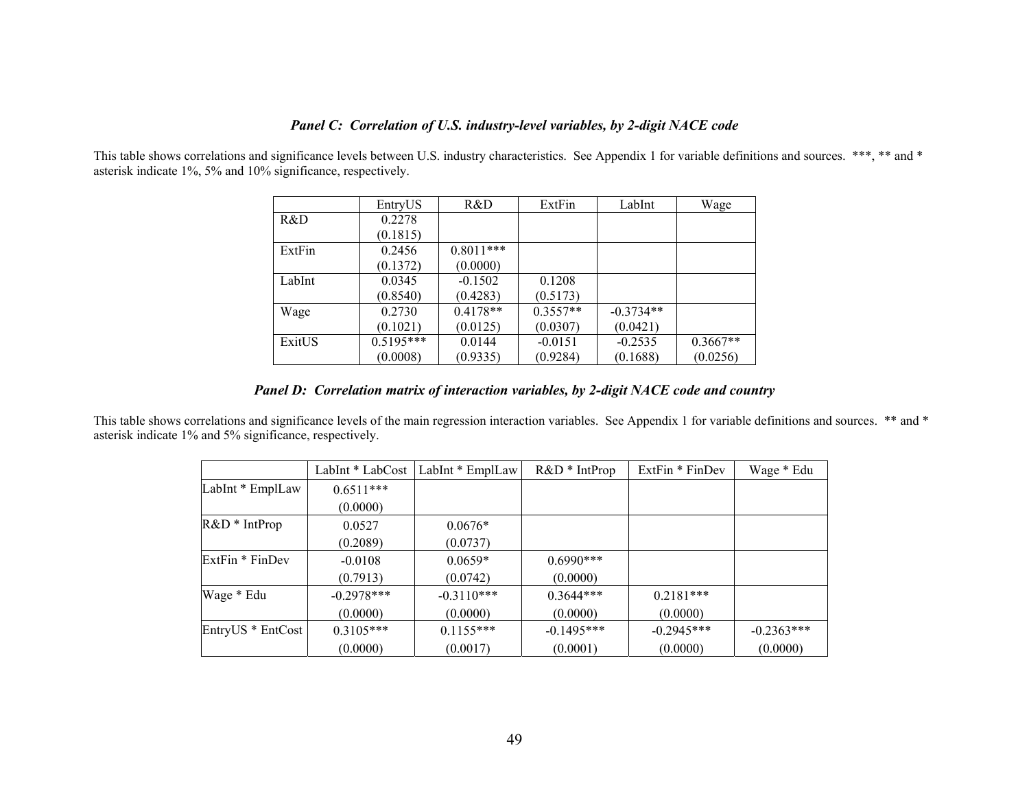### *Panel C: Correlation of U.S. industry-level variables, by 2-digit NACE code*

This table shows correlations and significance levels between U.S. industry characteristics. See Appendix 1 for variable definitions and sources. ***, ** and * asterisk indicate 1%, 5% and 10% significance, respectively.

| | EntryUS | R&D | ExtFin | LabInt | Wage |
|---|---|---|---|---|---|
| R&D | 0.2278<br>(0.1815) | | | | |
| ExtFin | 0.2456<br>(0.1372) | 0.8011***<br>(0.0000) | | | |
| LabInt | 0.0345<br>(0.8540) | -0.1502<br>(0.4283) | 0.1208<br>(0.5173) | | |
| Wage | 0.2730<br>(0.1021) | 0.4178**<br>(0.0125) | 0.3557**<br>(0.0307) | -0.3734**<br>(0.0421) | |
| ExitUS | 0.5195***<br>(0.0008) | 0.0144<br>(0.9335) | -0.0151<br>(0.9284) | -0.2535<br>(0.1688) | 0.3667**<br>(0.0256) |

### *Panel D: Correlation matrix of interaction variables, by 2-digit NACE code and country*

This table shows correlations and significance levels of the main regression interaction variables. See Appendix 1 for variable definitions and sources. ** and * asterisk indicate 1% and 5% significance, respectively.

| | LabInt * LabCost | LabInt * EmplLaw | R&D * IntProp | ExtFin * FinDev | Wage * Edu |
|---|---|---|---|---|---|
| LabInt * EmplLaw | 0.6511***<br>(0.0000) | | | | |
| R&D * IntProp | 0.0527<br>(0.2089) | 0.0676*<br>(0.0737) | | | |
| ExtFin * FinDev | -0.0108<br>(0.7913) | 0.0659*<br>(0.0742) | 0.6990***<br>(0.0000) | | |
| Wage * Edu | -0.2978***<br>(0.0000) | -0.3110***<br>(0.0000) | 0.3644***<br>(0.0000) | 0.2181***<br>(0.0000) | |
| EntryUS * EntCost | 0.3105***<br>(0.0000) | 0.1155***<br>(0.0017) | -0.1495***<br>(0.0001) | -0.2945***<br>(0.0000) | -0.2363***<br>(0.0000) |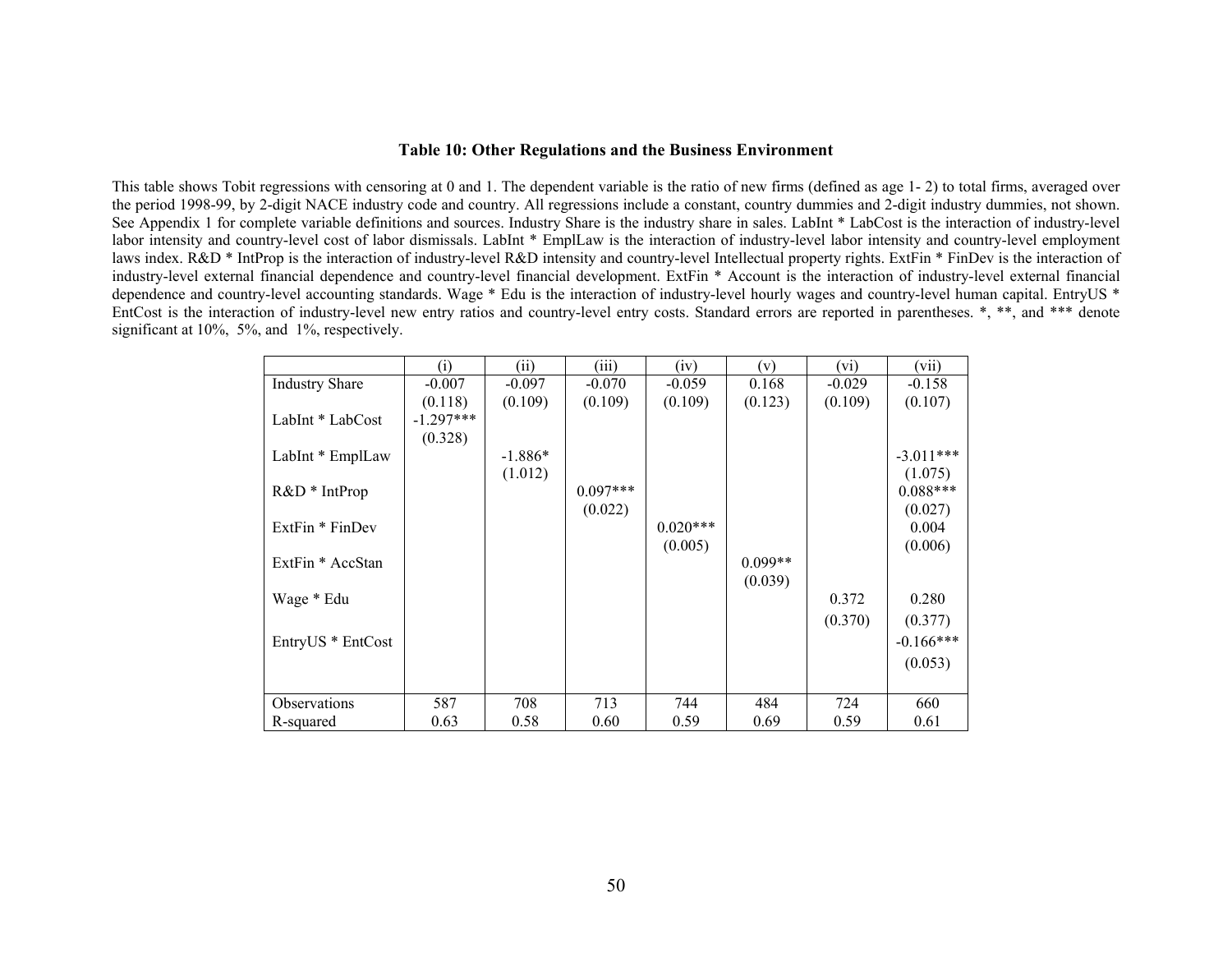### Table 10: Other Regulations and the Business Environment

This table shows Tobit regressions with censoring at 0 and 1. The dependent variable is the ratio of new firms (defined as age 1- 2) to total firms, averaged over the period 1998-99, by 2-digit NACE industry code and country. All regressions include a constant, country dummies and 2-digit industry dummies, not shown. See Appendix 1 for complete variable definitions and sources. Industry Share is the industry share in sales. LabInt * LabCost is the interaction of industry-level labor intensity and country-level cost of labor dismissals. LabInt * EmplLaw is the interaction of industry-level labor intensity and country-level employment laws index. R&D * IntProp is the interaction of industry-level R&D intensity and country-level Intellectual property rights. ExtFin * FinDev is the interaction of industry-level external financial dependence and country-level financial development. ExtFin * Account is the interaction of industry-level external financial dependence and country-level accounting standards. Wage * Edu is the interaction of industry-level hourly wages and country-level human capital. EntryUS * EntCost is the interaction of industry-level new entry ratios and country-level entry costs. Standard errors are reported in parentheses. *, **, and *** denote significant at 10%, 5%, and 1%, respectively.

| | (i) | (ii) | (iii) | (iv) | (v) | (vi) | (vii) |
|---|---|---|---|---|---|---|---|
| Industry Share | -0.007 | -0.097 | -0.070 | -0.059 | 0.168 | -0.029 | -0.158 |
| | (0.118) | (0.109) | (0.109) | (0.109) | (0.123) | (0.109) | (0.107) |
| LabInt * LabCost | -1.297*** | | | | | | |
| | (0.328) | | | | | | |
| LabInt * EmplLaw | | -1.886* | | | | | -3.011*** |
| | | (1.012) | | | | | (1.075) |
| R&D * IntProp | | | 0.097*** | | | | 0.088*** |
| | | | (0.022) | | | | (0.027) |
| ExtFin * FinDev | | | | 0.020*** | | | 0.004 |
| | | | | (0.005) | | | (0.006) |
| ExtFin * AccStan | | | | | 0.099** | | |
| | | | | | (0.039) | | |
| Wage * Edu | | | | | | 0.372 | 0.280 |
| | | | | | | (0.370) | (0.377) |
| EntryUS * EntCost | | | | | | | -0.166*** |
| | | | | | | | (0.053) |
| Observations | 587 | 708 | 713 | 744 | 484 | 724 | 660 |
| R-squared | 0.63 | 0.58 | 0.60 | 0.59 | 0.69 | 0.59 | 0.61 |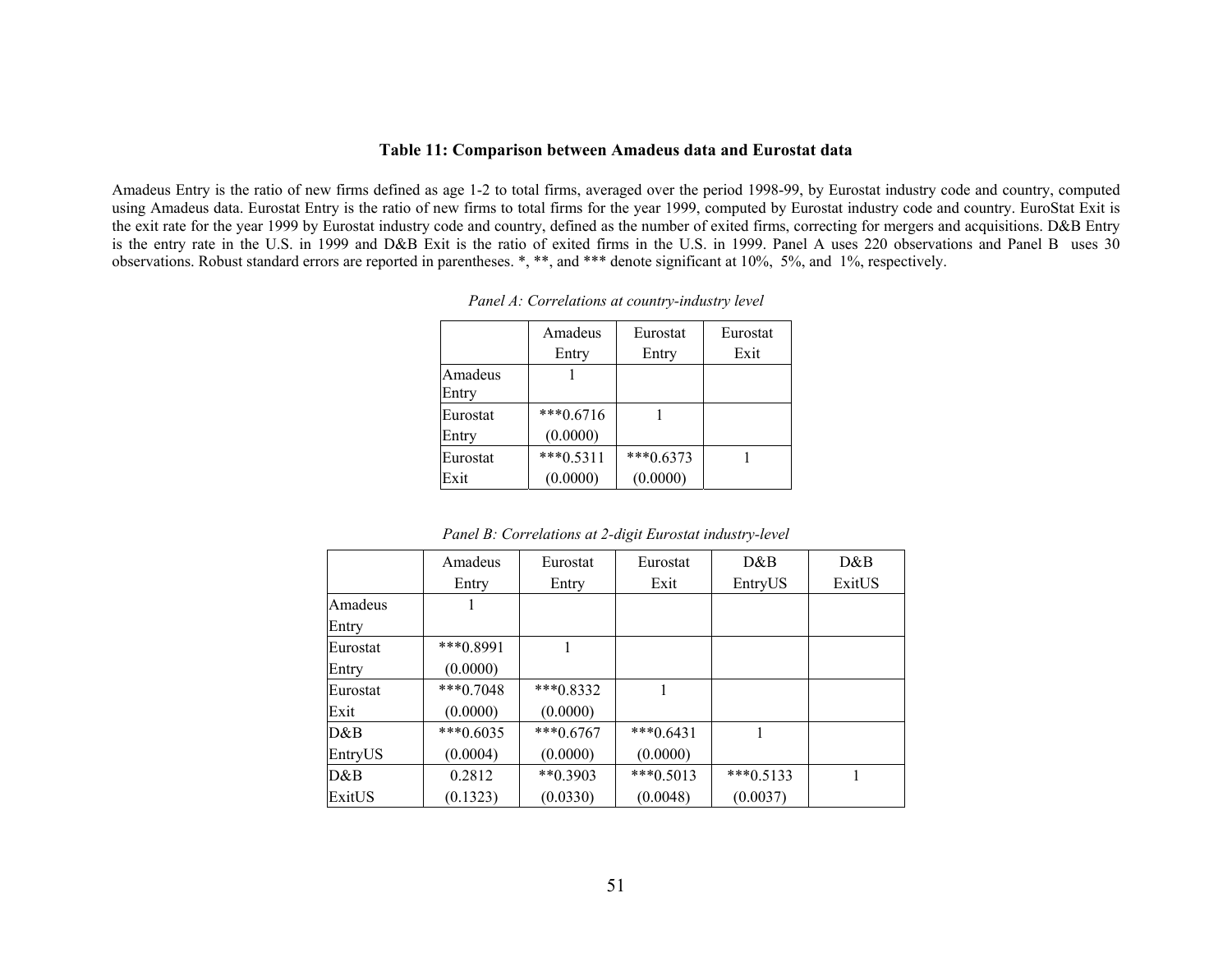**Table 11: Comparison between Amadeus data and Eurostat data**

Amadeus Entry is the ratio of new firms defined as age 1-2 to total firms, averaged over the period 1998-99, by Eurostat industry code and country, computed using Amadeus data. Eurostat Entry is the ratio of new firms to total firms for the year 1999, computed by Eurostat industry code and country. EuroStat Exit is the exit rate for the year 1999 by Eurostat industry code and country, defined as the number of exited firms, correcting for mergers and acquisitions. D&B Entry is the entry rate in the U.S. in 1999 and D&B Exit is the ratio of exited firms in the U.S. in 1999. Panel A uses 220 observations and Panel B uses 30 observations. Robust standard errors are reported in parentheses. *, **, and *** denote significant at 10%, 5%, and 1%, respectively.

*Panel A: Correlations at country-industry level*

| | Amadeus Entry | Eurostat Entry | Eurostat Exit |
|---|---|---|---|
| Amadeus Entry | 1 | | |
| Eurostat Entry | ***0.6716 (0.0000) | 1 | |
| Eurostat Exit | ***0.5311 (0.0000) | ***0.6373 (0.0000) | 1 |

*Panel B: Correlations at 2-digit Eurostat industry-level*

| | Amadeus Entry | Eurostat Entry | Eurostat Exit | D&B EntryUS | D&B ExitUS |
|---|---|---|---|---|---|
| Amadeus Entry | 1 | | | | |
| Eurostat Entry | ***0.8991 (0.0000) | 1 | | | |
| Eurostat Exit | ***0.7048 (0.0000) | ***0.8332 (0.0000) | 1 | | |
| D&B EntryUS | ***0.6035 (0.0004) | ***0.6767 (0.0000) | ***0.6431 (0.0000) | 1 | |
| D&B ExitUS | 0.2812 (0.1323) | **0.3903 (0.0330) | ***0.5013 (0.0048) | ***0.5133 (0.0037) | 1 |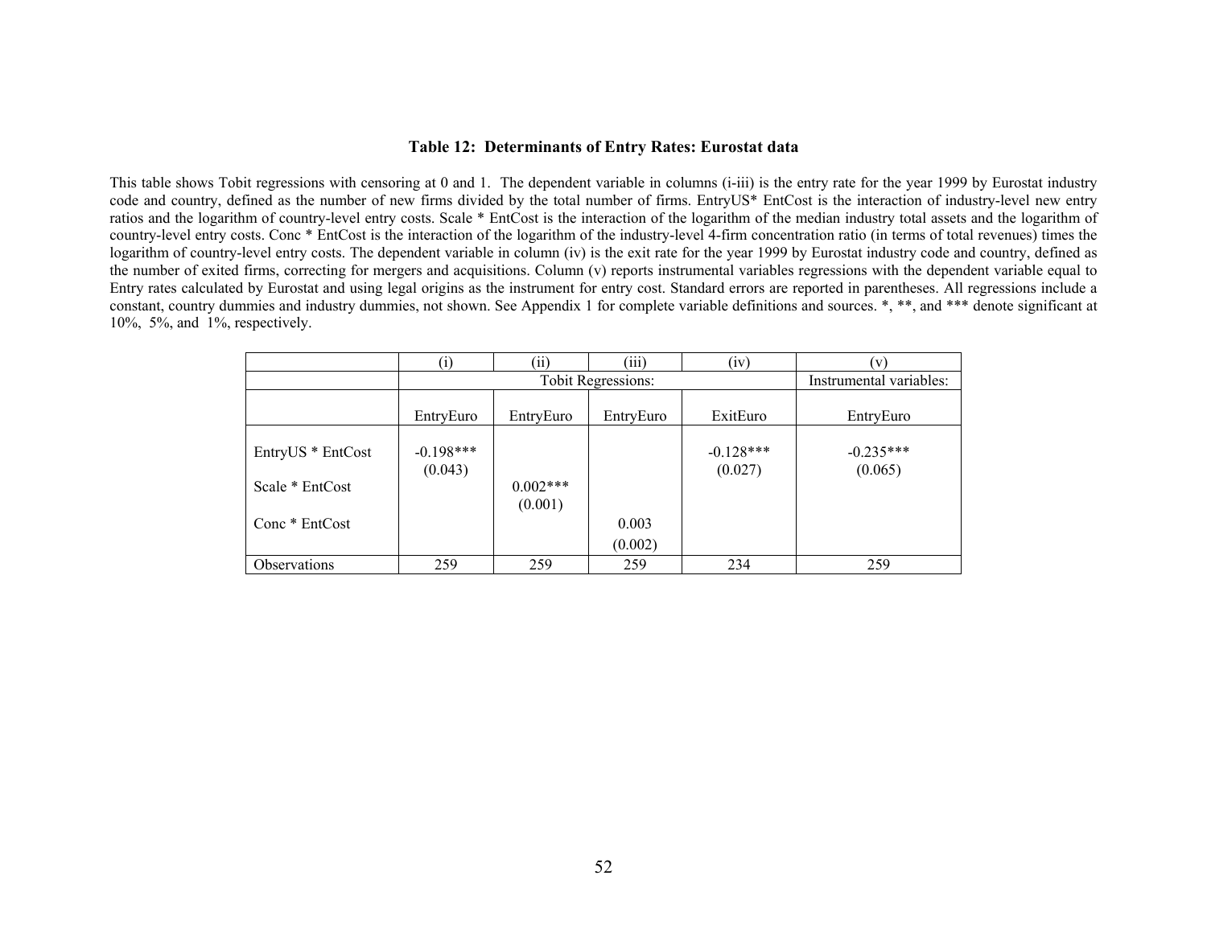### Table 12: Determinants of Entry Rates: Eurostat data

This table shows Tobit regressions with censoring at 0 and 1. The dependent variable in columns (i-iii) is the entry rate for the year 1999 by Eurostat industry code and country, defined as the number of new firms divided by the total number of firms. EntryUS* EntCost is the interaction of industry-level new entry ratios and the logarithm of country-level entry costs. Scale * EntCost is the interaction of the logarithm of the median industry total assets and the logarithm of country-level entry costs. Conc * EntCost is the interaction of the logarithm of the industry-level 4-firm concentration ratio (in terms of total revenues) times the logarithm of country-level entry costs. The dependent variable in column (iv) is the exit rate for the year 1999 by Eurostat industry code and country, defined as the number of exited firms, correcting for mergers and acquisitions. Column (v) reports instrumental variables regressions with the dependent variable equal to Entry rates calculated by Eurostat and using legal origins as the instrument for entry cost. Standard errors are reported in parentheses. All regressions include a constant, country dummies and industry dummies, not shown. See Appendix 1 for complete variable definitions and sources. *, **, and *** denote significant at 10%, 5%, and 1%, respectively.

| | (i) | (ii) | (iii) | (iv) | (v) |
|---|---|---|---|---|---|
| | Tobit Regressions: | | | | Instrumental variables: |
| | EntryEuro | EntryEuro | EntryEuro | ExitEuro | EntryEuro |
| EntryUS * EntCost | -0.198*** | | | -0.128*** | -0.235*** |
| | (0.043) | | | (0.027) | (0.065) |
| Scale * EntCost | | 0.002*** | | | |
| | | (0.001) | | | |
| Conc * EntCost | | | 0.003 | | |
| | | | (0.002) | | |
| Observations | 259 | 259 | 259 | 234 | 259 |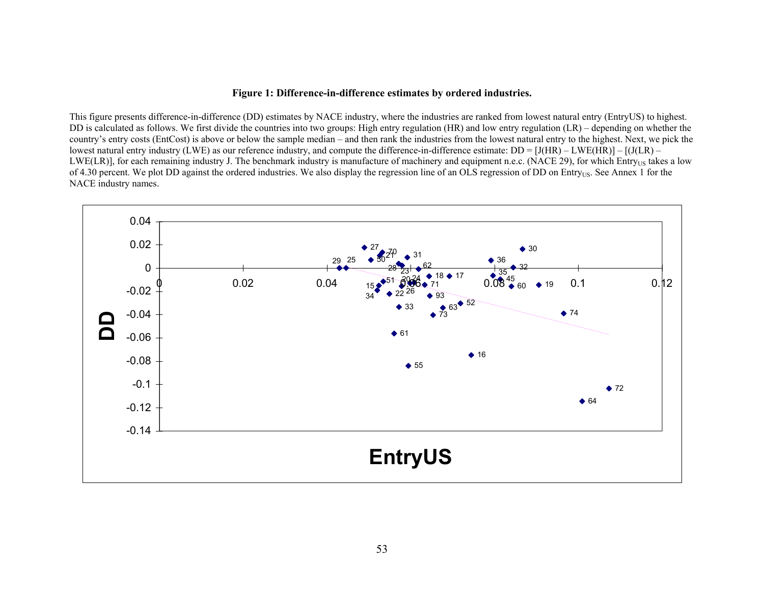**Figure 1: Difference-in-difference estimates by ordered industries.**

This figure presents difference-in-difference (DD) estimates by NACE industry, where the industries are ranked from lowest natural entry (EntryUS) to highest. DD is calculated as follows. We first divide the countries into two groups: High entry regulation (HR) and low entry regulation (LR) – depending on whether the country's entry costs (EntCost) is above or below the sample median – and then rank the industries from the lowest natural entry to the highest. Next, we pick the lowest natural entry industry (LWE) as our reference industry, and compute the difference-in-difference estimate: DD = [J(HR) – LWE(HR)] – [(J(LR) – LWE(LR)], for each remaining industry J. The benchmark industry is manufacture of machinery and equipment n.e.c. (NACE 29), for which $Entry_{US}$ takes a low of 4.30 percent. We plot DD against the ordered industries. We also display the regression line of an OLS regression of DD on $Entry_{US}$. See Annex 1 for the NACE industry names.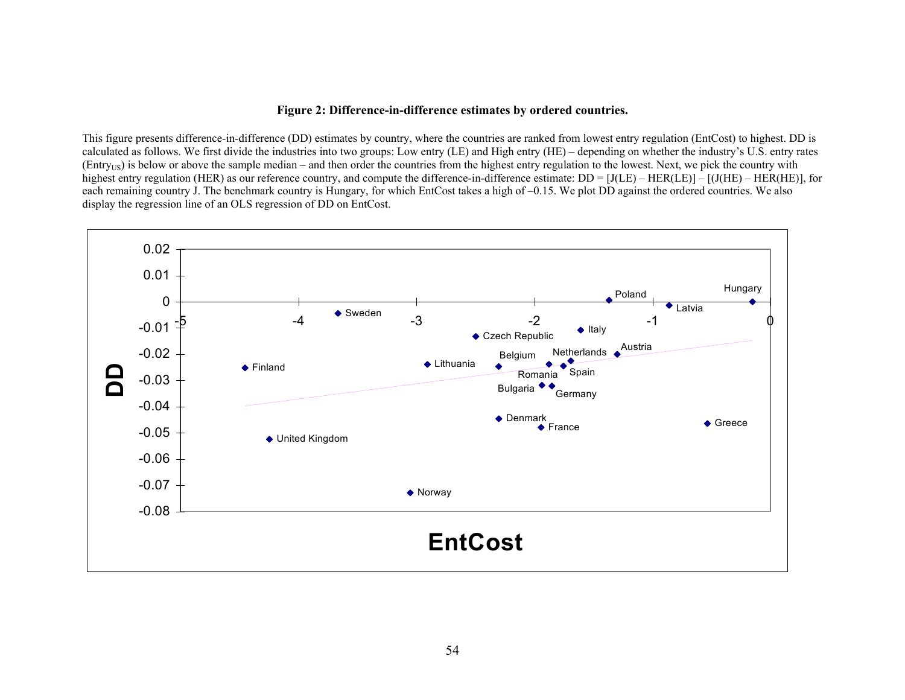**Figure 2: Difference-in-difference estimates by ordered countries.**

This figure presents difference-in-difference (DD) estimates by country, where the countries are ranked from lowest entry regulation (EntCost) to highest. DD is calculated as follows. We first divide the industries into two groups: Low entry (LE) and High entry (HE) – depending on whether the industry's U.S. entry rates ($Entry_{US}$) is below or above the sample median – and then order the countries from the highest entry regulation to the lowest. Next, we pick the country with highest entry regulation (HER) as our reference country, and compute the difference-in-difference estimate: DD = [J(LE) – HER(LE)] – [(J(HE) – HER(HE)], for each remaining country J. The benchmark country is Hungary, for which EntCost takes a high of –0.15. We plot DD against the ordered countries. We also display the regression line of an OLS regression of DD on EntCost.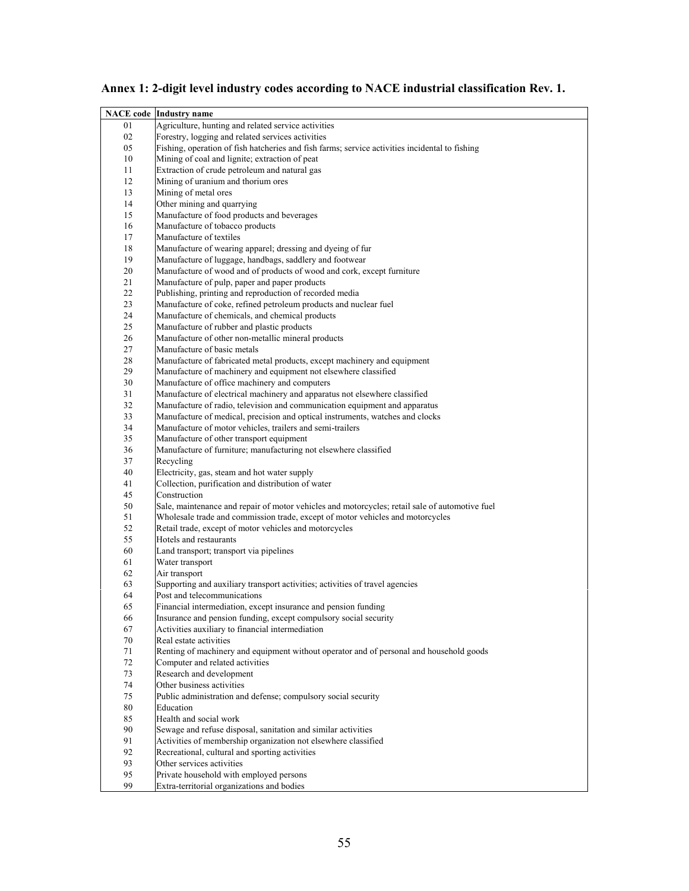**Annex 1: 2-digit level industry codes according to NACE industrial classification Rev. 1.**

| NACE code | Industry name |
|---|---|
| 01 | Agriculture, hunting and related service activities |
| 02 | Forestry, logging and related services activities |
| 05 | Fishing, operation of fish hatcheries and fish farms; service activities incidental to fishing |
| 10 | Mining of coal and lignite; extraction of peat |
| 11 | Extraction of crude petroleum and natural gas |
| 12 | Mining of uranium and thorium ores |
| 13 | Mining of metal ores |
| 14 | Other mining and quarrying |
| 15 | Manufacture of food products and beverages |
| 16 | Manufacture of tobacco products |
| 17 | Manufacture of textiles |
| 18 | Manufacture of wearing apparel; dressing and dyeing of fur |
| 19 | Manufacture of luggage, handbags, saddlery and footwear |
| 20 | Manufacture of wood and of products of wood and cork, except furniture |
| 21 | Manufacture of pulp, paper and paper products |
| 22 | Publishing, printing and reproduction of recorded media |
| 23 | Manufacture of coke, refined petroleum products and nuclear fuel |
| 24 | Manufacture of chemicals, and chemical products |
| 25 | Manufacture of rubber and plastic products |
| 26 | Manufacture of other non-metallic mineral products |
| 27 | Manufacture of basic metals |
| 28 | Manufacture of fabricated metal products, except machinery and equipment |
| 29 | Manufacture of machinery and equipment not elsewhere classified |
| 30 | Manufacture of office machinery and computers |
| 31 | Manufacture of electrical machinery and apparatus not elsewhere classified |
| 32 | Manufacture of radio, television and communication equipment and apparatus |
| 33 | Manufacture of medical, precision and optical instruments, watches and clocks |
| 34 | Manufacture of motor vehicles, trailers and semi-trailers |
| 35 | Manufacture of other transport equipment |
| 36 | Manufacture of furniture; manufacturing not elsewhere classified |
| 37 | Recycling |
| 40 | Electricity, gas, steam and hot water supply |
| 41 | Collection, purification and distribution of water |
| 45 | Construction |
| 50 | Sale, maintenance and repair of motor vehicles and motorcycles; retail sale of automotive fuel |
| 51 | Wholesale trade and commission trade, except of motor vehicles and motorcycles |
| 52 | Retail trade, except of motor vehicles and motorcycles |
| 55 | Hotels and restaurants |
| 60 | Land transport; transport via pipelines |
| 61 | Water transport |
| 62 | Air transport |
| 63 | Supporting and auxiliary transport activities; activities of travel agencies |
| 64 | Post and telecommunications |
| 65 | Financial intermediation, except insurance and pension funding |
| 66 | Insurance and pension funding, except compulsory social security |
| 67 | Activities auxiliary to financial intermediation |
| 70 | Real estate activities |
| 71 | Renting of machinery and equipment without operator and of personal and household goods |
| 72 | Computer and related activities |
| 73 | Research and development |
| 74 | Other business activities |
| 75 | Public administration and defense; compulsory social security |
| 80 | Education |
| 85 | Health and social work |
| 90 | Sewage and refuse disposal, sanitation and similar activities |
| 91 | Activities of membership organization not elsewhere classified |
| 92 | Recreational, cultural and sporting activities |
| 93 | Other services activities |
| 95 | Private household with employed persons |
| 99 | Extra-territorial organizations and bodies |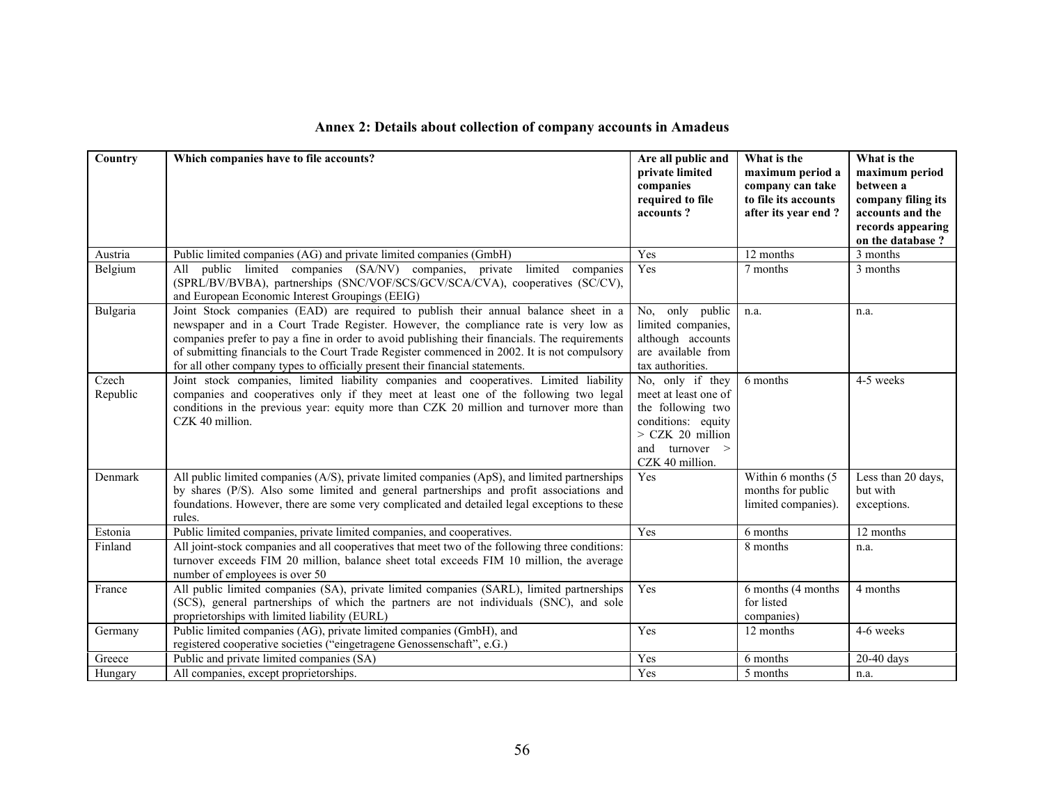## Annex 2: Details about collection of company accounts in Amadeus

| Country | Which companies have to file accounts? | Are all public and private limited companies required to file accounts ? | What is the maximum period a company can take to file its accounts after its year end ? | What is the maximum period between a company filing its accounts and the records appearing on the database ? |
|---|---|---|---|---|
| Austria | Public limited companies (AG) and private limited companies (GmbH) | Yes | 12 months | 3 months |
| Belgium | All public limited companies (SA/NV) companies, private limited companies (SPRL/BV/BVBA), partnerships (SNC/VOF/SCS/GCV/SCA/CVA), cooperatives (SC/CV), and European Economic Interest Groupings (EEIG) | Yes | 7 months | 3 months |
| Bulgaria | Joint Stock companies (EAD) are required to publish their annual balance sheet in a newspaper and in a Court Trade Register. However, the compliance rate is very low as companies prefer to pay a fine in order to avoid publishing their financials. The requirements of submitting financials to the Court Trade Register commenced in 2002. It is not compulsory for all other company types to officially present their financial statements. | No, only public limited companies, although accounts are available from tax authorities. | n.a. | n.a. |
| Czech Republic | Joint stock companies, limited liability companies and cooperatives. Limited liability companies and cooperatives only if they meet at least one of the following two legal conditions in the previous year: equity more than CZK 20 million and turnover more than CZK 40 million. | No, only if they meet at least one of the following two conditions: equity > CZK 20 million and turnover > CZK 40 million. | 6 months | 4-5 weeks |
| Denmark | All public limited companies (A/S), private limited companies (ApS), and limited partnerships by shares (P/S). Also some limited and general partnerships and profit associations and foundations. However, there are some very complicated and detailed legal exceptions to these rules. | Yes | Within 6 months (5 months for public limited companies). | Less than 20 days, but with exceptions. |
| Estonia | Public limited companies, private limited companies, and cooperatives. | Yes | 6 months | 12 months |
| Finland | All joint-stock companies and all cooperatives that meet two of the following three conditions: turnover exceeds FIM 20 million, balance sheet total exceeds FIM 10 million, the average number of employees is over 50 | | 8 months | n.a. |
| France | All public limited companies (SA), private limited companies (SARL), limited partnerships (SCS), general partnerships of which the partners are not individuals (SNC), and sole proprietorships with limited liability (EURL) | Yes | 6 months (4 months for listed companies) | 4 months |
| Germany | Public limited companies (AG), private limited companies (GmbH), and registered cooperative societies ("eingetragene Genossenschaft", e.G.) | Yes | 12 months | 4-6 weeks |
| Greece | Public and private limited companies (SA) | Yes | 6 months | 20-40 days |
| Hungary | All companies, except proprietorships. | Yes | 5 months | n.a. |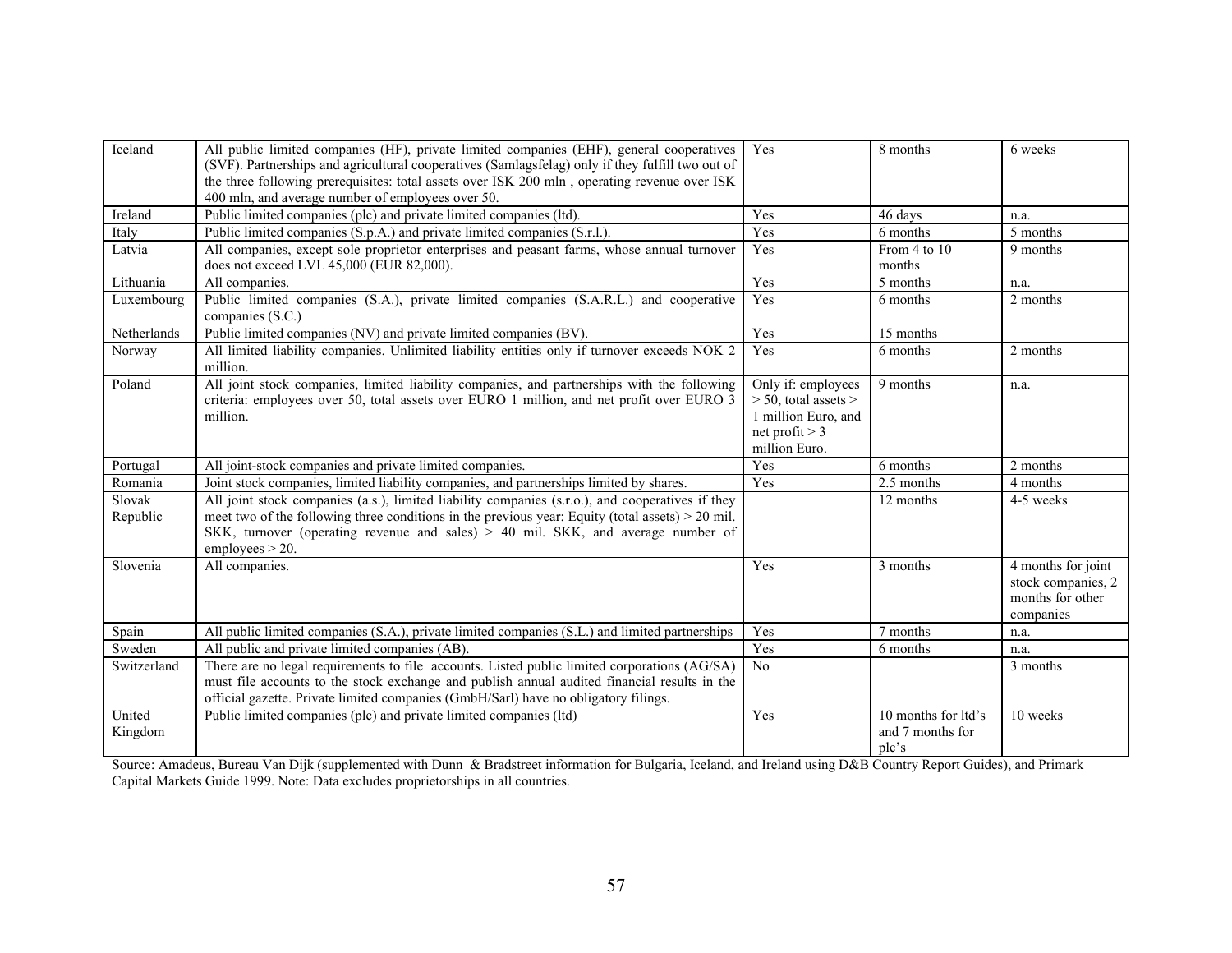| | | | | |
|---|---|---|---|---|
| Iceland | All public limited companies (HF), private limited companies (EHF), general cooperatives (SVF). Partnerships and agricultural cooperatives (Samlagsfelag) only if they fulfill two out of the three following prerequisites: total assets over ISK 200 mln , operating revenue over ISK 400 mln, and average number of employees over 50. | Yes | 8 months | 6 weeks |
| Ireland | Public limited companies (plc) and private limited companies (ltd). | Yes | 46 days | n.a. |
| Italy | Public limited companies (S.p.A.) and private limited companies (S.r.l.). | Yes | 6 months | 5 months |
| Latvia | All companies, except sole proprietor enterprises and peasant farms, whose annual turnover does not exceed LVL 45,000 (EUR 82,000). | Yes | From 4 to 10 months | 9 months |
| Lithuania | All companies. | Yes | 5 months | n.a. |
| Luxembourg | Public limited companies (S.A.), private limited companies (S.A.R.L.) and cooperative companies (S.C.) | Yes | 6 months | 2 months |
| Netherlands | Public limited companies (NV) and private limited companies (BV). | Yes | 15 months | |
| Norway | All limited liability companies. Unlimited liability entities only if turnover exceeds NOK 2 million. | Yes | 6 months | 2 months |
| Poland | All joint stock companies, limited liability companies, and partnerships with the following criteria: employees over 50, total assets over EURO 1 million, and net profit over EURO 3 million. | Only if: employees > 50, total assets > 1 million Euro, and net profit > 3 million Euro. | 9 months | n.a. |
| Portugal | All joint-stock companies and private limited companies. | Yes | 6 months | 2 months |
| Romania | Joint stock companies, limited liability companies, and partnerships limited by shares. | Yes | 2.5 months | 4 months |
| Slovak Republic | All joint stock companies (a.s.), limited liability companies (s.r.o.), and cooperatives if they meet two of the following three conditions in the previous year: Equity (total assets) > 20 mil. SKK, turnover (operating revenue and sales) > 40 mil. SKK, and average number of employees > 20. | | 12 months | 4-5 weeks |
| Slovenia | All companies. | Yes | 3 months | 4 months for joint stock companies, 2 months for other companies |
| Spain | All public limited companies (S.A.), private limited companies (S.L.) and limited partnerships | Yes | 7 months | n.a. |
| Sweden | All public and private limited companies (AB). | Yes | 6 months | n.a. |
| Switzerland | There are no legal requirements to file accounts. Listed public limited corporations (AG/SA) must file accounts to the stock exchange and publish annual audited financial results in the official gazette. Private limited companies (GmbH/Sarl) have no obligatory filings. | No | | 3 months |
| United Kingdom | Public limited companies (plc) and private limited companies (ltd) | Yes | 10 months for ltd's and 7 months for plc's | 10 weeks |

Source: Amadeus, Bureau Van Dijk (supplemented with Dunn & Bradstreet information for Bulgaria, Iceland, and Ireland using D&B Country Report Guides), and Primark Capital Markets Guide 1999. Note: Data excludes proprietorships in all countries.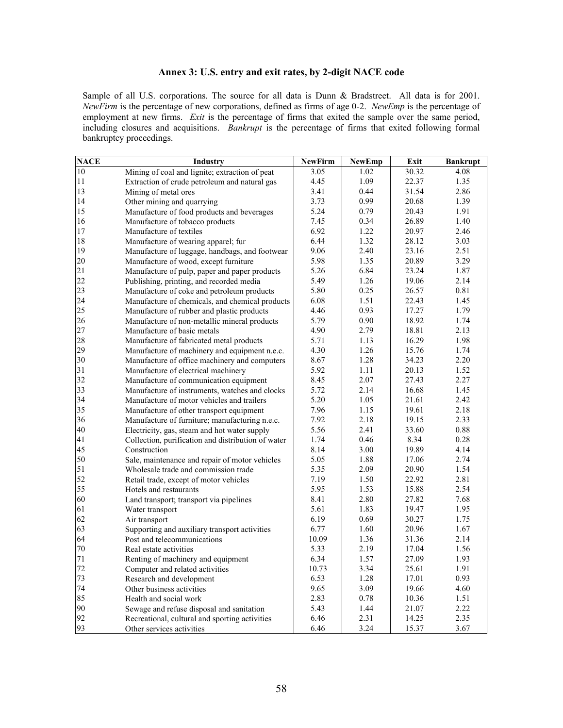## Annex 3: U.S. entry and exit rates, by 2-digit NACE code

Sample of all U.S. corporations. The source for all data is Dunn & Bradstreet. All data is for 2001. *NewFirm* is the percentage of new corporations, defined as firms of age 0-2. *NewEmp* is the percentage of employment at new firms. *Exit* is the percentage of firms that exited the sample over the same period, including closures and acquisitions. *Bankrupt* is the percentage of firms that exited following formal bankruptcy proceedings.

| NACE | Industry | NewFirm | NewEmp | Exit | Bankrupt |
|---|---|---|---|---|---|
| 10 | Mining of coal and lignite; extraction of peat | 3.05 | 1.02 | 30.32 | 4.08 |
| 11 | Extraction of crude petroleum and natural gas | 4.45 | 1.09 | 22.37 | 1.35 |
| 13 | Mining of metal ores | 3.41 | 0.44 | 31.54 | 2.86 |
| 14 | Other mining and quarrying | 3.73 | 0.99 | 20.68 | 1.39 |
| 15 | Manufacture of food products and beverages | 5.24 | 0.79 | 20.43 | 1.91 |
| 16 | Manufacture of tobacco products | 7.45 | 0.34 | 26.89 | 1.40 |
| 17 | Manufacture of textiles | 6.92 | 1.22 | 20.97 | 2.46 |
| 18 | Manufacture of wearing apparel; fur | 6.44 | 1.32 | 28.12 | 3.03 |
| 19 | Manufacture of luggage, handbags, and footwear | 9.06 | 2.40 | 23.16 | 2.51 |
| 20 | Manufacture of wood, except furniture | 5.98 | 1.35 | 20.89 | 3.29 |
| 21 | Manufacture of pulp, paper and paper products | 5.26 | 6.84 | 23.24 | 1.87 |
| 22 | Publishing, printing, and recorded media | 5.49 | 1.26 | 19.06 | 2.14 |
| 23 | Manufacture of coke and petroleum products | 5.80 | 0.25 | 26.57 | 0.81 |
| 24 | Manufacture of chemicals, and chemical products | 6.08 | 1.51 | 22.43 | 1.45 |
| 25 | Manufacture of rubber and plastic products | 4.46 | 0.93 | 17.27 | 1.79 |
| 26 | Manufacture of non-metallic mineral products | 5.79 | 0.90 | 18.92 | 1.74 |
| 27 | Manufacture of basic metals | 4.90 | 2.79 | 18.81 | 2.13 |
| 28 | Manufacture of fabricated metal products | 5.71 | 1.13 | 16.29 | 1.98 |
| 29 | Manufacture of machinery and equipment n.e.c. | 4.30 | 1.26 | 15.76 | 1.74 |
| 30 | Manufacture of office machinery and computers | 8.67 | 1.28 | 34.23 | 2.20 |
| 31 | Manufacture of electrical machinery | 5.92 | 1.11 | 20.13 | 1.52 |
| 32 | Manufacture of communication equipment | 8.45 | 2.07 | 27.43 | 2.27 |
| 33 | Manufacture of instruments, watches and clocks | 5.72 | 2.14 | 16.68 | 1.45 |
| 34 | Manufacture of motor vehicles and trailers | 5.20 | 1.05 | 21.61 | 2.42 |
| 35 | Manufacture of other transport equipment | 7.96 | 1.15 | 19.61 | 2.18 |
| 36 | Manufacture of furniture; manufacturing n.e.c. | 7.92 | 2.18 | 19.15 | 2.33 |
| 40 | Electricity, gas, steam and hot water supply | 5.56 | 2.41 | 33.60 | 0.88 |
| 41 | Collection, purification and distribution of water | 1.74 | 0.46 | 8.34 | 0.28 |
| 45 | Construction | 8.14 | 3.00 | 19.89 | 4.14 |
| 50 | Sale, maintenance and repair of motor vehicles | 5.05 | 1.88 | 17.06 | 2.74 |
| 51 | Wholesale trade and commission trade | 5.35 | 2.09 | 20.90 | 1.54 |
| 52 | Retail trade, except of motor vehicles | 7.19 | 1.50 | 22.92 | 2.81 |
| 55 | Hotels and restaurants | 5.95 | 1.53 | 15.88 | 2.54 |
| 60 | Land transport; transport via pipelines | 8.41 | 2.80 | 27.82 | 7.68 |
| 61 | Water transport | 5.61 | 1.83 | 19.47 | 1.95 |
| 62 | Air transport | 6.19 | 0.69 | 30.27 | 1.75 |
| 63 | Supporting and auxiliary transport activities | 6.77 | 1.60 | 20.96 | 1.67 |
| 64 | Post and telecommunications | 10.09 | 1.36 | 31.36 | 2.14 |
| 70 | Real estate activities | 5.33 | 2.19 | 17.04 | 1.56 |
| 71 | Renting of machinery and equipment | 6.34 | 1.57 | 27.09 | 1.93 |
| 72 | Computer and related activities | 10.73 | 3.34 | 25.61 | 1.91 |
| 73 | Research and development | 6.53 | 1.28 | 17.01 | 0.93 |
| 74 | Other business activities | 9.65 | 3.09 | 19.66 | 4.60 |
| 85 | Health and social work | 2.83 | 0.78 | 10.36 | 1.51 |
| 90 | Sewage and refuse disposal and sanitation | 5.43 | 1.44 | 21.07 | 2.22 |
| 92 | Recreational, cultural and sporting activities | 6.46 | 2.31 | 14.25 | 2.35 |
| 93 | Other services activities | 6.46 | 3.24 | 15.37 | 3.67 |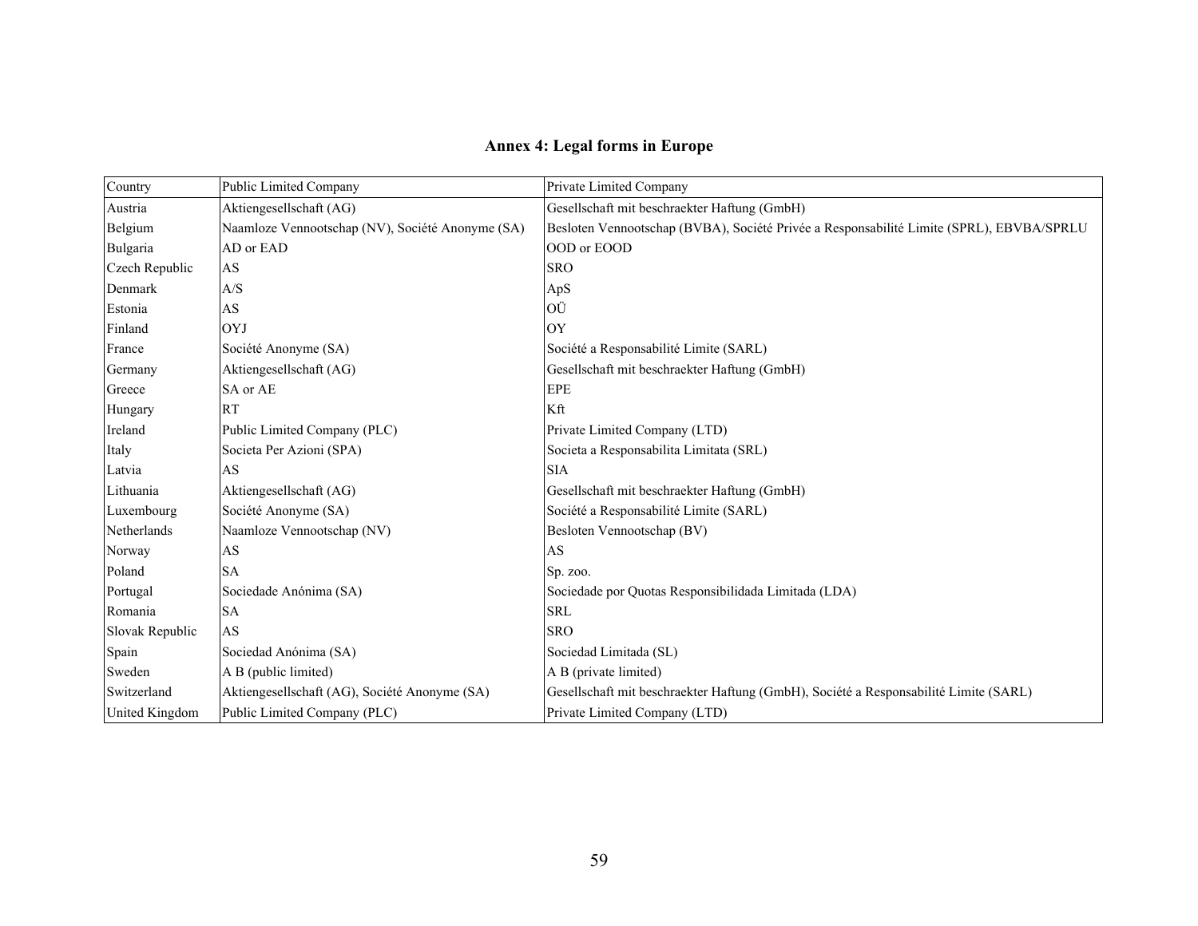## Annex 4: Legal forms in Europe

| Country | Public Limited Company | Private Limited Company |
|---|---|---|
| Austria | Aktiengesellschaft (AG) | Gesellschaft mit beschraekter Haftung (GmbH) |
| Belgium | Naamloze Vennootschap (NV), Société Anonyme (SA) | Besloten Vennootschap (BVBA), Société Privée a Responsabilité Limite (SPRL), EBVBA/SPRLU |
| Bulgaria | AD or EAD | OOD or EOOD |
| Czech Republic | AS | SRO |
| Denmark | A/S | ApS |
| Estonia | AS | OÜ |
| Finland | OYJ | OY |
| France | Société Anonyme (SA) | Société a Responsabilité Limite (SARL) |
| Germany | Aktiengesellschaft (AG) | Gesellschaft mit beschraekter Haftung (GmbH) |
| Greece | SA or AE | EPE |
| Hungary | RT | Kft |
| Ireland | Public Limited Company (PLC) | Private Limited Company (LTD) |
| Italy | Societa Per Azioni (SPA) | Societa a Responsabilita Limitata (SRL) |
| Latvia | AS | SIA |
| Lithuania | Aktiengesellschaft (AG) | Gesellschaft mit beschraekter Haftung (GmbH) |
| Luxembourg | Société Anonyme (SA) | Société a Responsabilité Limite (SARL) |
| Netherlands | Naamloze Vennootschap (NV) | Besloten Vennootschap (BV) |
| Norway | AS | AS |
| Poland | SA | Sp. zoo. |
| Portugal | Sociedade Anónima (SA) | Sociedade por Quotas Responsibilidada Limitada (LDA) |
| Romania | SA | SRL |
| Slovak Republic | AS | SRO |
| Spain | Sociedad Anónima (SA) | Sociedad Limitada (SL) |
| Sweden | A B (public limited) | A B (private limited) |
| Switzerland | Aktiengesellschaft (AG), Société Anonyme (SA) | Gesellschaft mit beschraekter Haftung (GmbH), Société a Responsabilité Limite (SARL) |
| United Kingdom | Public Limited Company (PLC) | Private Limited Company (LTD) |